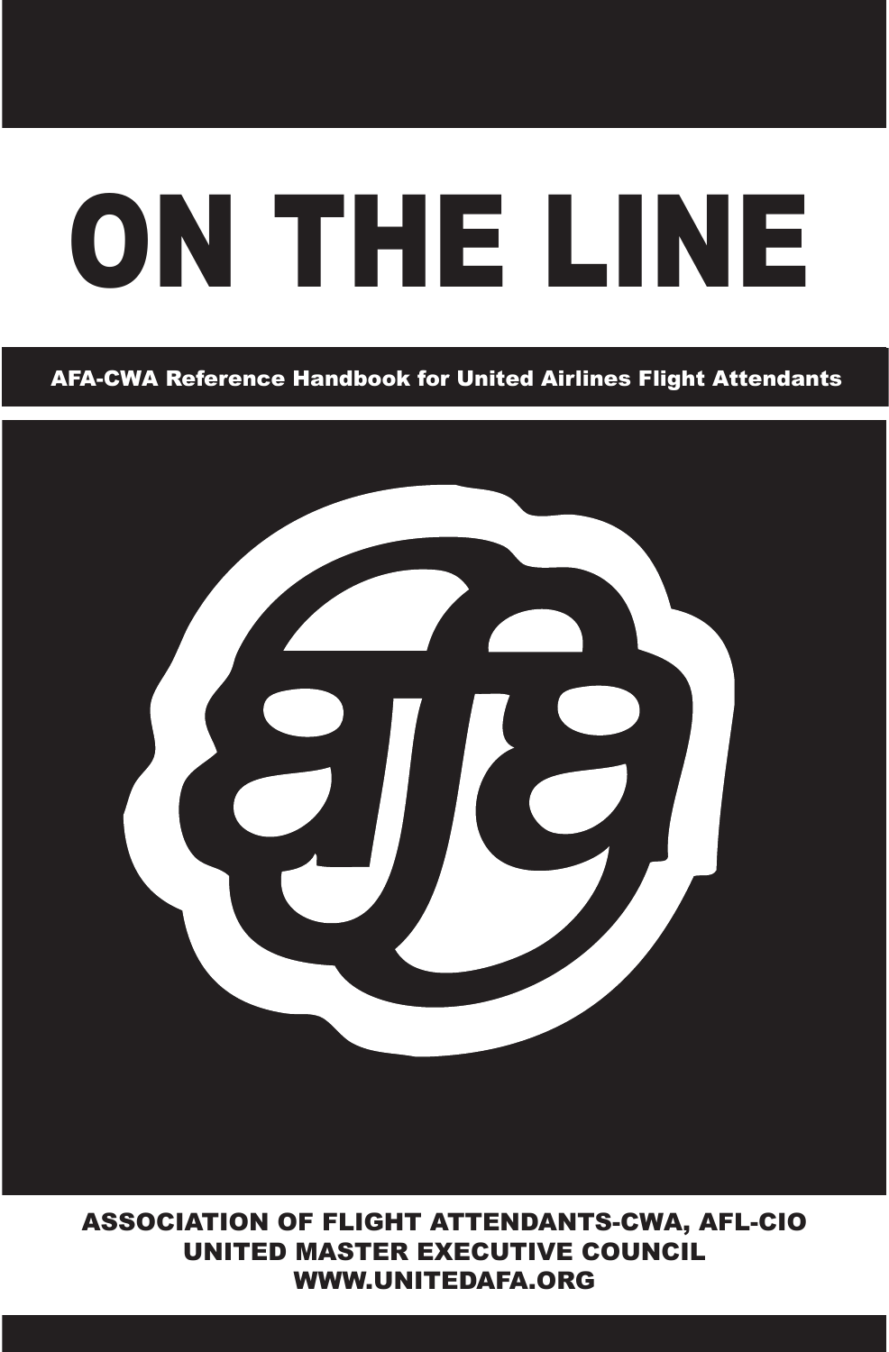# ON THE LINE

**AFA-CWA Reference Handbook for United Airlines Flight Attendants**

**ASSOCIATION OF FLIGHT ATTENDANTS-CWA, AFL-CIO**
**UNITED MASTER EXECUTIVE COUNCIL**
**WWW.UNITEDAFA.ORG**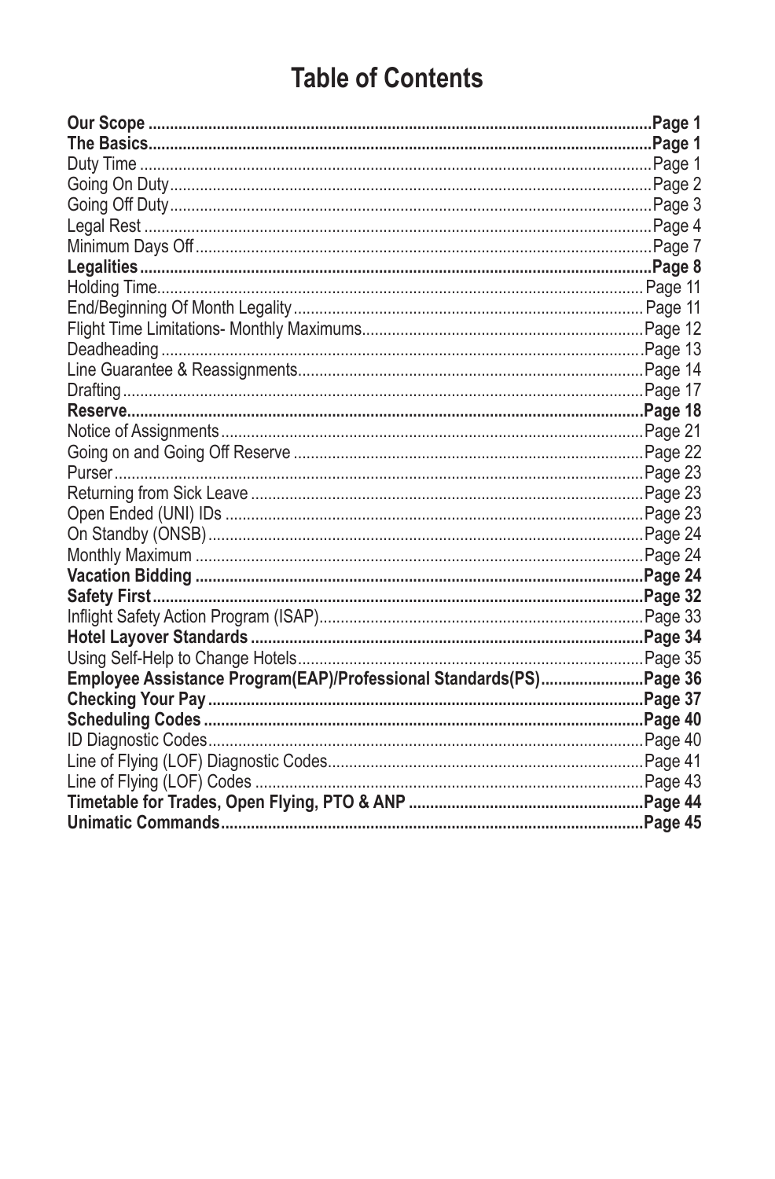# Table of Contents

| | |
|---|---|
| **Our Scope** | **Page 1** |
| **The Basics** | **Page 1** |
| Duty Time | Page 1 |
| Going On Duty | Page 2 |
| Going Off Duty | Page 3 |
| Legal Rest | Page 4 |
| Minimum Days Off | Page 7 |
| **Legalities** | **Page 8** |
| Holding Time | Page 11 |
| End/Beginning Of Month Legality | Page 11 |
| Flight Time Limitations- Monthly Maximums | Page 12 |
| Deadheading | Page 13 |
| Line Guarantee & Reassignments | Page 14 |
| Drafting | Page 17 |
| **Reserve** | **Page 18** |
| Notice of Assignments | Page 21 |
| Going on and Going Off Reserve | Page 22 |
| Purser | Page 23 |
| Returning from Sick Leave | Page 23 |
| Open Ended (UNI) IDs | Page 23 |
| On Standby (ONSB) | Page 24 |
| Monthly Maximum | Page 24 |
| **Vacation Bidding** | **Page 24** |
| **Safety First** | **Page 32** |
| Inflight Safety Action Program (ISAP) | Page 33 |
| **Hotel Layover Standards** | **Page 34** |
| Using Self-Help to Change Hotels | Page 35 |
| **Employee Assistance Program(EAP)/Professional Standards(PS)** | **Page 36** |
| **Checking Your Pay** | **Page 37** |
| **Scheduling Codes** | **Page 40** |
| ID Diagnostic Codes | Page 40 |
| Line of Flying (LOF) Diagnostic Codes | Page 41 |
| Line of Flying (LOF) Codes | Page 43 |
| **Timetable for Trades, Open Flying, PTO & ANP** | **Page 44** |
| **Unimatic Commands** | **Page 45** |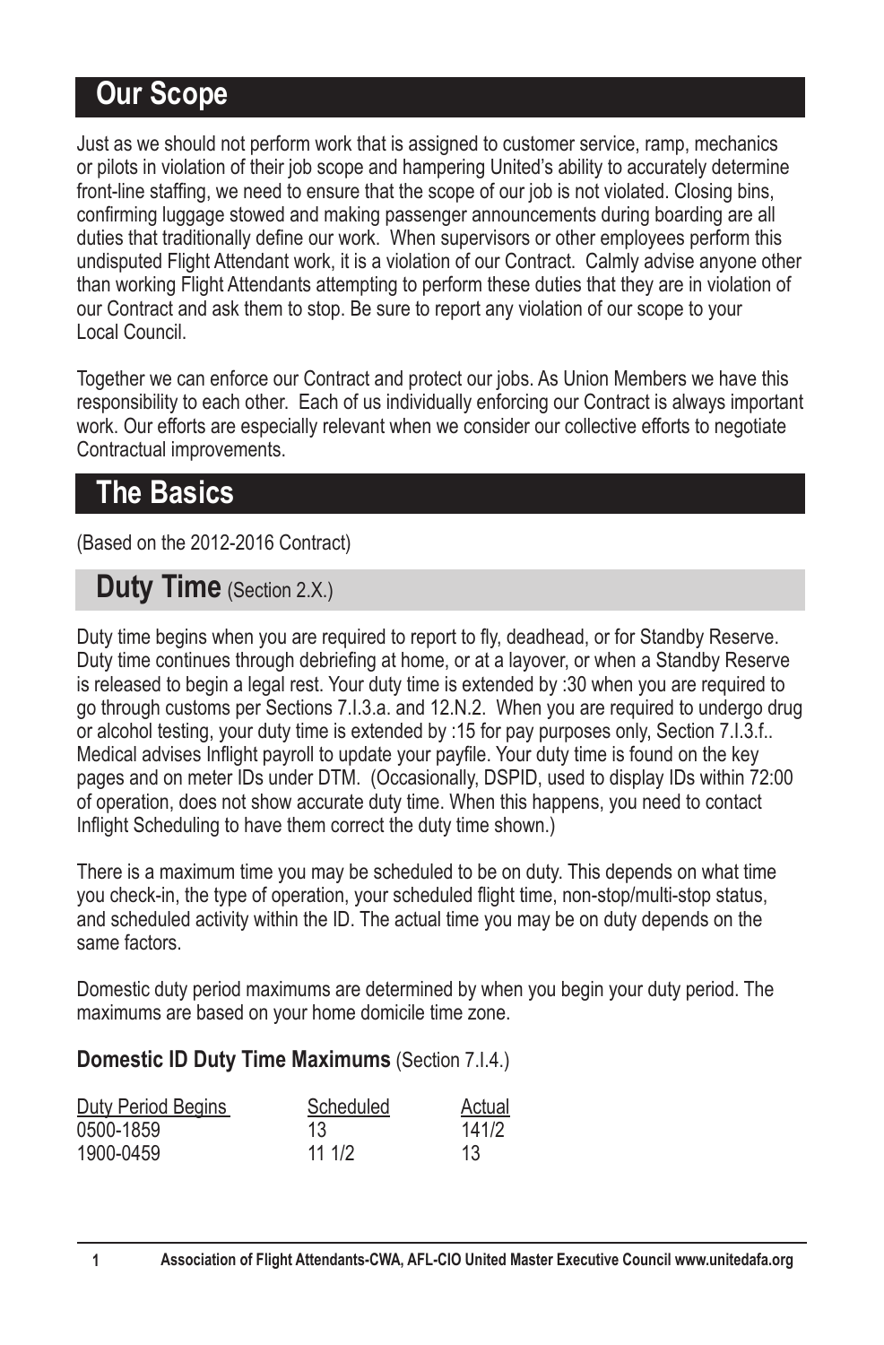## Our Scope

Just as we should not perform work that is assigned to customer service, ramp, mechanics or pilots in violation of their job scope and hampering United's ability to accurately determine front-line staffing, we need to ensure that the scope of our job is not violated. Closing bins, confirming luggage stowed and making passenger announcements during boarding are all duties that traditionally define our work. When supervisors or other employees perform this undisputed Flight Attendant work, it is a violation of our Contract. Calmly advise anyone other than working Flight Attendants attempting to perform these duties that they are in violation of our Contract and ask them to stop. Be sure to report any violation of our scope to your Local Council.

Together we can enforce our Contract and protect our jobs. As Union Members we have this responsibility to each other. Each of us individually enforcing our Contract is always important work. Our efforts are especially relevant when we consider our collective efforts to negotiate Contractual improvements.

## The Basics

(Based on the 2012-2016 Contract)

### Duty Time (Section 2.X.)

Duty time begins when you are required to report to fly, deadhead, or for Standby Reserve. Duty time continues through debriefing at home, or at a layover, or when a Standby Reserve is released to begin a legal rest. Your duty time is extended by :30 when you are required to go through customs per Sections 7.I.3.a. and 12.N.2. When you are required to undergo drug or alcohol testing, your duty time is extended by :15 for pay purposes only, Section 7.I.3.f.. Medical advises Inflight payroll to update your payfile. Your duty time is found on the key pages and on meter IDs under DTM. (Occasionally, DSPID, used to display IDs within 72:00 of operation, does not show accurate duty time. When this happens, you need to contact Inflight Scheduling to have them correct the duty time shown.)

There is a maximum time you may be scheduled to be on duty. This depends on what time you check-in, the type of operation, your scheduled flight time, non-stop/multi-stop status, and scheduled activity within the ID. The actual time you may be on duty depends on the same factors.

Domestic duty period maximums are determined by when you begin your duty period. The maximums are based on your home domicile time zone.

**Domestic ID Duty Time Maximums** (Section 7.I.4.)

| Duty Period Begins | Scheduled | Actual |
|---|---|---|
| 0500-1859 | 13 | 141/2 |
| 1900-0459 | 11 1/2 | 13 |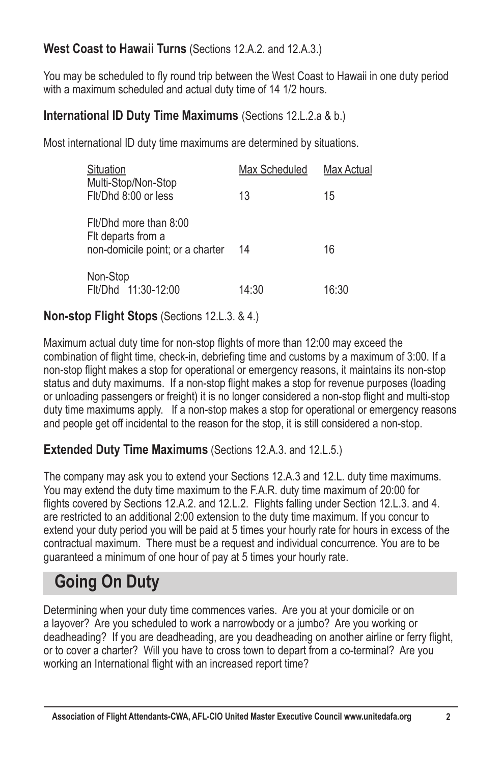**West Coast to Hawaii Turns** (Sections 12.A.2. and 12.A.3.)

You may be scheduled to fly round trip between the West Coast to Hawaii in one duty period with a maximum scheduled and actual duty time of 14 1/2 hours.

**International ID Duty Time Maximums** (Sections 12.L.2.a & b.)

Most international ID duty time maximums are determined by situations.

| Situation | Max Scheduled | Max Actual |
|---|---|---|
| Multi-Stop/Non-Stop Flt/Dhd 8:00 or less | 13 | 15 |
| Flt/Dhd more than 8:00 Flt departs from a non-domicile point; or a charter | 14 | 16 |
| Non-Stop Flt/Dhd 11:30-12:00 | 14:30 | 16:30 |

**Non-stop Flight Stops** (Sections 12.L.3. & 4.)

Maximum actual duty time for non-stop flights of more than 12:00 may exceed the combination of flight time, check-in, debriefing time and customs by a maximum of 3:00. If a non-stop flight makes a stop for operational or emergency reasons, it maintains its non-stop status and duty maximums. If a non-stop flight makes a stop for revenue purposes (loading or unloading passengers or freight) it is no longer considered a non-stop flight and multi-stop duty time maximums apply. If a non-stop makes a stop for operational or emergency reasons and people get off incidental to the reason for the stop, it is still considered a non-stop.

**Extended Duty Time Maximums** (Sections 12.A.3. and 12.L.5.)

The company may ask you to extend your Sections 12.A.3 and 12.L. duty time maximums. You may extend the duty time maximum to the F.A.R. duty time maximum of 20:00 for flights covered by Sections 12.A.2. and 12.L.2. Flights falling under Section 12.L.3. and 4. are restricted to an additional 2:00 extension to the duty time maximum. If you concur to extend your duty period you will be paid at 5 times your hourly rate for hours in excess of the contractual maximum. There must be a request and individual concurrence. You are to be guaranteed a minimum of one hour of pay at 5 times your hourly rate.

## Going On Duty

Determining when your duty time commences varies. Are you at your domicile or on a layover? Are you scheduled to work a narrowbody or a jumbo? Are you working or deadheading? If you are deadheading, are you deadheading on another airline or ferry flight, or to cover a charter? Will you have to cross town to depart from a co-terminal? Are you working an International flight with an increased report time?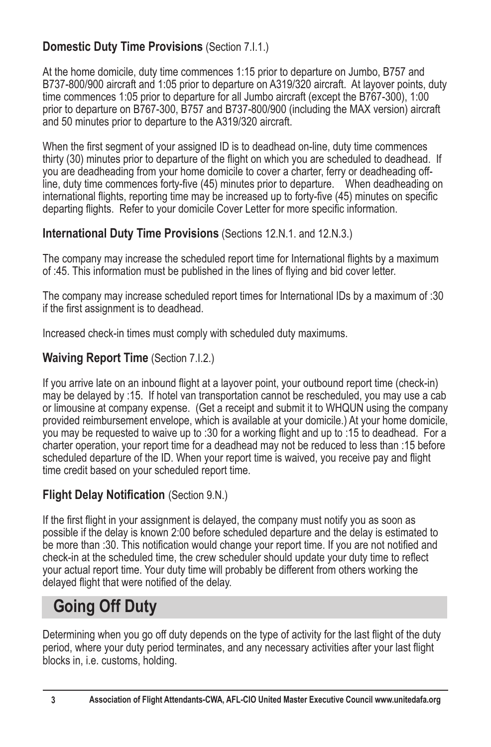### **Domestic Duty Time Provisions** (Section 7.I.1.)

At the home domicile, duty time commences 1:15 prior to departure on Jumbo, B757 and B737-800/900 aircraft and 1:05 prior to departure on A319/320 aircraft. At layover points, duty time commences 1:05 prior to departure for all Jumbo aircraft (except the B767-300), 1:00 prior to departure on B767-300, B757 and B737-800/900 (including the MAX version) aircraft and 50 minutes prior to departure to the A319/320 aircraft.

When the first segment of your assigned ID is to deadhead on-line, duty time commences thirty (30) minutes prior to departure of the flight on which you are scheduled to deadhead. If you are deadheading from your home domicile to cover a charter, ferry or deadheading off-line, duty time commences forty-five (45) minutes prior to departure. When deadheading on international flights, reporting time may be increased up to forty-five (45) minutes on specific departing flights. Refer to your domicile Cover Letter for more specific information.

### **International Duty Time Provisions** (Sections 12.N.1. and 12.N.3.)

The company may increase the scheduled report time for International flights by a maximum of :45. This information must be published in the lines of flying and bid cover letter.

The company may increase scheduled report times for International IDs by a maximum of :30 if the first assignment is to deadhead.

Increased check-in times must comply with scheduled duty maximums.

### **Waiving Report Time** (Section 7.I.2.)

If you arrive late on an inbound flight at a layover point, your outbound report time (check-in) may be delayed by :15. If hotel van transportation cannot be rescheduled, you may use a cab or limousine at company expense. (Get a receipt and submit it to WHQUN using the company provided reimbursement envelope, which is available at your domicile.) At your home domicile, you may be requested to waive up to :30 for a working flight and up to :15 to deadhead. For a charter operation, your report time for a deadhead may not be reduced to less than :15 before scheduled departure of the ID. When your report time is waived, you receive pay and flight time credit based on your scheduled report time.

### **Flight Delay Notification** (Section 9.N.)

If the first flight in your assignment is delayed, the company must notify you as soon as possible if the delay is known 2:00 before scheduled departure and the delay is estimated to be more than :30. This notification would change your report time. If you are not notified and check-in at the scheduled time, the crew scheduler should update your duty time to reflect your actual report time. Your duty time will probably be different from others working the delayed flight that were notified of the delay.

## Going Off Duty

Determining when you go off duty depends on the type of activity for the last flight of the duty period, where your duty period terminates, and any necessary activities after your last flight blocks in, i.e. customs, holding.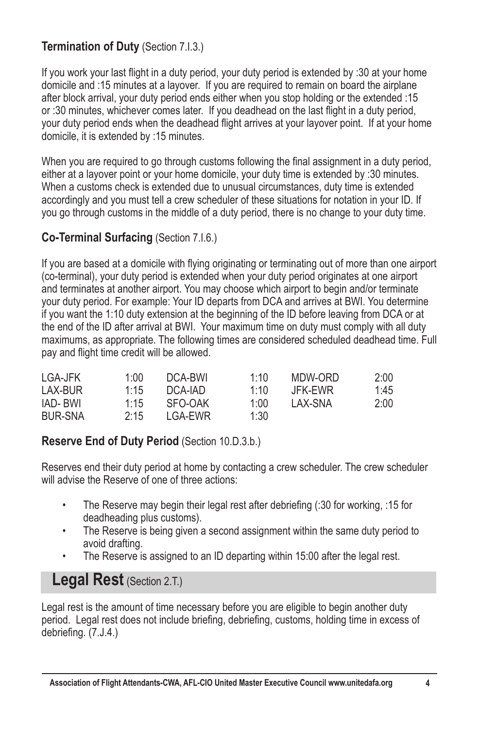**Termination of Duty** (Section 7.I.3.)

If you work your last flight in a duty period, your duty period is extended by :30 at your home domicile and :15 minutes at a layover. If you are required to remain on board the airplane after block arrival, your duty period ends either when you stop holding or the extended :15 or :30 minutes, whichever comes later. If you deadhead on the last flight in a duty period, your duty period ends when the deadhead flight arrives at your layover point. If at your home domicile, it is extended by :15 minutes.

When you are required to go through customs following the final assignment in a duty period, either at a layover point or your home domicile, your duty time is extended by :30 minutes. When a customs check is extended due to unusual circumstances, duty time is extended accordingly and you must tell a crew scheduler of these situations for notation in your ID. If you go through customs in the middle of a duty period, there is no change to your duty time.

**Co-Terminal Surfacing** (Section 7.I.6.)

If you are based at a domicile with flying originating or terminating out of more than one airport (co-terminal), your duty period is extended when your duty period originates at one airport and terminates at another airport. You may choose which airport to begin and/or terminate your duty period. For example: Your ID departs from DCA and arrives at BWI. You determine if you want the 1:10 duty extension at the beginning of the ID before leaving from DCA or at the end of the ID after arrival at BWI. Your maximum time on duty must comply with all duty maximums, as appropriate. The following times are considered scheduled deadhead time. Full pay and flight time credit will be allowed.

| | | | | | |
|---|---|---|---|---|---|
| LGA-JFK | 1:00 | DCA-BWI | 1:10 | MDW-ORD | 2:00 |
| LAX-BUR | 1:15 | DCA-IAD | 1:10 | JFK-EWR | 1:45 |
| IAD- BWI | 1:15 | SFO-OAK | 1:00 | LAX-SNA | 2:00 |
| BUR-SNA | 2:15 | LGA-EWR | 1:30 | | |

**Reserve End of Duty Period** (Section 10.D.3.b.)

Reserves end their duty period at home by contacting a crew scheduler. The crew scheduler will advise the Reserve of one of three actions:

- The Reserve may begin their legal rest after debriefing (:30 for working, :15 for deadheading plus customs).
- The Reserve is being given a second assignment within the same duty period to avoid drafting.
- The Reserve is assigned to an ID departing within 15:00 after the legal rest.

## Legal Rest (Section 2.T.)

Legal rest is the amount of time necessary before you are eligible to begin another duty period. Legal rest does not include briefing, debriefing, customs, holding time in excess of debriefing. (7.J.4.)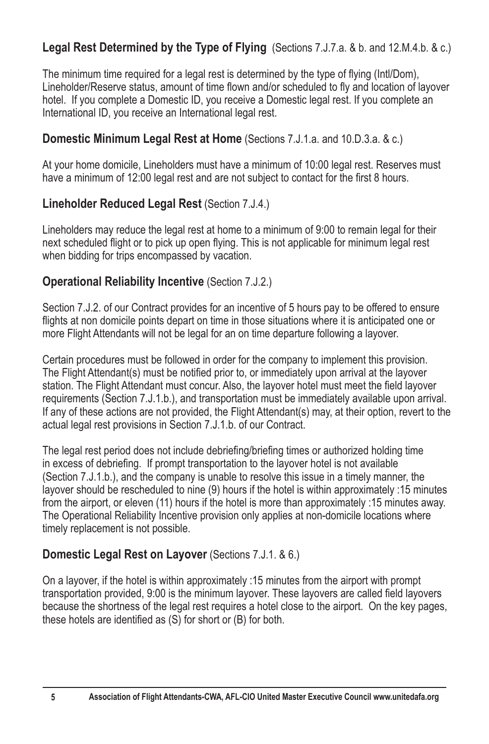**Legal Rest Determined by the Type of Flying** (Sections 7.J.7.a. & b. and 12.M.4.b. & c.)

The minimum time required for a legal rest is determined by the type of flying (Intl/Dom), Lineholder/Reserve status, amount of time flown and/or scheduled to fly and location of layover hotel. If you complete a Domestic ID, you receive a Domestic legal rest. If you complete an International ID, you receive an International legal rest.

**Domestic Minimum Legal Rest at Home** (Sections 7.J.1.a. and 10.D.3.a. & c.)

At your home domicile, Lineholders must have a minimum of 10:00 legal rest. Reserves must have a minimum of 12:00 legal rest and are not subject to contact for the first 8 hours.

**Lineholder Reduced Legal Rest** (Section 7.J.4.)

Lineholders may reduce the legal rest at home to a minimum of 9:00 to remain legal for their next scheduled flight or to pick up open flying. This is not applicable for minimum legal rest when bidding for trips encompassed by vacation.

**Operational Reliability Incentive** (Section 7.J.2.)

Section 7.J.2. of our Contract provides for an incentive of 5 hours pay to be offered to ensure flights at non domicile points depart on time in those situations where it is anticipated one or more Flight Attendants will not be legal for an on time departure following a layover.

Certain procedures must be followed in order for the company to implement this provision. The Flight Attendant(s) must be notified prior to, or immediately upon arrival at the layover station. The Flight Attendant must concur. Also, the layover hotel must meet the field layover requirements (Section 7.J.1.b.), and transportation must be immediately available upon arrival. If any of these actions are not provided, the Flight Attendant(s) may, at their option, revert to the actual legal rest provisions in Section 7.J.1.b. of our Contract.

The legal rest period does not include debriefing/briefing times or authorized holding time in excess of debriefing. If prompt transportation to the layover hotel is not available (Section 7.J.1.b.), and the company is unable to resolve this issue in a timely manner, the layover should be rescheduled to nine (9) hours if the hotel is within approximately :15 minutes from the airport, or eleven (11) hours if the hotel is more than approximately :15 minutes away. The Operational Reliability Incentive provision only applies at non-domicile locations where timely replacement is not possible.

**Domestic Legal Rest on Layover** (Sections 7.J.1. & 6.)

On a layover, if the hotel is within approximately :15 minutes from the airport with prompt transportation provided, 9:00 is the minimum layover. These layovers are called field layovers because the shortness of the legal rest requires a hotel close to the airport. On the key pages, these hotels are identified as (S) for short or (B) for both.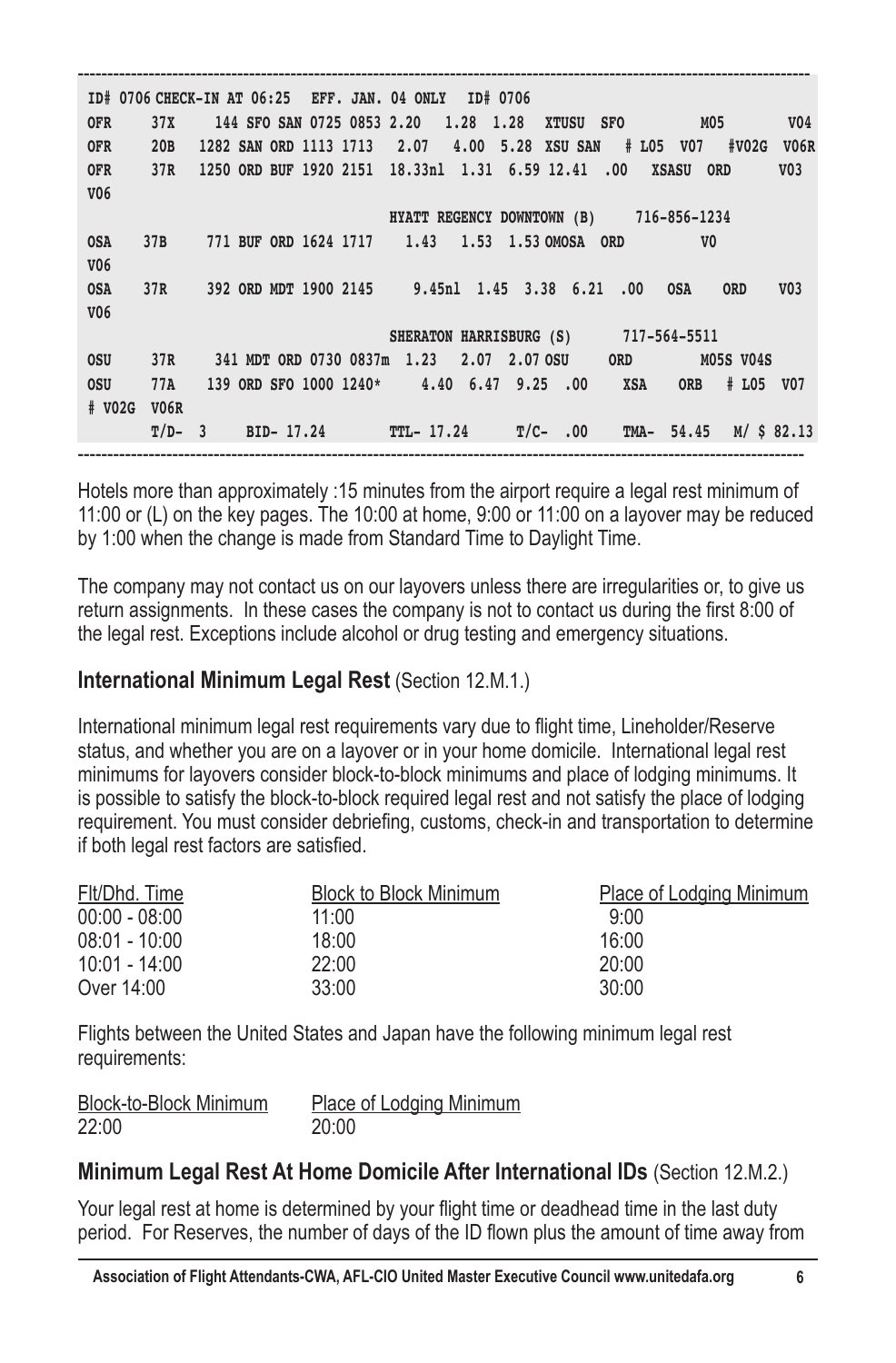```
--------------------------------------------------------------------------------------------------------------------------
ID# 0706 CHECK-IN AT 06:25   EFF. JAN. 04 ONLY   ID# 0706
OFR     37X     144 SFO SAN 0725 0853 2.20    1.28  1.28   XTUSU  SFO          M05         V04
OFR     20B    1282 SAN ORD 1113 1713   2.07    4.00  5.28  XSU SAN   # L05  V07   #V02G  V06R
OFR     37R    1250 ORD BUF 1920 2151  18.33nl  1.31  6.59 12.41  .00   XSASU  ORD        V03
V06
                                           HYATT REGENCY DOWNTOWN (B)     716-856-1234
OSA     37B     771 BUF ORD 1624 1717    1.43   1.53  1.53 OMOSA  ORD          V0
V06
OSA     37R     392 ORD MDT 1900 2145     9.45nl  1.45  3.38  6.21  .00   OSA     ORD      V03
V06
                                           SHERATON HARRISBURG (S)      717-564-5511
OSU     37R     341 MDT ORD 0730 0837m  1.23    2.07  2.07 OSU     ORD         M05S V04S
OSU     77A     139 ORD SFO 1000 1240*     4.40  6.47  9.25  .00    XSA    ORB   # L05  V07
# V02G  V06R
        T/D-  3    BID- 17.24        TTL- 17.24      T/C-  .00    TMA-  54.45   M/ $ 82.13
--------------------------------------------------------------------------------------------------------------------------
```

Hotels more than approximately :15 minutes from the airport require a legal rest minimum of 11:00 or (L) on the key pages. The 10:00 at home, 9:00 or 11:00 on a layover may be reduced by 1:00 when the change is made from Standard Time to Daylight Time.

The company may not contact us on our layovers unless there are irregularities or, to give us return assignments. In these cases the company is not to contact us during the first 8:00 of the legal rest. Exceptions include alcohol or drug testing and emergency situations.

## International Minimum Legal Rest (Section 12.M.1.)

International minimum legal rest requirements vary due to flight time, Lineholder/Reserve status, and whether you are on a layover or in your home domicile. International legal rest minimums for layovers consider block-to-block minimums and place of lodging minimums. It is possible to satisfy the block-to-block required legal rest and not satisfy the place of lodging requirement. You must consider debriefing, customs, check-in and transportation to determine if both legal rest factors are satisfied.

| Flt/Dhd. Time | Block to Block Minimum | Place of Lodging Minimum |
|---|---|---|
| 00:00 - 08:00 | 11:00 | 9:00 |
| 08:01 - 10:00 | 18:00 | 16:00 |
| 10:01 - 14:00 | 22:00 | 20:00 |
| Over 14:00 | 33:00 | 30:00 |

Flights between the United States and Japan have the following minimum legal rest requirements:

| Block-to-Block Minimum | Place of Lodging Minimum |
|---|---|
| 22:00 | 20:00 |

## Minimum Legal Rest At Home Domicile After International IDs (Section 12.M.2.)

Your legal rest at home is determined by your flight time or deadhead time in the last duty period. For Reserves, the number of days of the ID flown plus the amount of time away from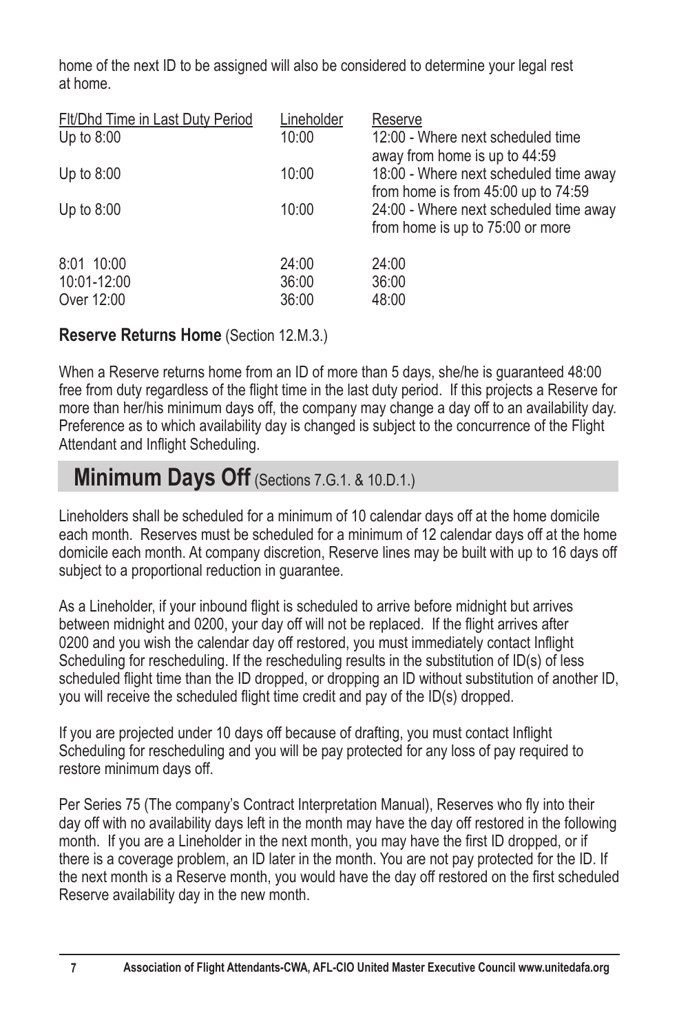home of the next ID to be assigned will also be considered to determine your legal rest at home.

| Flt/Dhd Time in Last Duty Period | Lineholder | Reserve |
| --- | --- | --- |
| Up to 8:00 | 10:00 | 12:00 - Where next scheduled time away from home is up to 44:59 |
| Up to 8:00 | 10:00 | 18:00 - Where next scheduled time away from home is from 45:00 up to 74:59 |
| Up to 8:00 | 10:00 | 24:00 - Where next scheduled time away from home is up to 75:00 or more |
| 8:01 10:00 | 24:00 | 24:00 |
| 10:01-12:00 | 36:00 | 36:00 |
| Over 12:00 | 36:00 | 48:00 |

**Reserve Returns Home** (Section 12.M.3.)

When a Reserve returns home from an ID of more than 5 days, she/he is guaranteed 48:00 free from duty regardless of the flight time in the last duty period. If this projects a Reserve for more than her/his minimum days off, the company may change a day off to an availability day. Preference as to which availability day is changed is subject to the concurrence of the Flight Attendant and Inflight Scheduling.

## Minimum Days Off (Sections 7.G.1. & 10.D.1.)

Lineholders shall be scheduled for a minimum of 10 calendar days off at the home domicile each month. Reserves must be scheduled for a minimum of 12 calendar days off at the home domicile each month. At company discretion, Reserve lines may be built with up to 16 days off subject to a proportional reduction in guarantee.

As a Lineholder, if your inbound flight is scheduled to arrive before midnight but arrives between midnight and 0200, your day off will not be replaced. If the flight arrives after 0200 and you wish the calendar day off restored, you must immediately contact Inflight Scheduling for rescheduling. If the rescheduling results in the substitution of ID(s) of less scheduled flight time than the ID dropped, or dropping an ID without substitution of another ID, you will receive the scheduled flight time credit and pay of the ID(s) dropped.

If you are projected under 10 days off because of drafting, you must contact Inflight Scheduling for rescheduling and you will be pay protected for any loss of pay required to restore minimum days off.

Per Series 75 (The company's Contract Interpretation Manual), Reserves who fly into their day off with no availability days left in the month may have the day off restored in the following month. If you are a Lineholder in the next month, you may have the first ID dropped, or if there is a coverage problem, an ID later in the month. You are not pay protected for the ID. If the next month is a Reserve month, you would have the day off restored on the first scheduled Reserve availability day in the new month.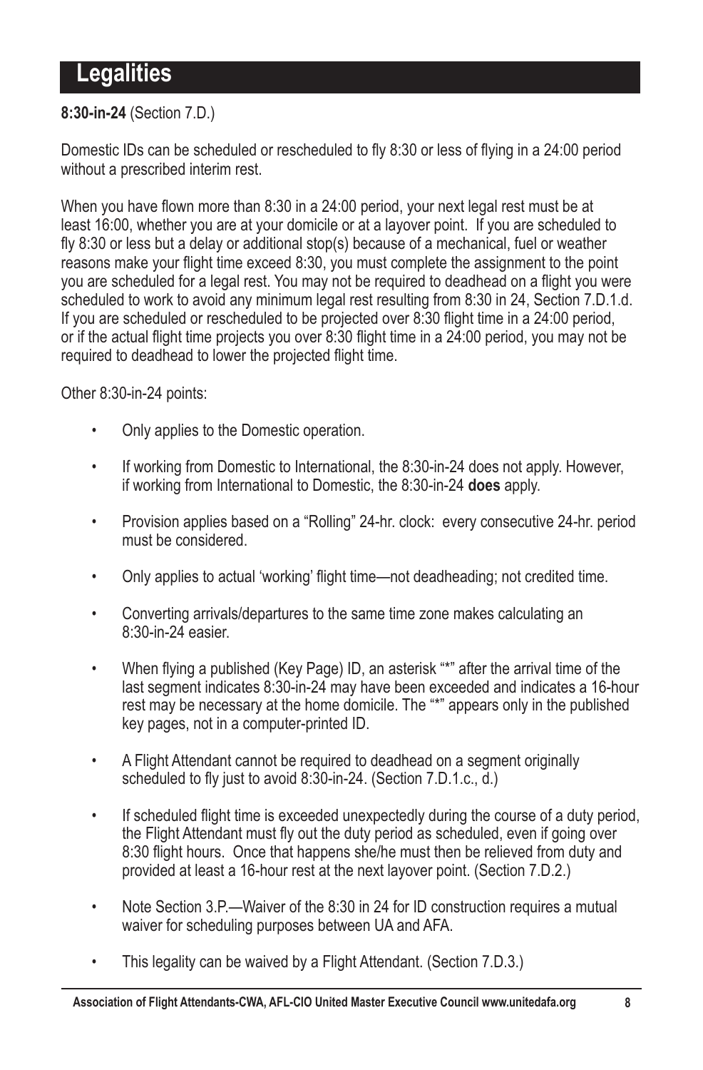# Legalities

**8:30-in-24** (Section 7.D.)

Domestic IDs can be scheduled or rescheduled to fly 8:30 or less of flying in a 24:00 period without a prescribed interim rest.

When you have flown more than 8:30 in a 24:00 period, your next legal rest must be at least 16:00, whether you are at your domicile or at a layover point. If you are scheduled to fly 8:30 or less but a delay or additional stop(s) because of a mechanical, fuel or weather reasons make your flight time exceed 8:30, you must complete the assignment to the point you are scheduled for a legal rest. You may not be required to deadhead on a flight you were scheduled to work to avoid any minimum legal rest resulting from 8:30 in 24, Section 7.D.1.d. If you are scheduled or rescheduled to be projected over 8:30 flight time in a 24:00 period, or if the actual flight time projects you over 8:30 flight time in a 24:00 period, you may not be required to deadhead to lower the projected flight time.

Other 8:30-in-24 points:

- Only applies to the Domestic operation.
- If working from Domestic to International, the 8:30-in-24 does not apply. However, if working from International to Domestic, the 8:30-in-24 **does** apply.
- Provision applies based on a "Rolling" 24-hr. clock: every consecutive 24-hr. period must be considered.
- Only applies to actual 'working' flight time—not deadheading; not credited time.
- Converting arrivals/departures to the same time zone makes calculating an 8:30-in-24 easier.
- When flying a published (Key Page) ID, an asterisk "*" after the arrival time of the last segment indicates 8:30-in-24 may have been exceeded and indicates a 16-hour rest may be necessary at the home domicile. The "*" appears only in the published key pages, not in a computer-printed ID.
- A Flight Attendant cannot be required to deadhead on a segment originally scheduled to fly just to avoid 8:30-in-24. (Section 7.D.1.c., d.)
- If scheduled flight time is exceeded unexpectedly during the course of a duty period, the Flight Attendant must fly out the duty period as scheduled, even if going over 8:30 flight hours. Once that happens she/he must then be relieved from duty and provided at least a 16-hour rest at the next layover point. (Section 7.D.2.)
- Note Section 3.P.—Waiver of the 8:30 in 24 for ID construction requires a mutual waiver for scheduling purposes between UA and AFA.
- This legality can be waived by a Flight Attendant. (Section 7.D.3.)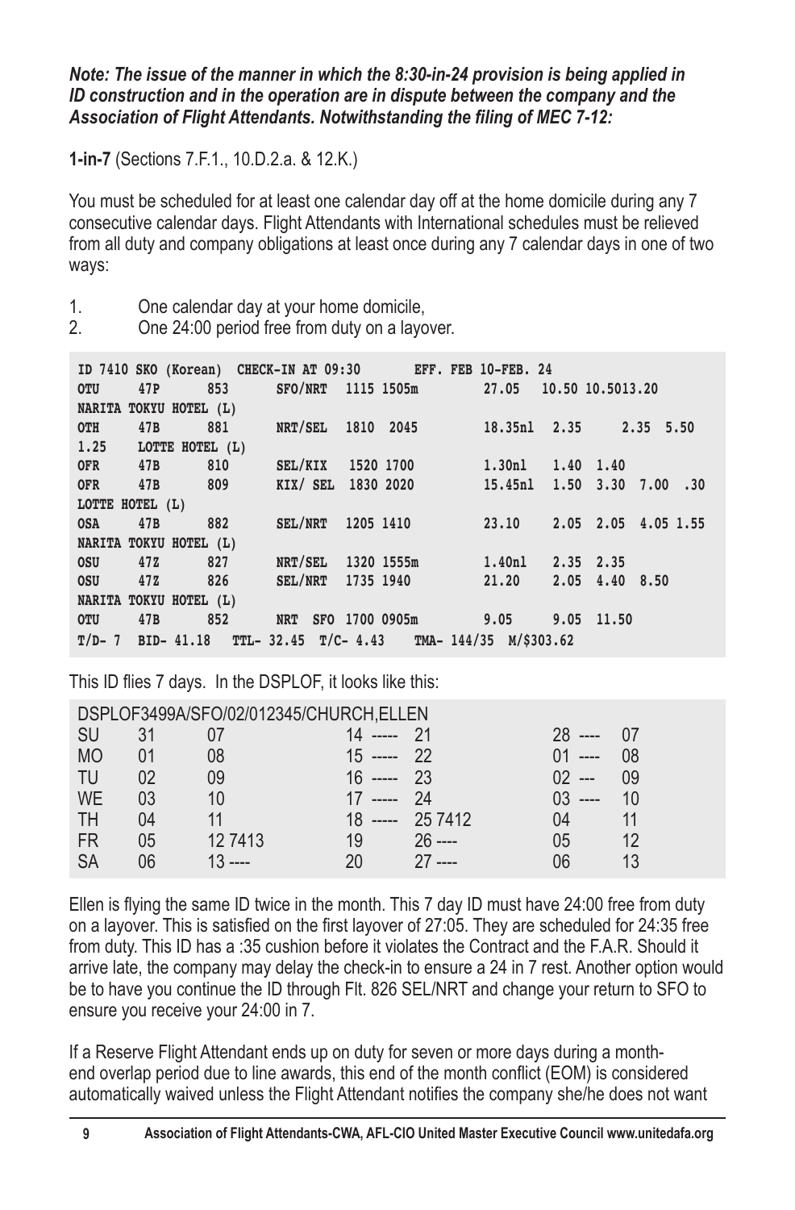***Note: The issue of the manner in which the 8:30-in-24 provision is being applied in ID construction and in the operation are in dispute between the company and the Association of Flight Attendants. Notwithstanding the filing of MEC 7-12:***

**1-in-7** (Sections 7.F.1., 10.D.2.a. & 12.K.)

You must be scheduled for at least one calendar day off at the home domicile during any 7 consecutive calendar days. Flight Attendants with International schedules must be relieved from all duty and company obligations at least once during any 7 calendar days in one of two ways:

1. One calendar day at your home domicile,
2. One 24:00 period free from duty on a layover.

```
ID 7410 SKO (Korean)  CHECK-IN AT 09:30      EFF. FEB 10-FEB. 24
OTU     47P     853     SFO/NRT  1115 1505m         27.05   10.50 10.5013.20
NARITA TOKYU HOTEL (L)
OTH     47B     881     NRT/SEL  1810  2045         18.35nl  2.35      2.35  5.50
1.25    LOTTE HOTEL (L)
OFR     47B     810     SEL/KIX   1520 1700         1.30nl   1.40  1.40
OFR     47B     809     KIX/ SEL  1830 2020         15.45nl  1.50  3.30  7.00  .30
LOTTE HOTEL (L)
OSA     47B     882     SEL/NRT  1205 1410          23.10    2.05  2.05  4.05 1.55
NARITA TOKYU HOTEL (L)
OSU     47Z     827     NRT/SEL  1320 1555m         1.40nl   2.35  2.35
OSU     47Z     826     SEL/NRT  1735 1940          21.20    2.05  4.40  8.50
NARITA TOKYU HOTEL (L)
OTU     47B     852     NRT  SFO 1700 0905m         9.05     9.05  11.50
T/D- 7  BID- 41.18  TTL- 32.45  T/C- 4.43   TMA- 144/35  M/$303.62
```

This ID flies 7 days. In the DSPLOF, it looks like this:

```
DSPLOF3499A/SFO/02/012345/CHURCH,ELLEN
SU   31   07         14 -----  21           28 ----   07
MO   01   08         15 -----  22           01 ----   08
TU   02   09         16 -----  23           02 ---    09
WE   03   10         17 -----  24           03 ----   10
TH   04   11         18 -----  25 7412      04        11
FR   05   12 7413    19        26 ----      05        12
SA   06   13 ----    20        27 ----      06        13
```

Ellen is flying the same ID twice in the month. This 7 day ID must have 24:00 free from duty on a layover. This is satisfied on the first layover of 27:05. They are scheduled for 24:35 free from duty. This ID has a :35 cushion before it violates the Contract and the F.A.R. Should it arrive late, the company may delay the check-in to ensure a 24 in 7 rest. Another option would be to have you continue the ID through Flt. 826 SEL/NRT and change your return to SFO to ensure you receive your 24:00 in 7.

If a Reserve Flight Attendant ends up on duty for seven or more days during a month-end overlap period due to line awards, this end of the month conflict (EOM) is considered automatically waived unless the Flight Attendant notifies the company she/he does not want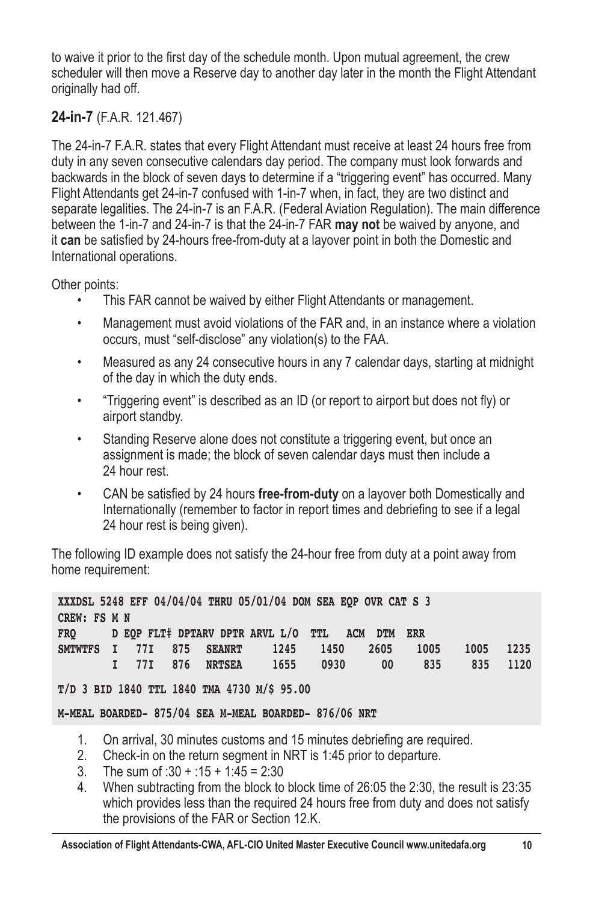to waive it prior to the first day of the schedule month. Upon mutual agreement, the crew scheduler will then move a Reserve day to another day later in the month the Flight Attendant originally had off.

### **24-in-7** (F.A.R. 121.467)

The 24-in-7 F.A.R. states that every Flight Attendant must receive at least 24 hours free from duty in any seven consecutive calendars day period. The company must look forwards and backwards in the block of seven days to determine if a "triggering event" has occurred. Many Flight Attendants get 24-in-7 confused with 1-in-7 when, in fact, they are two distinct and separate legalities. The 24-in-7 is an F.A.R. (Federal Aviation Regulation). The main difference between the 1-in-7 and 24-in-7 is that the 24-in-7 FAR **may not** be waived by anyone, and it **can** be satisfied by 24-hours free-from-duty at a layover point in both the Domestic and International operations.

Other points:

- This FAR cannot be waived by either Flight Attendants or management.
- Management must avoid violations of the FAR and, in an instance where a violation occurs, must "self-disclose" any violation(s) to the FAA.
- Measured as any 24 consecutive hours in any 7 calendar days, starting at midnight of the day in which the duty ends.
- "Triggering event" is described as an ID (or report to airport but does not fly) or airport standby.
- Standing Reserve alone does not constitute a triggering event, but once an assignment is made; the block of seven calendar days must then include a 24 hour rest.
- CAN be satisfied by 24 hours **free-from-duty** on a layover both Domestically and Internationally (remember to factor in report times and debriefing to see if a legal 24 hour rest is being given).

The following ID example does not satisfy the 24-hour free from duty at a point away from home requirement:

```
XXXDSL 5248 EFF 04/04/04 THRU 05/01/04 DOM SEA EQP OVR CAT S 3
CREW: FS M N
FRQ      D EQP FLT# DPTARV DPTR ARVL L/O  TTL   ACM  DTM  ERR
SMTWTFS  I  77I  875  SEANRT    1245   1450   2605   1005   1005  1235
         I  77I  876  NRTSEA    1655   0930     00    835    835  1120

T/D 3 BID 1840 TTL 1840 TMA 4730 M/$ 95.00

M-MEAL BOARDED- 875/04 SEA M-MEAL BOARDED- 876/06 NRT
```

1. On arrival, 30 minutes customs and 15 minutes debriefing are required.
2. Check-in on the return segment in NRT is 1:45 prior to departure.
3. The sum of :30 + :15 + 1:45 = 2:30
4. When subtracting from the block to block time of 26:05 the 2:30, the result is 23:35 which provides less than the required 24 hours free from duty and does not satisfy the provisions of the FAR or Section 12.K.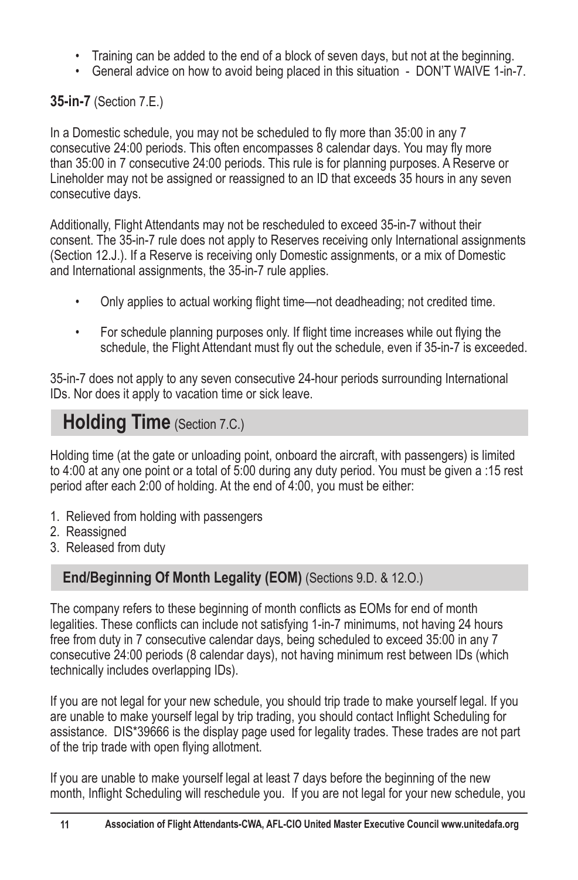- Training can be added to the end of a block of seven days, but not at the beginning.
- General advice on how to avoid being placed in this situation - DON'T WAIVE 1-in-7.

**35-in-7** (Section 7.E.)

In a Domestic schedule, you may not be scheduled to fly more than 35:00 in any 7 consecutive 24:00 periods. This often encompasses 8 calendar days. You may fly more than 35:00 in 7 consecutive 24:00 periods. This rule is for planning purposes. A Reserve or Lineholder may not be assigned or reassigned to an ID that exceeds 35 hours in any seven consecutive days.

Additionally, Flight Attendants may not be rescheduled to exceed 35-in-7 without their consent. The 35-in-7 rule does not apply to Reserves receiving only International assignments (Section 12.J.). If a Reserve is receiving only Domestic assignments, or a mix of Domestic and International assignments, the 35-in-7 rule applies.

- Only applies to actual working flight time—not deadheading; not credited time.
- For schedule planning purposes only. If flight time increases while out flying the schedule, the Flight Attendant must fly out the schedule, even if 35-in-7 is exceeded.

35-in-7 does not apply to any seven consecutive 24-hour periods surrounding International IDs. Nor does it apply to vacation time or sick leave.

## Holding Time (Section 7.C.)

Holding time (at the gate or unloading point, onboard the aircraft, with passengers) is limited to 4:00 at any one point or a total of 5:00 during any duty period. You must be given a :15 rest period after each 2:00 of holding. At the end of 4:00, you must be either:

1. Relieved from holding with passengers
2. Reassigned
3. Released from duty

### End/Beginning Of Month Legality (EOM) (Sections 9.D. & 12.O.)

The company refers to these beginning of month conflicts as EOMs for end of month legalities. These conflicts can include not satisfying 1-in-7 minimums, not having 24 hours free from duty in 7 consecutive calendar days, being scheduled to exceed 35:00 in any 7 consecutive 24:00 periods (8 calendar days), not having minimum rest between IDs (which technically includes overlapping IDs).

If you are not legal for your new schedule, you should trip trade to make yourself legal. If you are unable to make yourself legal by trip trading, you should contact Inflight Scheduling for assistance. DIS*39666 is the display page used for legality trades. These trades are not part of the trip trade with open flying allotment.

If you are unable to make yourself legal at least 7 days before the beginning of the new month, Inflight Scheduling will reschedule you. If you are not legal for your new schedule, you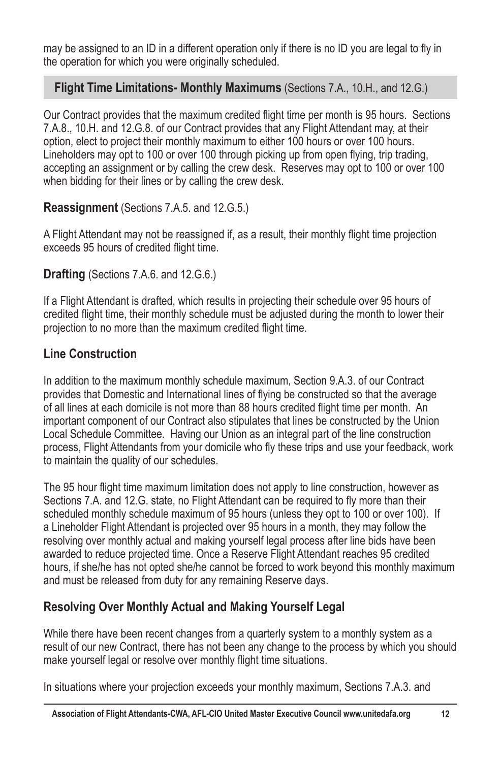may be assigned to an ID in a different operation only if there is no ID you are legal to fly in the operation for which you were originally scheduled.

## **Flight Time Limitations- Monthly Maximums** (Sections 7.A., 10.H., and 12.G.)

Our Contract provides that the maximum credited flight time per month is 95 hours. Sections 7.A.8., 10.H. and 12.G.8. of our Contract provides that any Flight Attendant may, at their option, elect to project their monthly maximum to either 100 hours or over 100 hours. Lineholders may opt to 100 or over 100 through picking up from open flying, trip trading, accepting an assignment or by calling the crew desk. Reserves may opt to 100 or over 100 when bidding for their lines or by calling the crew desk.

### **Reassignment** (Sections 7.A.5. and 12.G.5.)

A Flight Attendant may not be reassigned if, as a result, their monthly flight time projection exceeds 95 hours of credited flight time.

### **Drafting** (Sections 7.A.6. and 12.G.6.)

If a Flight Attendant is drafted, which results in projecting their schedule over 95 hours of credited flight time, their monthly schedule must be adjusted during the month to lower their projection to no more than the maximum credited flight time.

## **Line Construction**

In addition to the maximum monthly schedule maximum, Section 9.A.3. of our Contract provides that Domestic and International lines of flying be constructed so that the average of all lines at each domicile is not more than 88 hours credited flight time per month. An important component of our Contract also stipulates that lines be constructed by the Union Local Schedule Committee. Having our Union as an integral part of the line construction process, Flight Attendants from your domicile who fly these trips and use your feedback, work to maintain the quality of our schedules.

The 95 hour flight time maximum limitation does not apply to line construction, however as Sections 7.A. and 12.G. state, no Flight Attendant can be required to fly more than their scheduled monthly schedule maximum of 95 hours (unless they opt to 100 or over 100). If a Lineholder Flight Attendant is projected over 95 hours in a month, they may follow the resolving over monthly actual and making yourself legal process after line bids have been awarded to reduce projected time. Once a Reserve Flight Attendant reaches 95 credited hours, if she/he has not opted she/he cannot be forced to work beyond this monthly maximum and must be released from duty for any remaining Reserve days.

## **Resolving Over Monthly Actual and Making Yourself Legal**

While there have been recent changes from a quarterly system to a monthly system as a result of our new Contract, there has not been any change to the process by which you should make yourself legal or resolve over monthly flight time situations.

In situations where your projection exceeds your monthly maximum, Sections 7.A.3. and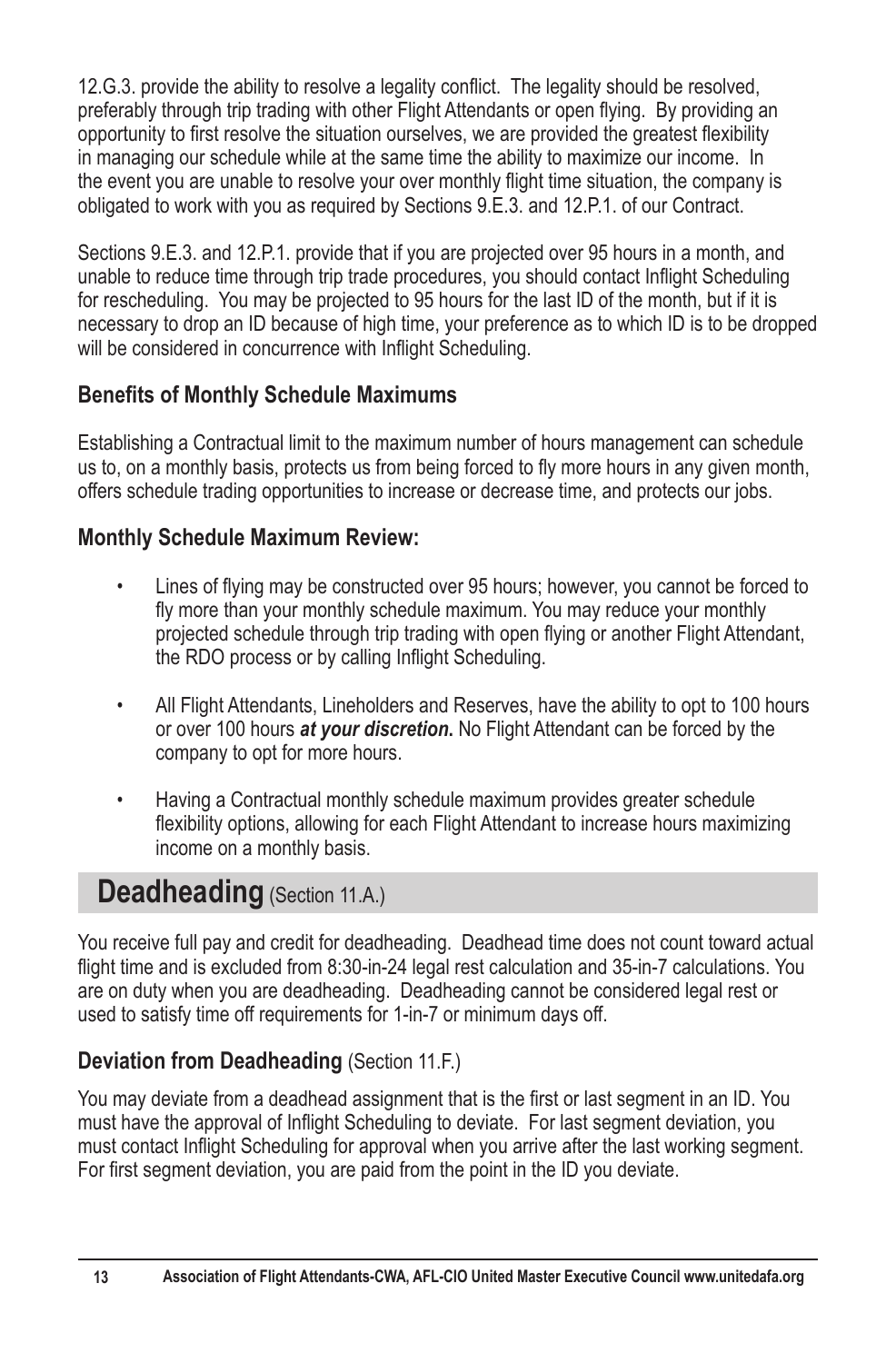12.G.3. provide the ability to resolve a legality conflict. The legality should be resolved, preferably through trip trading with other Flight Attendants or open flying. By providing an opportunity to first resolve the situation ourselves, we are provided the greatest flexibility in managing our schedule while at the same time the ability to maximize our income. In the event you are unable to resolve your over monthly flight time situation, the company is obligated to work with you as required by Sections 9.E.3. and 12.P.1. of our Contract.

Sections 9.E.3. and 12.P.1. provide that if you are projected over 95 hours in a month, and unable to reduce time through trip trade procedures, you should contact Inflight Scheduling for rescheduling. You may be projected to 95 hours for the last ID of the month, but if it is necessary to drop an ID because of high time, your preference as to which ID is to be dropped will be considered in concurrence with Inflight Scheduling.

### Benefits of Monthly Schedule Maximums

Establishing a Contractual limit to the maximum number of hours management can schedule us to, on a monthly basis, protects us from being forced to fly more hours in any given month, offers schedule trading opportunities to increase or decrease time, and protects our jobs.

### Monthly Schedule Maximum Review:

- Lines of flying may be constructed over 95 hours; however, you cannot be forced to fly more than your monthly schedule maximum. You may reduce your monthly projected schedule through trip trading with open flying or another Flight Attendant, the RDO process or by calling Inflight Scheduling.
- All Flight Attendants, Lineholders and Reserves, have the ability to opt to 100 hours or over 100 hours ***at your discretion*.** No Flight Attendant can be forced by the company to opt for more hours.
- Having a Contractual monthly schedule maximum provides greater schedule flexibility options, allowing for each Flight Attendant to increase hours maximizing income on a monthly basis.

## Deadheading (Section 11.A.)

You receive full pay and credit for deadheading. Deadhead time does not count toward actual flight time and is excluded from 8:30-in-24 legal rest calculation and 35-in-7 calculations. You are on duty when you are deadheading. Deadheading cannot be considered legal rest or used to satisfy time off requirements for 1-in-7 or minimum days off.

### Deviation from Deadheading (Section 11.F.)

You may deviate from a deadhead assignment that is the first or last segment in an ID. You must have the approval of Inflight Scheduling to deviate. For last segment deviation, you must contact Inflight Scheduling for approval when you arrive after the last working segment. For first segment deviation, you are paid from the point in the ID you deviate.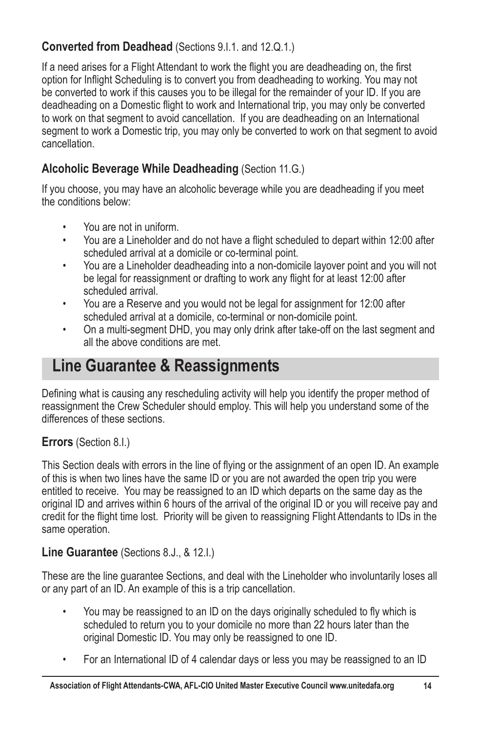### **Converted from Deadhead** (Sections 9.I.1. and 12.Q.1.)

If a need arises for a Flight Attendant to work the flight you are deadheading on, the first option for Inflight Scheduling is to convert you from deadheading to working. You may not be converted to work if this causes you to be illegal for the remainder of your ID. If you are deadheading on a Domestic flight to work and International trip, you may only be converted to work on that segment to avoid cancellation. If you are deadheading on an International segment to work a Domestic trip, you may only be converted to work on that segment to avoid cancellation.

### **Alcoholic Beverage While Deadheading** (Section 11.G.)

If you choose, you may have an alcoholic beverage while you are deadheading if you meet the conditions below:

- You are not in uniform.
- You are a Lineholder and do not have a flight scheduled to depart within 12:00 after scheduled arrival at a domicile or co-terminal point.
- You are a Lineholder deadheading into a non-domicile layover point and you will not be legal for reassignment or drafting to work any flight for at least 12:00 after scheduled arrival.
- You are a Reserve and you would not be legal for assignment for 12:00 after scheduled arrival at a domicile, co-terminal or non-domicile point.
- On a multi-segment DHD, you may only drink after take-off on the last segment and all the above conditions are met.

## Line Guarantee & Reassignments

Defining what is causing any rescheduling activity will help you identify the proper method of reassignment the Crew Scheduler should employ. This will help you understand some of the differences of these sections.

### **Errors** (Section 8.I.)

This Section deals with errors in the line of flying or the assignment of an open ID. An example of this is when two lines have the same ID or you are not awarded the open trip you were entitled to receive. You may be reassigned to an ID which departs on the same day as the original ID and arrives within 6 hours of the arrival of the original ID or you will receive pay and credit for the flight time lost. Priority will be given to reassigning Flight Attendants to IDs in the same operation.

### **Line Guarantee** (Sections 8.J., & 12.I.)

These are the line guarantee Sections, and deal with the Lineholder who involuntarily loses all or any part of an ID. An example of this is a trip cancellation.

- You may be reassigned to an ID on the days originally scheduled to fly which is scheduled to return you to your domicile no more than 22 hours later than the original Domestic ID. You may only be reassigned to one ID.
- For an International ID of 4 calendar days or less you may be reassigned to an ID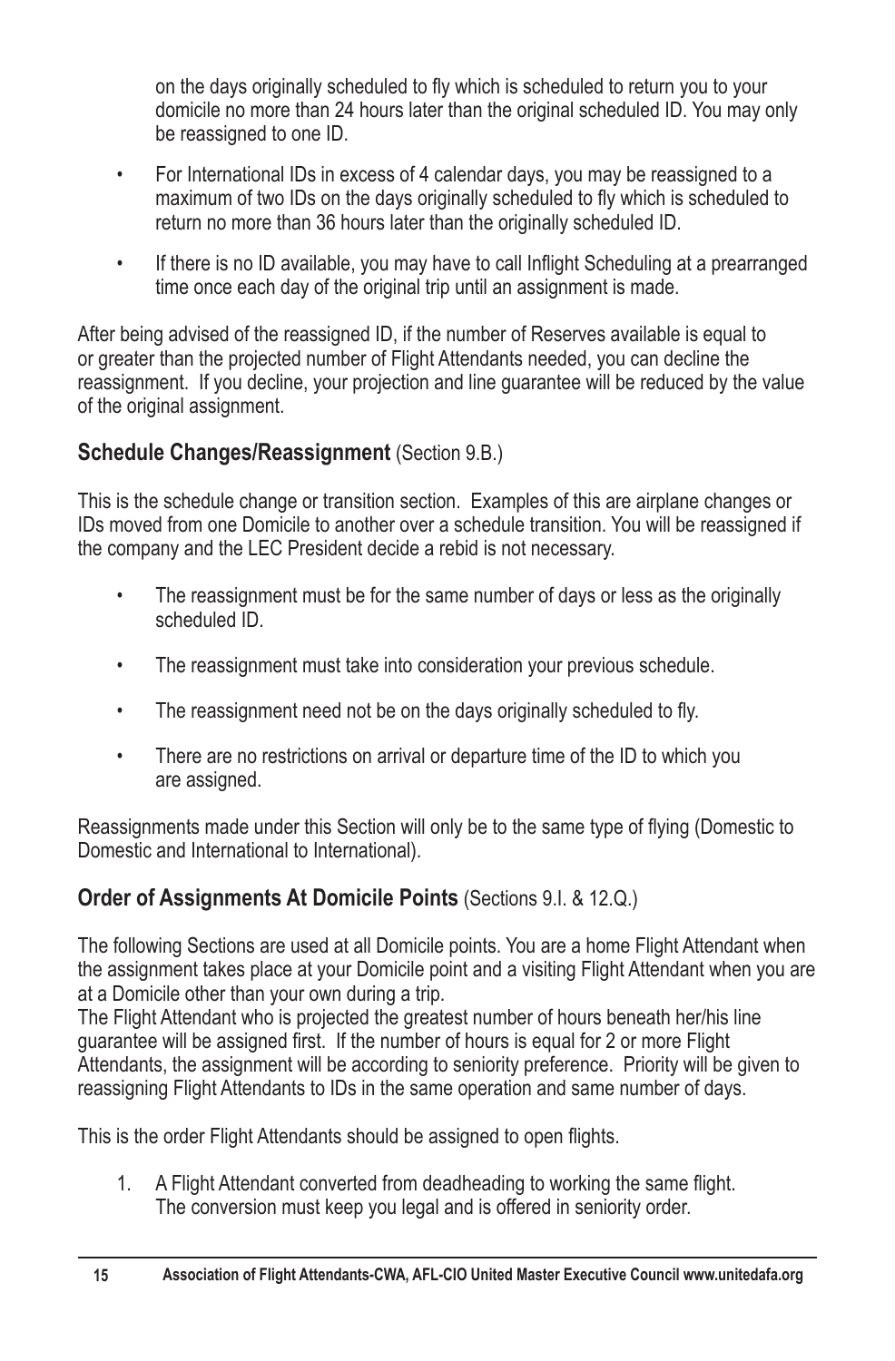on the days originally scheduled to fly which is scheduled to return you to your domicile no more than 24 hours later than the original scheduled ID. You may only be reassigned to one ID.

- For International IDs in excess of 4 calendar days, you may be reassigned to a maximum of two IDs on the days originally scheduled to fly which is scheduled to return no more than 36 hours later than the originally scheduled ID.
- If there is no ID available, you may have to call Inflight Scheduling at a prearranged time once each day of the original trip until an assignment is made.

After being advised of the reassigned ID, if the number of Reserves available is equal to or greater than the projected number of Flight Attendants needed, you can decline the reassignment. If you decline, your projection and line guarantee will be reduced by the value of the original assignment.

### **Schedule Changes/Reassignment** (Section 9.B.)

This is the schedule change or transition section. Examples of this are airplane changes or IDs moved from one Domicile to another over a schedule transition. You will be reassigned if the company and the LEC President decide a rebid is not necessary.

- The reassignment must be for the same number of days or less as the originally scheduled ID.
- The reassignment must take into consideration your previous schedule.
- The reassignment need not be on the days originally scheduled to fly.
- There are no restrictions on arrival or departure time of the ID to which you are assigned.

Reassignments made under this Section will only be to the same type of flying (Domestic to Domestic and International to International).

### **Order of Assignments At Domicile Points** (Sections 9.I. & 12.Q.)

The following Sections are used at all Domicile points. You are a home Flight Attendant when the assignment takes place at your Domicile point and a visiting Flight Attendant when you are at a Domicile other than your own during a trip.

The Flight Attendant who is projected the greatest number of hours beneath her/his line guarantee will be assigned first. If the number of hours is equal for 2 or more Flight Attendants, the assignment will be according to seniority preference. Priority will be given to reassigning Flight Attendants to IDs in the same operation and same number of days.

This is the order Flight Attendants should be assigned to open flights.

1. A Flight Attendant converted from deadheading to working the same flight. The conversion must keep you legal and is offered in seniority order.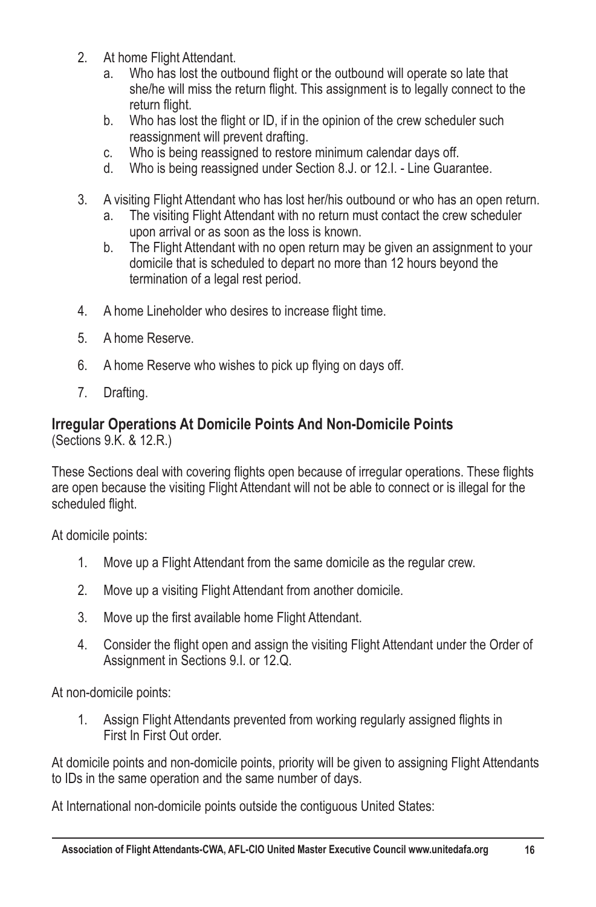2. At home Flight Attendant.
   a. Who has lost the outbound flight or the outbound will operate so late that she/he will miss the return flight. This assignment is to legally connect to the return flight.
   b. Who has lost the flight or ID, if in the opinion of the crew scheduler such reassignment will prevent drafting.
   c. Who is being reassigned to restore minimum calendar days off.
   d. Who is being reassigned under Section 8.J. or 12.I. - Line Guarantee.

3. A visiting Flight Attendant who has lost her/his outbound or who has an open return.
   a. The visiting Flight Attendant with no return must contact the crew scheduler upon arrival or as soon as the loss is known.
   b. The Flight Attendant with no open return may be given an assignment to your domicile that is scheduled to depart no more than 12 hours beyond the termination of a legal rest period.

4. A home Lineholder who desires to increase flight time.

5. A home Reserve.

6. A home Reserve who wishes to pick up flying on days off.

7. Drafting.

## Irregular Operations At Domicile Points And Non-Domicile Points

(Sections 9.K. & 12.R.)

These Sections deal with covering flights open because of irregular operations. These flights are open because the visiting Flight Attendant will not be able to connect or is illegal for the scheduled flight.

At domicile points:

1. Move up a Flight Attendant from the same domicile as the regular crew.

2. Move up a visiting Flight Attendant from another domicile.

3. Move up the first available home Flight Attendant.

4. Consider the flight open and assign the visiting Flight Attendant under the Order of Assignment in Sections 9.I. or 12.Q.

At non-domicile points:

1. Assign Flight Attendants prevented from working regularly assigned flights in First In First Out order.

At domicile points and non-domicile points, priority will be given to assigning Flight Attendants to IDs in the same operation and the same number of days.

At International non-domicile points outside the contiguous United States: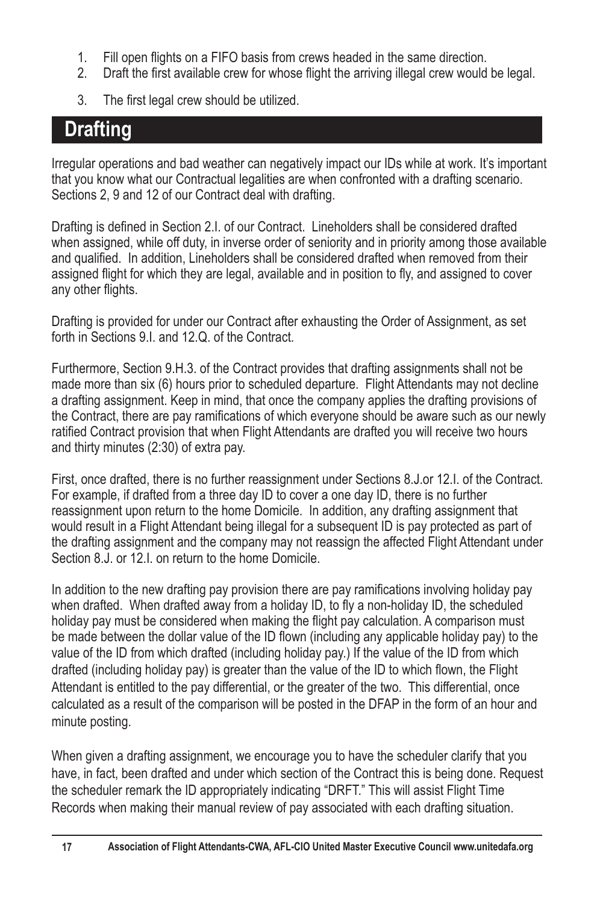1. Fill open flights on a FIFO basis from crews headed in the same direction.
2. Draft the first available crew for whose flight the arriving illegal crew would be legal.
3. The first legal crew should be utilized.

## Drafting

Irregular operations and bad weather can negatively impact our IDs while at work. It's important that you know what our Contractual legalities are when confronted with a drafting scenario. Sections 2, 9 and 12 of our Contract deal with drafting.

Drafting is defined in Section 2.I. of our Contract. Lineholders shall be considered drafted when assigned, while off duty, in inverse order of seniority and in priority among those available and qualified. In addition, Lineholders shall be considered drafted when removed from their assigned flight for which they are legal, available and in position to fly, and assigned to cover any other flights.

Drafting is provided for under our Contract after exhausting the Order of Assignment, as set forth in Sections 9.I. and 12.Q. of the Contract.

Furthermore, Section 9.H.3. of the Contract provides that drafting assignments shall not be made more than six (6) hours prior to scheduled departure. Flight Attendants may not decline a drafting assignment. Keep in mind, that once the company applies the drafting provisions of the Contract, there are pay ramifications of which everyone should be aware such as our newly ratified Contract provision that when Flight Attendants are drafted you will receive two hours and thirty minutes (2:30) of extra pay.

First, once drafted, there is no further reassignment under Sections 8.J.or 12.I. of the Contract. For example, if drafted from a three day ID to cover a one day ID, there is no further reassignment upon return to the home Domicile. In addition, any drafting assignment that would result in a Flight Attendant being illegal for a subsequent ID is pay protected as part of the drafting assignment and the company may not reassign the affected Flight Attendant under Section 8.J. or 12.I. on return to the home Domicile.

In addition to the new drafting pay provision there are pay ramifications involving holiday pay when drafted. When drafted away from a holiday ID, to fly a non-holiday ID, the scheduled holiday pay must be considered when making the flight pay calculation. A comparison must be made between the dollar value of the ID flown (including any applicable holiday pay) to the value of the ID from which drafted (including holiday pay.) If the value of the ID from which drafted (including holiday pay) is greater than the value of the ID to which flown, the Flight Attendant is entitled to the pay differential, or the greater of the two. This differential, once calculated as a result of the comparison will be posted in the DFAP in the form of an hour and minute posting.

When given a drafting assignment, we encourage you to have the scheduler clarify that you have, in fact, been drafted and under which section of the Contract this is being done. Request the scheduler remark the ID appropriately indicating "DRFT." This will assist Flight Time Records when making their manual review of pay associated with each drafting situation.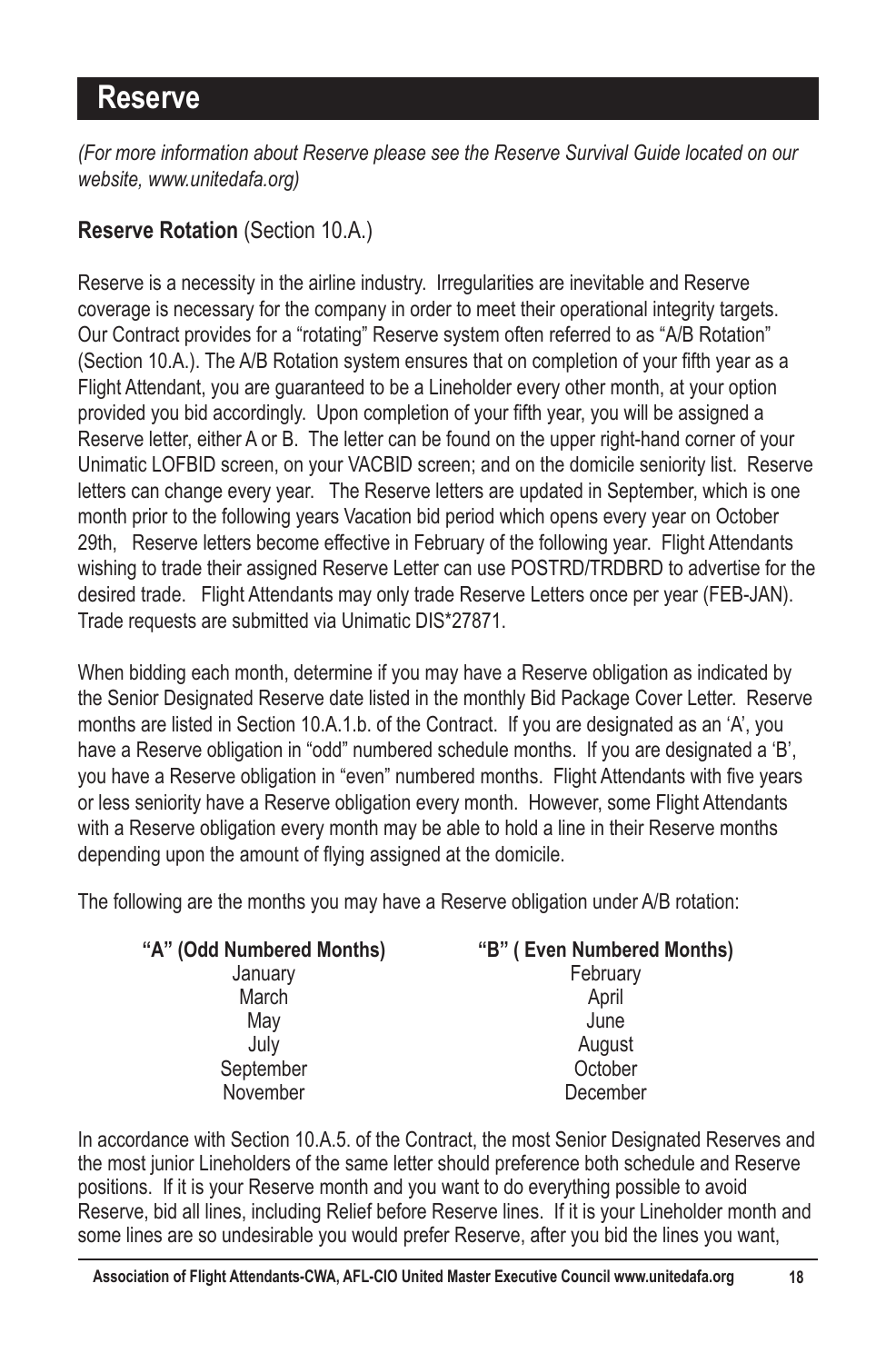# Reserve

*(For more information about Reserve please see the Reserve Survival Guide located on our website, www.unitedafa.org)*

**Reserve Rotation** (Section 10.A.)

Reserve is a necessity in the airline industry. Irregularities are inevitable and Reserve coverage is necessary for the company in order to meet their operational integrity targets. Our Contract provides for a "rotating" Reserve system often referred to as "A/B Rotation" (Section 10.A.). The A/B Rotation system ensures that on completion of your fifth year as a Flight Attendant, you are guaranteed to be a Lineholder every other month, at your option provided you bid accordingly. Upon completion of your fifth year, you will be assigned a Reserve letter, either A or B. The letter can be found on the upper right-hand corner of your Unimatic LOFBID screen, on your VACBID screen; and on the domicile seniority list. Reserve letters can change every year. The Reserve letters are updated in September, which is one month prior to the following years Vacation bid period which opens every year on October 29th, Reserve letters become effective in February of the following year. Flight Attendants wishing to trade their assigned Reserve Letter can use POSTRD/TRDBRD to advertise for the desired trade. Flight Attendants may only trade Reserve Letters once per year (FEB-JAN). Trade requests are submitted via Unimatic DIS*27871.

When bidding each month, determine if you may have a Reserve obligation as indicated by the Senior Designated Reserve date listed in the monthly Bid Package Cover Letter. Reserve months are listed in Section 10.A.1.b. of the Contract. If you are designated as an 'A', you have a Reserve obligation in "odd" numbered schedule months. If you are designated a 'B', you have a Reserve obligation in "even" numbered months. Flight Attendants with five years or less seniority have a Reserve obligation every month. However, some Flight Attendants with a Reserve obligation every month may be able to hold a line in their Reserve months depending upon the amount of flying assigned at the domicile.

The following are the months you may have a Reserve obligation under A/B rotation:

| "A" (Odd Numbered Months) | "B" ( Even Numbered Months) |
|---|---|
| January | February |
| March | April |
| May | June |
| July | August |
| September | October |
| November | December |

In accordance with Section 10.A.5. of the Contract, the most Senior Designated Reserves and the most junior Lineholders of the same letter should preference both schedule and Reserve positions. If it is your Reserve month and you want to do everything possible to avoid Reserve, bid all lines, including Relief before Reserve lines. If it is your Lineholder month and some lines are so undesirable you would prefer Reserve, after you bid the lines you want,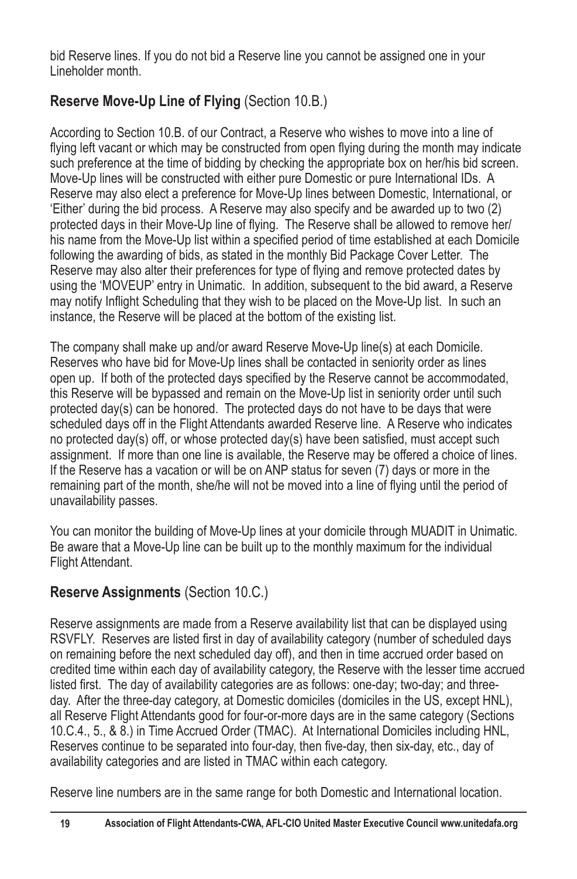bid Reserve lines. If you do not bid a Reserve line you cannot be assigned one in your Lineholder month.

## **Reserve Move-Up Line of Flying** (Section 10.B.)

According to Section 10.B. of our Contract, a Reserve who wishes to move into a line of flying left vacant or which may be constructed from open flying during the month may indicate such preference at the time of bidding by checking the appropriate box on her/his bid screen. Move-Up lines will be constructed with either pure Domestic or pure International IDs. A Reserve may also elect a preference for Move-Up lines between Domestic, International, or 'Either' during the bid process. A Reserve may also specify and be awarded up to two (2) protected days in their Move-Up line of flying. The Reserve shall be allowed to remove her/his name from the Move-Up list within a specified period of time established at each Domicile following the awarding of bids, as stated in the monthly Bid Package Cover Letter. The Reserve may also alter their preferences for type of flying and remove protected dates by using the 'MOVEUP' entry in Unimatic. In addition, subsequent to the bid award, a Reserve may notify Inflight Scheduling that they wish to be placed on the Move-Up list. In such an instance, the Reserve will be placed at the bottom of the existing list.

The company shall make up and/or award Reserve Move-Up line(s) at each Domicile. Reserves who have bid for Move-Up lines shall be contacted in seniority order as lines open up. If both of the protected days specified by the Reserve cannot be accommodated, this Reserve will be bypassed and remain on the Move-Up list in seniority order until such protected day(s) can be honored. The protected days do not have to be days that were scheduled days off in the Flight Attendants awarded Reserve line. A Reserve who indicates no protected day(s) off, or whose protected day(s) have been satisfied, must accept such assignment. If more than one line is available, the Reserve may be offered a choice of lines. If the Reserve has a vacation or will be on ANP status for seven (7) days or more in the remaining part of the month, she/he will not be moved into a line of flying until the period of unavailability passes.

You can monitor the building of Move-Up lines at your domicile through MUADIT in Unimatic. Be aware that a Move-Up line can be built up to the monthly maximum for the individual Flight Attendant.

## **Reserve Assignments** (Section 10.C.)

Reserve assignments are made from a Reserve availability list that can be displayed using RSVFLY. Reserves are listed first in day of availability category (number of scheduled days on remaining before the next scheduled day off), and then in time accrued order based on credited time within each day of availability category, the Reserve with the lesser time accrued listed first. The day of availability categories are as follows: one-day; two-day; and three-day. After the three-day category, at Domestic domiciles (domiciles in the US, except HNL), all Reserve Flight Attendants good for four-or-more days are in the same category (Sections 10.C.4., 5., & 8.) in Time Accrued Order (TMAC). At International Domiciles including HNL, Reserves continue to be separated into four-day, then five-day, then six-day, etc., day of availability categories and are listed in TMAC within each category.

Reserve line numbers are in the same range for both Domestic and International location.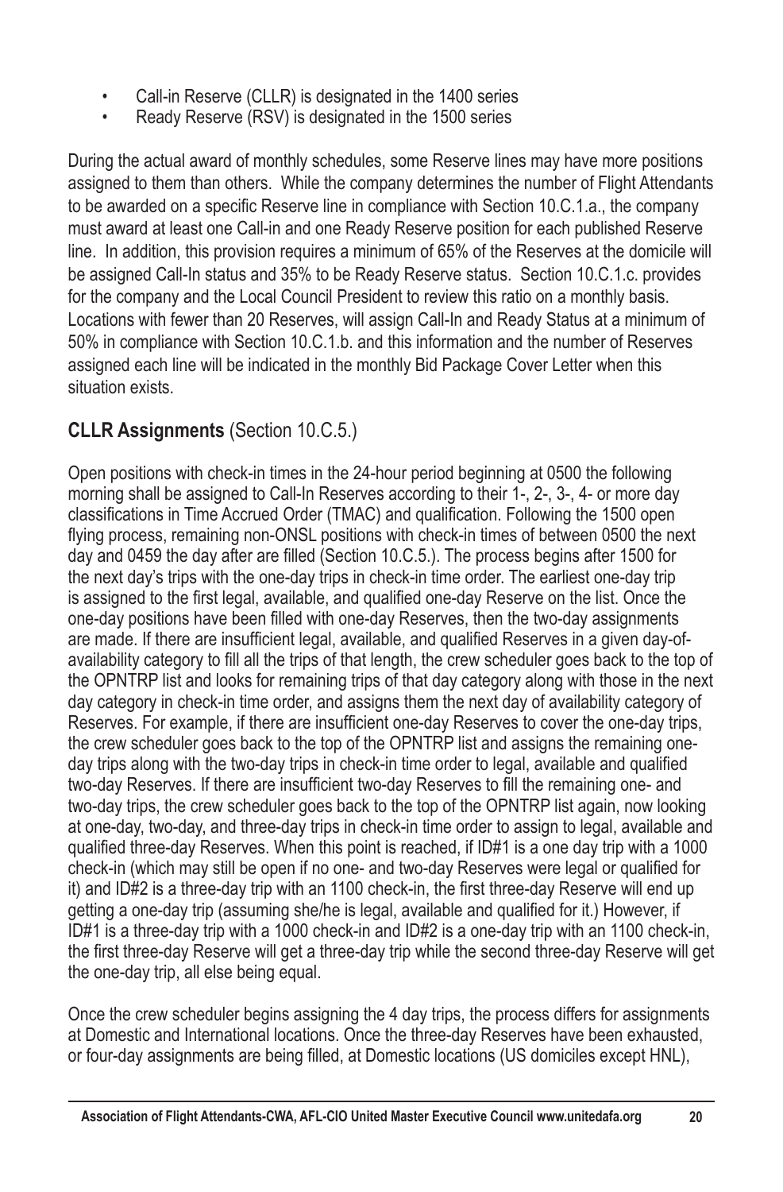- Call-in Reserve (CLLR) is designated in the 1400 series
- Ready Reserve (RSV) is designated in the 1500 series

During the actual award of monthly schedules, some Reserve lines may have more positions assigned to them than others. While the company determines the number of Flight Attendants to be awarded on a specific Reserve line in compliance with Section 10.C.1.a., the company must award at least one Call-in and one Ready Reserve position for each published Reserve line. In addition, this provision requires a minimum of 65% of the Reserves at the domicile will be assigned Call-In status and 35% to be Ready Reserve status. Section 10.C.1.c. provides for the company and the Local Council President to review this ratio on a monthly basis. Locations with fewer than 20 Reserves, will assign Call-In and Ready Status at a minimum of 50% in compliance with Section 10.C.1.b. and this information and the number of Reserves assigned each line will be indicated in the monthly Bid Package Cover Letter when this situation exists.

## **CLLR Assignments** (Section 10.C.5.)

Open positions with check-in times in the 24-hour period beginning at 0500 the following morning shall be assigned to Call-In Reserves according to their 1-, 2-, 3-, 4- or more day classifications in Time Accrued Order (TMAC) and qualification. Following the 1500 open flying process, remaining non-ONSL positions with check-in times of between 0500 the next day and 0459 the day after are filled (Section 10.C.5.). The process begins after 1500 for the next day's trips with the one-day trips in check-in time order. The earliest one-day trip is assigned to the first legal, available, and qualified one-day Reserve on the list. Once the one-day positions have been filled with one-day Reserves, then the two-day assignments are made. If there are insufficient legal, available, and qualified Reserves in a given day-of-availability category to fill all the trips of that length, the crew scheduler goes back to the top of the OPNTRP list and looks for remaining trips of that day category along with those in the next day category in check-in time order, and assigns them the next day of availability category of Reserves. For example, if there are insufficient one-day Reserves to cover the one-day trips, the crew scheduler goes back to the top of the OPNTRP list and assigns the remaining one-day trips along with the two-day trips in check-in time order to legal, available and qualified two-day Reserves. If there are insufficient two-day Reserves to fill the remaining one- and two-day trips, the crew scheduler goes back to the top of the OPNTRP list again, now looking at one-day, two-day, and three-day trips in check-in time order to assign to legal, available and qualified three-day Reserves. When this point is reached, if ID#1 is a one day trip with a 1000 check-in (which may still be open if no one- and two-day Reserves were legal or qualified for it) and ID#2 is a three-day trip with an 1100 check-in, the first three-day Reserve will end up getting a one-day trip (assuming she/he is legal, available and qualified for it.) However, if ID#1 is a three-day trip with a 1000 check-in and ID#2 is a one-day trip with an 1100 check-in, the first three-day Reserve will get a three-day trip while the second three-day Reserve will get the one-day trip, all else being equal.

Once the crew scheduler begins assigning the 4 day trips, the process differs for assignments at Domestic and International locations. Once the three-day Reserves have been exhausted, or four-day assignments are being filled, at Domestic locations (US domiciles except HNL),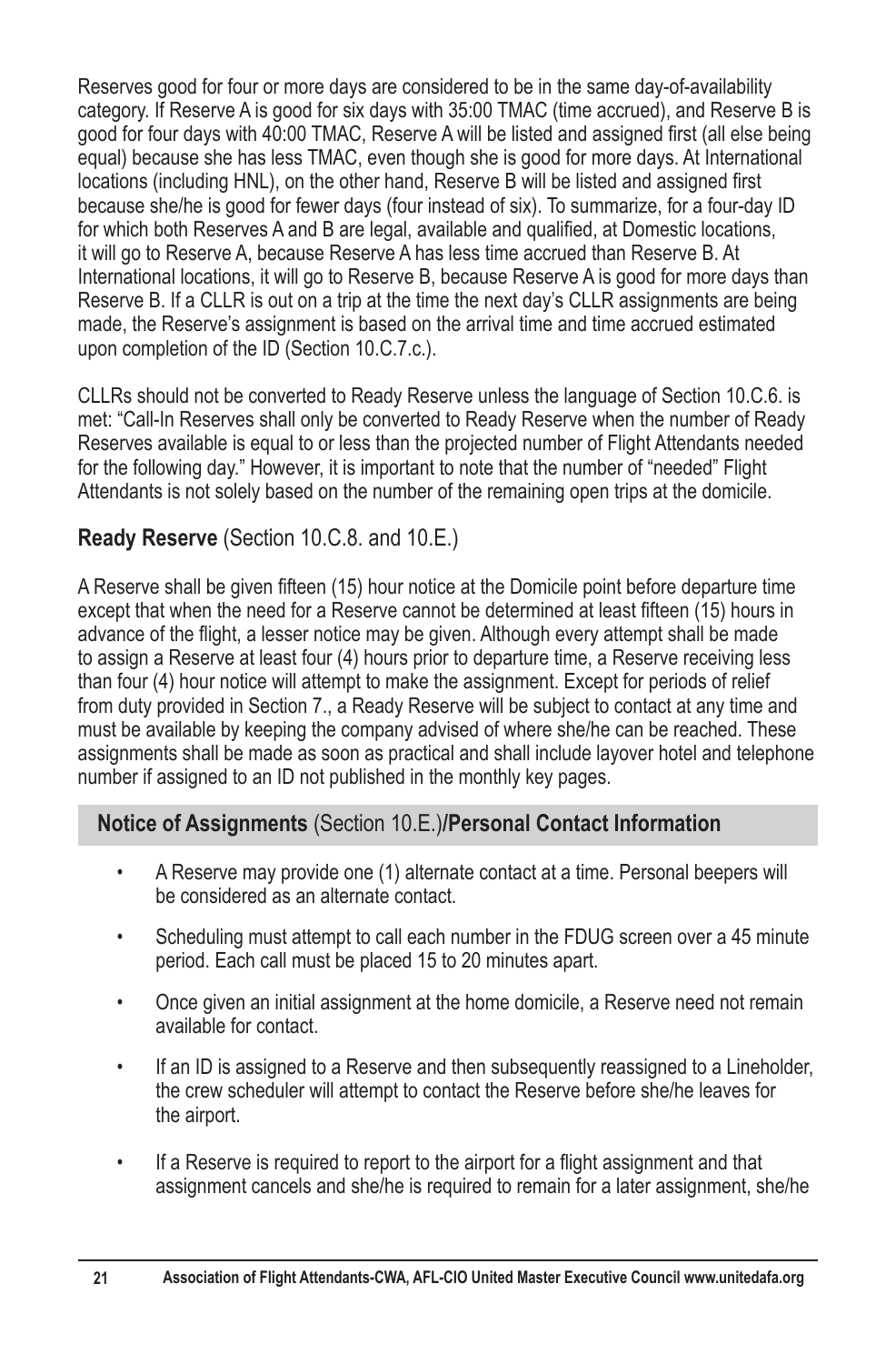Reserves good for four or more days are considered to be in the same day-of-availability category. If Reserve A is good for six days with 35:00 TMAC (time accrued), and Reserve B is good for four days with 40:00 TMAC, Reserve A will be listed and assigned first (all else being equal) because she has less TMAC, even though she is good for more days. At International locations (including HNL), on the other hand, Reserve B will be listed and assigned first because she/he is good for fewer days (four instead of six). To summarize, for a four-day ID for which both Reserves A and B are legal, available and qualified, at Domestic locations, it will go to Reserve A, because Reserve A has less time accrued than Reserve B. At International locations, it will go to Reserve B, because Reserve A is good for more days than Reserve B. If a CLLR is out on a trip at the time the next day's CLLR assignments are being made, the Reserve's assignment is based on the arrival time and time accrued estimated upon completion of the ID (Section 10.C.7.c.).

CLLRs should not be converted to Ready Reserve unless the language of Section 10.C.6. is met: "Call-In Reserves shall only be converted to Ready Reserve when the number of Ready Reserves available is equal to or less than the projected number of Flight Attendants needed for the following day." However, it is important to note that the number of "needed" Flight Attendants is not solely based on the number of the remaining open trips at the domicile.

## **Ready Reserve** (Section 10.C.8. and 10.E.)

A Reserve shall be given fifteen (15) hour notice at the Domicile point before departure time except that when the need for a Reserve cannot be determined at least fifteen (15) hours in advance of the flight, a lesser notice may be given. Although every attempt shall be made to assign a Reserve at least four (4) hours prior to departure time, a Reserve receiving less than four (4) hour notice will attempt to make the assignment. Except for periods of relief from duty provided in Section 7., a Ready Reserve will be subject to contact at any time and must be available by keeping the company advised of where she/he can be reached. These assignments shall be made as soon as practical and shall include layover hotel and telephone number if assigned to an ID not published in the monthly key pages.

## **Notice of Assignments** (Section 10.E.)**/Personal Contact Information**

- A Reserve may provide one (1) alternate contact at a time. Personal beepers will be considered as an alternate contact.
- Scheduling must attempt to call each number in the FDUG screen over a 45 minute period. Each call must be placed 15 to 20 minutes apart.
- Once given an initial assignment at the home domicile, a Reserve need not remain available for contact.
- If an ID is assigned to a Reserve and then subsequently reassigned to a Lineholder, the crew scheduler will attempt to contact the Reserve before she/he leaves for the airport.
- If a Reserve is required to report to the airport for a flight assignment and that assignment cancels and she/he is required to remain for a later assignment, she/he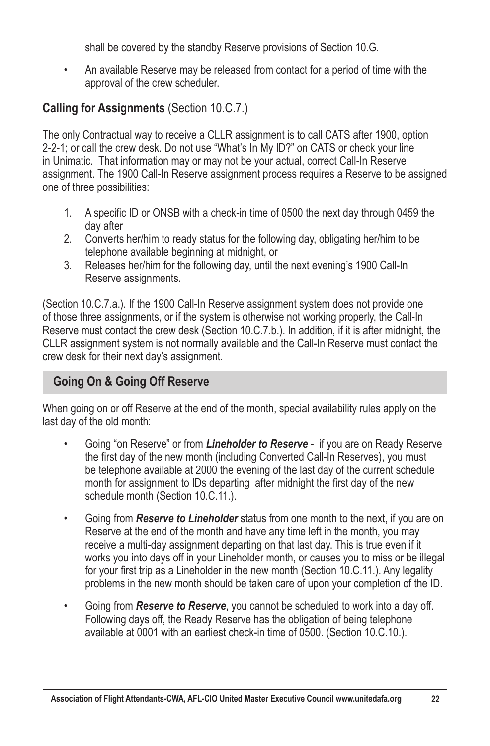shall be covered by the standby Reserve provisions of Section 10.G.

- An available Reserve may be released from contact for a period of time with the approval of the crew scheduler.

### **Calling for Assignments** (Section 10.C.7.)

The only Contractual way to receive a CLLR assignment is to call CATS after 1900, option 2-2-1; or call the crew desk. Do not use "What's In My ID?" on CATS or check your line in Unimatic. That information may or may not be your actual, correct Call-In Reserve assignment. The 1900 Call-In Reserve assignment process requires a Reserve to be assigned one of three possibilities:

1. A specific ID or ONSB with a check-in time of 0500 the next day through 0459 the day after
2. Converts her/him to ready status for the following day, obligating her/him to be telephone available beginning at midnight, or
3. Releases her/him for the following day, until the next evening's 1900 Call-In Reserve assignments.

(Section 10.C.7.a.). If the 1900 Call-In Reserve assignment system does not provide one of those three assignments, or if the system is otherwise not working properly, the Call-In Reserve must contact the crew desk (Section 10.C.7.b.). In addition, if it is after midnight, the CLLR assignment system is not normally available and the Call-In Reserve must contact the crew desk for their next day's assignment.

## Going On & Going Off Reserve

When going on or off Reserve at the end of the month, special availability rules apply on the last day of the old month:

- Going "on Reserve" or from ***Lineholder to Reserve*** - if you are on Ready Reserve the first day of the new month (including Converted Call-In Reserves), you must be telephone available at 2000 the evening of the last day of the current schedule month for assignment to IDs departing after midnight the first day of the new schedule month (Section 10.C.11.).

- Going from ***Reserve to Lineholder*** status from one month to the next, if you are on Reserve at the end of the month and have any time left in the month, you may receive a multi-day assignment departing on that last day. This is true even if it works you into days off in your Lineholder month, or causes you to miss or be illegal for your first trip as a Lineholder in the new month (Section 10.C.11.). Any legality problems in the new month should be taken care of upon your completion of the ID.

- Going from ***Reserve to Reserve***, you cannot be scheduled to work into a day off. Following days off, the Ready Reserve has the obligation of being telephone available at 0001 with an earliest check-in time of 0500. (Section 10.C.10.).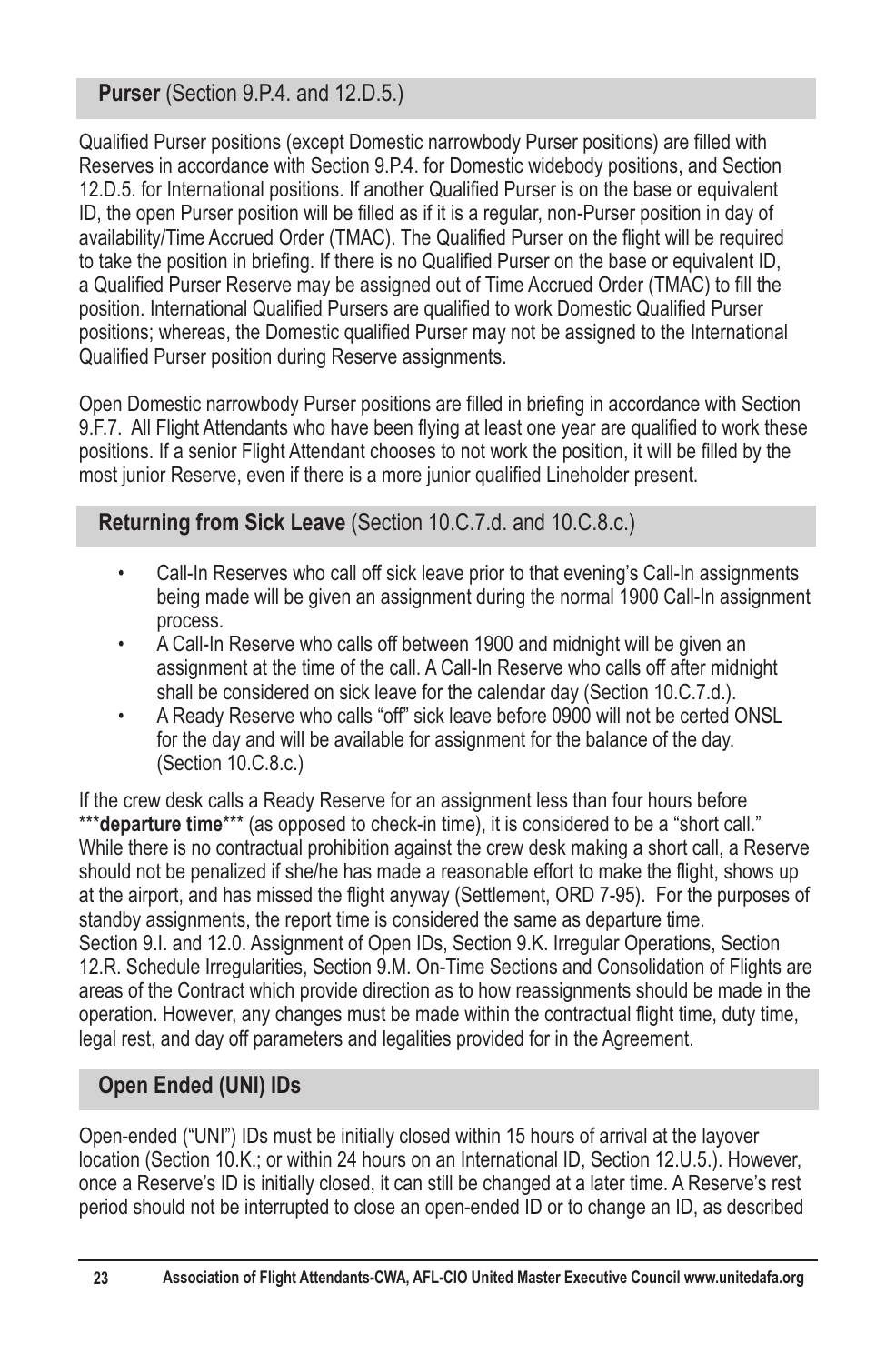## **Purser** (Section 9.P.4. and 12.D.5.)

Qualified Purser positions (except Domestic narrowbody Purser positions) are filled with Reserves in accordance with Section 9.P.4. for Domestic widebody positions, and Section 12.D.5. for International positions. If another Qualified Purser is on the base or equivalent ID, the open Purser position will be filled as if it is a regular, non-Purser position in day of availability/Time Accrued Order (TMAC). The Qualified Purser on the flight will be required to take the position in briefing. If there is no Qualified Purser on the base or equivalent ID, a Qualified Purser Reserve may be assigned out of Time Accrued Order (TMAC) to fill the position. International Qualified Pursers are qualified to work Domestic Qualified Purser positions; whereas, the Domestic qualified Purser may not be assigned to the International Qualified Purser position during Reserve assignments.

Open Domestic narrowbody Purser positions are filled in briefing in accordance with Section 9.F.7. All Flight Attendants who have been flying at least one year are qualified to work these positions. If a senior Flight Attendant chooses to not work the position, it will be filled by the most junior Reserve, even if there is a more junior qualified Lineholder present.

## **Returning from Sick Leave** (Section 10.C.7.d. and 10.C.8.c.)

- Call-In Reserves who call off sick leave prior to that evening's Call-In assignments being made will be given an assignment during the normal 1900 Call-In assignment process.
- A Call-In Reserve who calls off between 1900 and midnight will be given an assignment at the time of the call. A Call-In Reserve who calls off after midnight shall be considered on sick leave for the calendar day (Section 10.C.7.d.).
- A Ready Reserve who calls "off" sick leave before 0900 will not be certed ONSL for the day and will be available for assignment for the balance of the day. (Section 10.C.8.c.)

If the crew desk calls a Ready Reserve for an assignment less than four hours before ***departure time*** (as opposed to check-in time), it is considered to be a "short call." While there is no contractual prohibition against the crew desk making a short call, a Reserve should not be penalized if she/he has made a reasonable effort to make the flight, shows up at the airport, and has missed the flight anyway (Settlement, ORD 7-95). For the purposes of standby assignments, the report time is considered the same as departure time.
Section 9.I. and 12.0. Assignment of Open IDs, Section 9.K. Irregular Operations, Section 12.R. Schedule Irregularities, Section 9.M. On-Time Sections and Consolidation of Flights are areas of the Contract which provide direction as to how reassignments should be made in the operation. However, any changes must be made within the contractual flight time, duty time, legal rest, and day off parameters and legalities provided for in the Agreement.

## **Open Ended (UNI) IDs**

Open-ended ("UNI") IDs must be initially closed within 15 hours of arrival at the layover location (Section 10.K.; or within 24 hours on an International ID, Section 12.U.5.). However, once a Reserve's ID is initially closed, it can still be changed at a later time. A Reserve's rest period should not be interrupted to close an open-ended ID or to change an ID, as described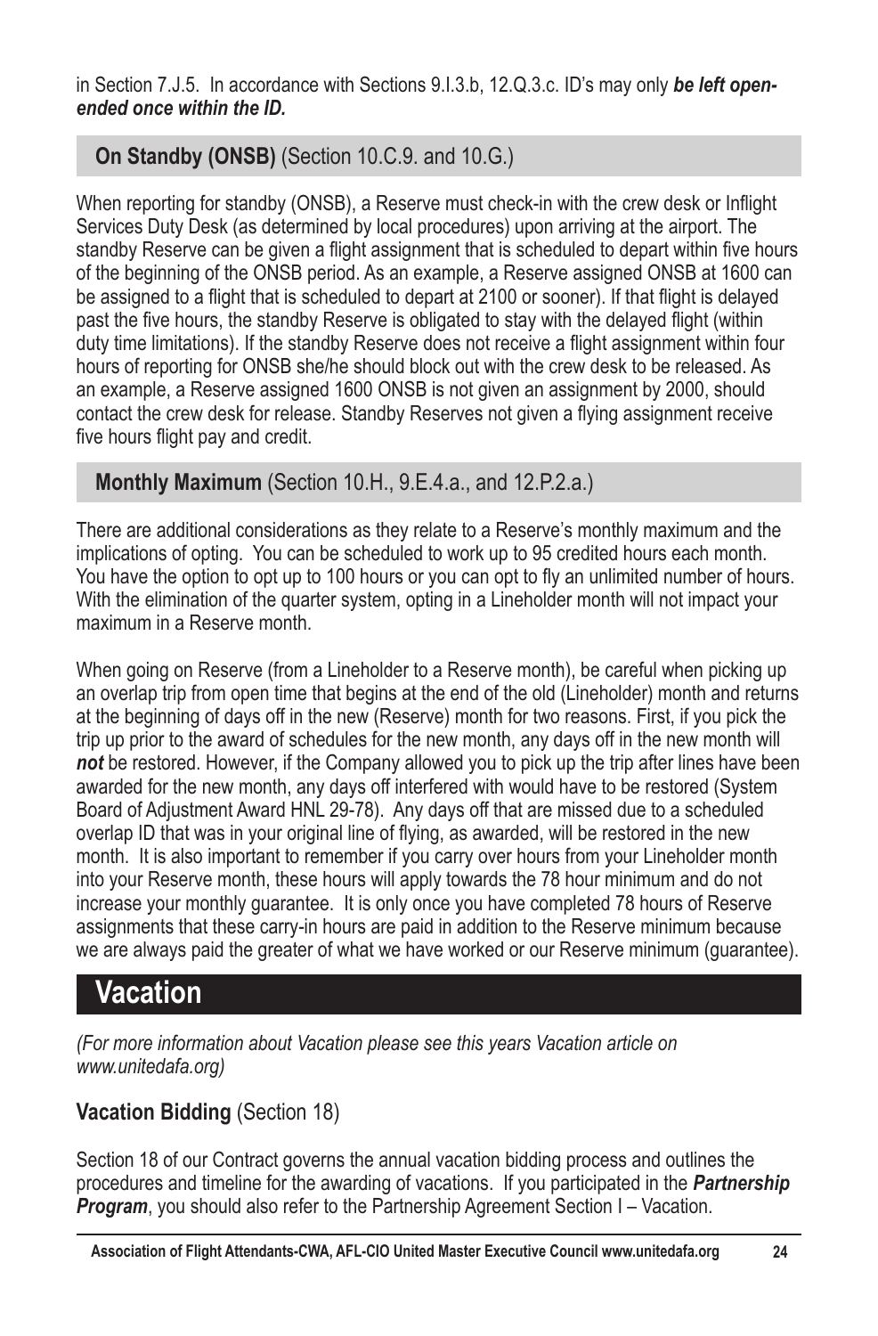in Section 7.J.5. In accordance with Sections 9.I.3.b, 12.Q.3.c. ID's may only ***be left open-ended once within the ID.***

### **On Standby (ONSB)** (Section 10.C.9. and 10.G.)

When reporting for standby (ONSB), a Reserve must check-in with the crew desk or Inflight Services Duty Desk (as determined by local procedures) upon arriving at the airport. The standby Reserve can be given a flight assignment that is scheduled to depart within five hours of the beginning of the ONSB period. As an example, a Reserve assigned ONSB at 1600 can be assigned to a flight that is scheduled to depart at 2100 or sooner). If that flight is delayed past the five hours, the standby Reserve is obligated to stay with the delayed flight (within duty time limitations). If the standby Reserve does not receive a flight assignment within four hours of reporting for ONSB she/he should block out with the crew desk to be released. As an example, a Reserve assigned 1600 ONSB is not given an assignment by 2000, should contact the crew desk for release. Standby Reserves not given a flying assignment receive five hours flight pay and credit.

### **Monthly Maximum** (Section 10.H., 9.E.4.a., and 12.P.2.a.)

There are additional considerations as they relate to a Reserve's monthly maximum and the implications of opting. You can be scheduled to work up to 95 credited hours each month. You have the option to opt up to 100 hours or you can opt to fly an unlimited number of hours. With the elimination of the quarter system, opting in a Lineholder month will not impact your maximum in a Reserve month.

When going on Reserve (from a Lineholder to a Reserve month), be careful when picking up an overlap trip from open time that begins at the end of the old (Lineholder) month and returns at the beginning of days off in the new (Reserve) month for two reasons. First, if you pick the trip up prior to the award of schedules for the new month, any days off in the new month will ***not*** be restored. However, if the Company allowed you to pick up the trip after lines have been awarded for the new month, any days off interfered with would have to be restored (System Board of Adjustment Award HNL 29-78). Any days off that are missed due to a scheduled overlap ID that was in your original line of flying, as awarded, will be restored in the new month. It is also important to remember if you carry over hours from your Lineholder month into your Reserve month, these hours will apply towards the 78 hour minimum and do not increase your monthly guarantee. It is only once you have completed 78 hours of Reserve assignments that these carry-in hours are paid in addition to the Reserve minimum because we are always paid the greater of what we have worked or our Reserve minimum (guarantee).

## Vacation

*(For more information about Vacation please see this years Vacation article on www.unitedafa.org)*

### **Vacation Bidding** (Section 18)

Section 18 of our Contract governs the annual vacation bidding process and outlines the procedures and timeline for the awarding of vacations. If you participated in the ***Partnership Program***, you should also refer to the Partnership Agreement Section I – Vacation.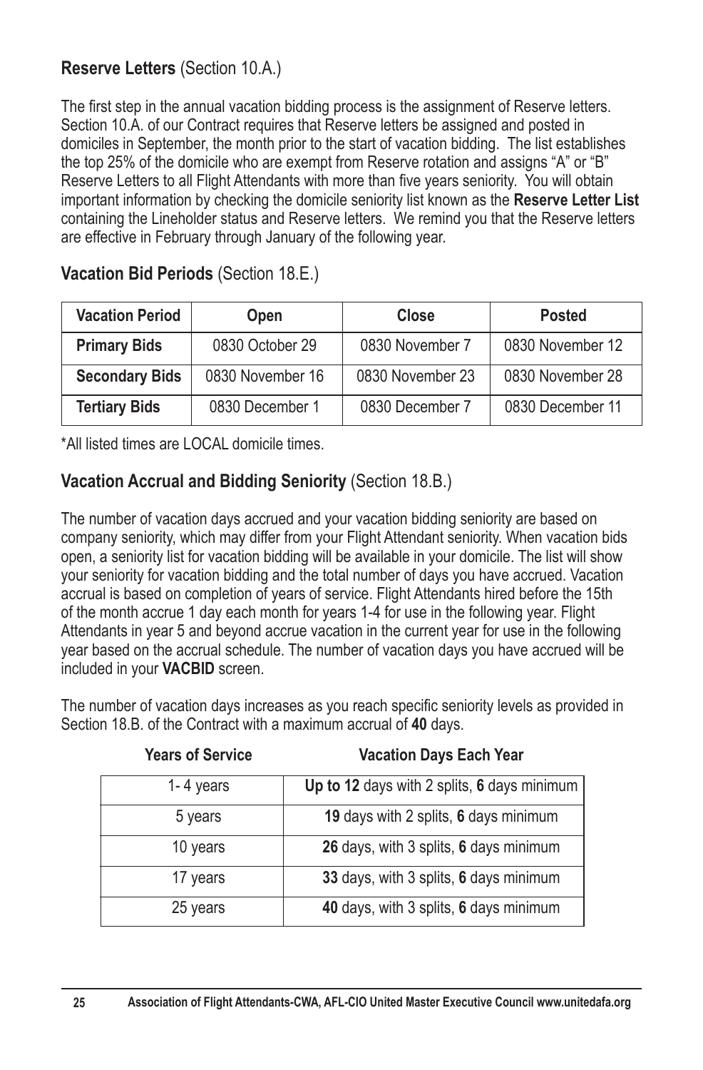### **Reserve Letters** (Section 10.A.)

The first step in the annual vacation bidding process is the assignment of Reserve letters. Section 10.A. of our Contract requires that Reserve letters be assigned and posted in domiciles in September, the month prior to the start of vacation bidding. The list establishes the top 25% of the domicile who are exempt from Reserve rotation and assigns "A" or "B" Reserve Letters to all Flight Attendants with more than five years seniority. You will obtain important information by checking the domicile seniority list known as the **Reserve Letter List** containing the Lineholder status and Reserve letters. We remind you that the Reserve letters are effective in February through January of the following year.

### **Vacation Bid Periods** (Section 18.E.)

| Vacation Period | Open | Close | Posted |
|---|---|---|---|
| **Primary Bids** | 0830 October 29 | 0830 November 7 | 0830 November 12 |
| **Secondary Bids** | 0830 November 16 | 0830 November 23 | 0830 November 28 |
| **Tertiary Bids** | 0830 December 1 | 0830 December 7 | 0830 December 11 |

*All listed times are LOCAL domicile times.

### **Vacation Accrual and Bidding Seniority** (Section 18.B.)

The number of vacation days accrued and your vacation bidding seniority are based on company seniority, which may differ from your Flight Attendant seniority. When vacation bids open, a seniority list for vacation bidding will be available in your domicile. The list will show your seniority for vacation bidding and the total number of days you have accrued. Vacation accrual is based on completion of years of service. Flight Attendants hired before the 15th of the month accrue 1 day each month for years 1-4 for use in the following year. Flight Attendants in year 5 and beyond accrue vacation in the current year for use in the following year based on the accrual schedule. The number of vacation days you have accrued will be included in your **VACBID** screen.

The number of vacation days increases as you reach specific seniority levels as provided in Section 18.B. of the Contract with a maximum accrual of **40** days.

| Years of Service | Vacation Days Each Year |
|---|---|
| 1- 4 years | **Up to 12** days with 2 splits, **6** days minimum |
| 5 years | **19** days with 2 splits, **6** days minimum |
| 10 years | **26** days, with 3 splits, **6** days minimum |
| 17 years | **33** days, with 3 splits, **6** days minimum |
| 25 years | **40** days, with 3 splits, **6** days minimum |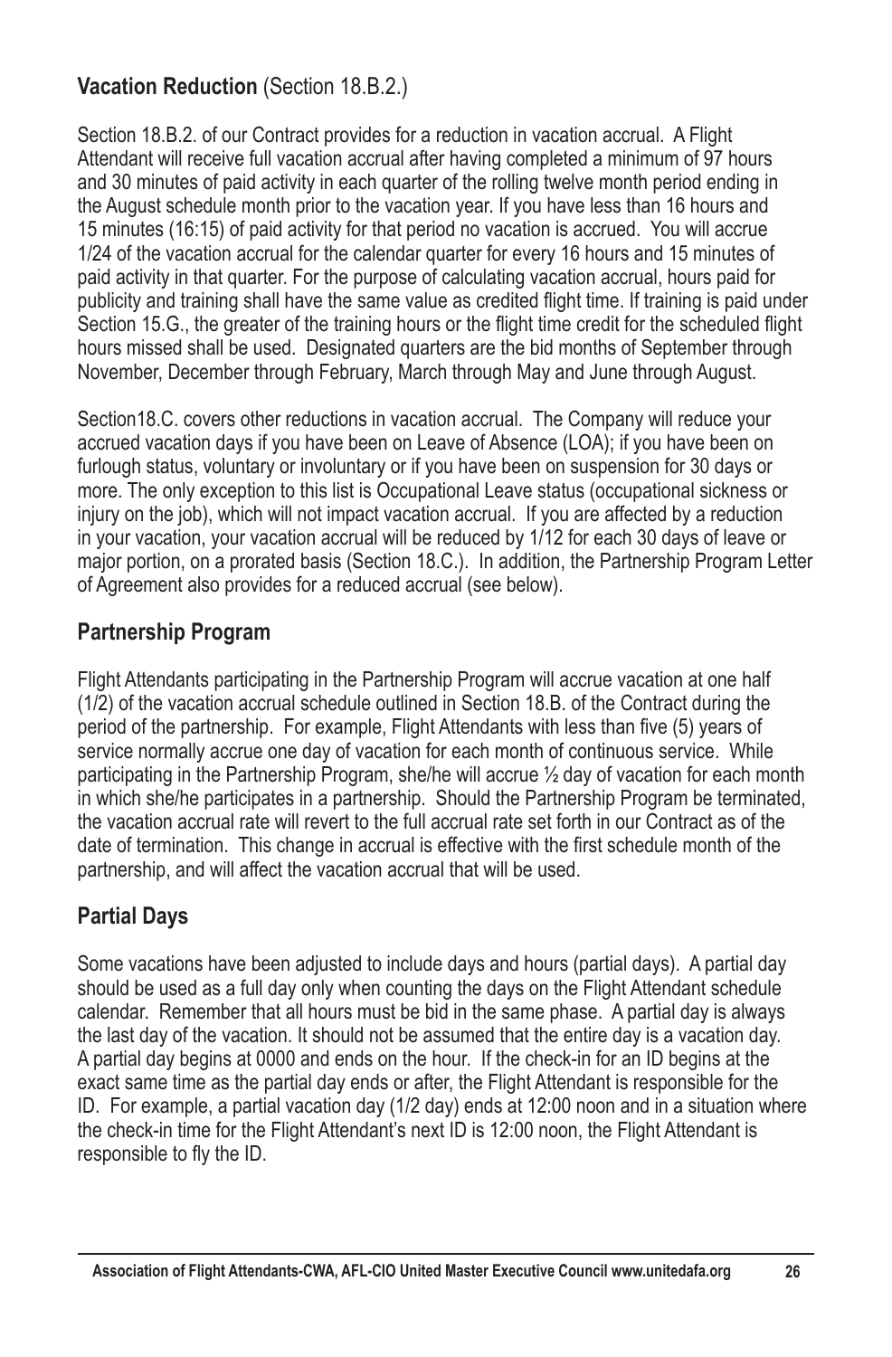## **Vacation Reduction** (Section 18.B.2.)

Section 18.B.2. of our Contract provides for a reduction in vacation accrual. A Flight Attendant will receive full vacation accrual after having completed a minimum of 97 hours and 30 minutes of paid activity in each quarter of the rolling twelve month period ending in the August schedule month prior to the vacation year. If you have less than 16 hours and 15 minutes (16:15) of paid activity for that period no vacation is accrued. You will accrue 1/24 of the vacation accrual for the calendar quarter for every 16 hours and 15 minutes of paid activity in that quarter. For the purpose of calculating vacation accrual, hours paid for publicity and training shall have the same value as credited flight time. If training is paid under Section 15.G., the greater of the training hours or the flight time credit for the scheduled flight hours missed shall be used. Designated quarters are the bid months of September through November, December through February, March through May and June through August.

Section18.C. covers other reductions in vacation accrual. The Company will reduce your accrued vacation days if you have been on Leave of Absence (LOA); if you have been on furlough status, voluntary or involuntary or if you have been on suspension for 30 days or more. The only exception to this list is Occupational Leave status (occupational sickness or injury on the job), which will not impact vacation accrual. If you are affected by a reduction in your vacation, your vacation accrual will be reduced by 1/12 for each 30 days of leave or major portion, on a prorated basis (Section 18.C.). In addition, the Partnership Program Letter of Agreement also provides for a reduced accrual (see below).

## **Partnership Program**

Flight Attendants participating in the Partnership Program will accrue vacation at one half (1/2) of the vacation accrual schedule outlined in Section 18.B. of the Contract during the period of the partnership. For example, Flight Attendants with less than five (5) years of service normally accrue one day of vacation for each month of continuous service. While participating in the Partnership Program, she/he will accrue ½ day of vacation for each month in which she/he participates in a partnership. Should the Partnership Program be terminated, the vacation accrual rate will revert to the full accrual rate set forth in our Contract as of the date of termination. This change in accrual is effective with the first schedule month of the partnership, and will affect the vacation accrual that will be used.

## **Partial Days**

Some vacations have been adjusted to include days and hours (partial days). A partial day should be used as a full day only when counting the days on the Flight Attendant schedule calendar. Remember that all hours must be bid in the same phase. A partial day is always the last day of the vacation. It should not be assumed that the entire day is a vacation day. A partial day begins at 0000 and ends on the hour. If the check-in for an ID begins at the exact same time as the partial day ends or after, the Flight Attendant is responsible for the ID. For example, a partial vacation day (1/2 day) ends at 12:00 noon and in a situation where the check-in time for the Flight Attendant's next ID is 12:00 noon, the Flight Attendant is responsible to fly the ID.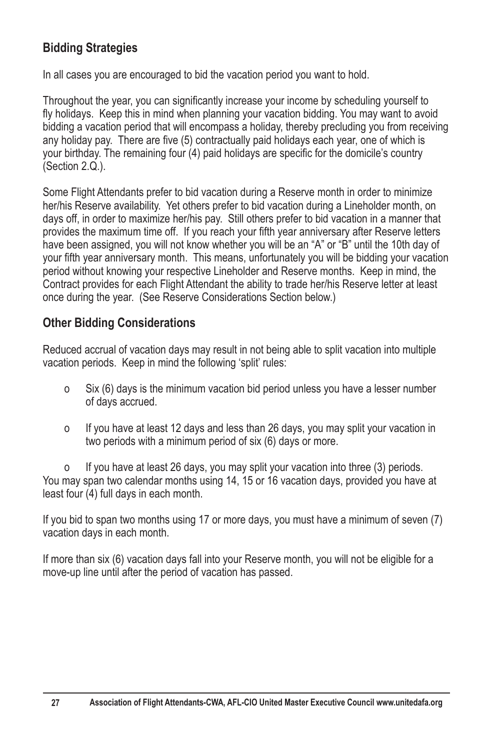## Bidding Strategies

In all cases you are encouraged to bid the vacation period you want to hold.

Throughout the year, you can significantly increase your income by scheduling yourself to fly holidays. Keep this in mind when planning your vacation bidding. You may want to avoid bidding a vacation period that will encompass a holiday, thereby precluding you from receiving any holiday pay. There are five (5) contractually paid holidays each year, one of which is your birthday. The remaining four (4) paid holidays are specific for the domicile's country (Section 2.Q.).

Some Flight Attendants prefer to bid vacation during a Reserve month in order to minimize her/his Reserve availability. Yet others prefer to bid vacation during a Lineholder month, on days off, in order to maximize her/his pay. Still others prefer to bid vacation in a manner that provides the maximum time off. If you reach your fifth year anniversary after Reserve letters have been assigned, you will not know whether you will be an "A" or "B" until the 10th day of your fifth year anniversary month. This means, unfortunately you will be bidding your vacation period without knowing your respective Lineholder and Reserve months. Keep in mind, the Contract provides for each Flight Attendant the ability to trade her/his Reserve letter at least once during the year. (See Reserve Considerations Section below.)

## Other Bidding Considerations

Reduced accrual of vacation days may result in not being able to split vacation into multiple vacation periods. Keep in mind the following 'split' rules:

- Six (6) days is the minimum vacation bid period unless you have a lesser number of days accrued.
- If you have at least 12 days and less than 26 days, you may split your vacation in two periods with a minimum period of six (6) days or more.
- If you have at least 26 days, you may split your vacation into three (3) periods.

You may span two calendar months using 14, 15 or 16 vacation days, provided you have at least four (4) full days in each month.

If you bid to span two months using 17 or more days, you must have a minimum of seven (7) vacation days in each month.

If more than six (6) vacation days fall into your Reserve month, you will not be eligible for a move-up line until after the period of vacation has passed.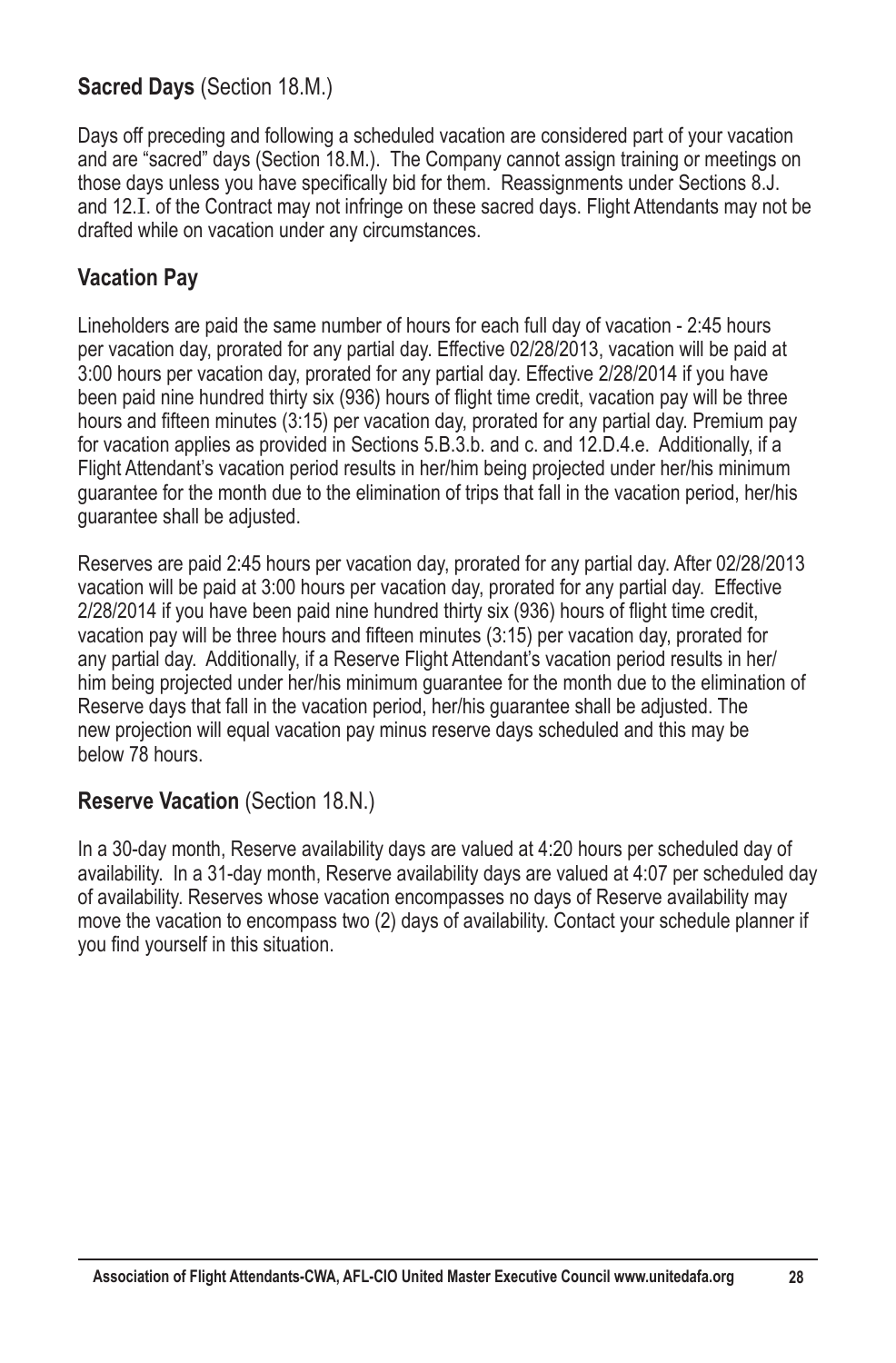## **Sacred Days** (Section 18.M.)

Days off preceding and following a scheduled vacation are considered part of your vacation and are "sacred" days (Section 18.M.). The Company cannot assign training or meetings on those days unless you have specifically bid for them. Reassignments under Sections 8.J. and 12.I. of the Contract may not infringe on these sacred days. Flight Attendants may not be drafted while on vacation under any circumstances.

## **Vacation Pay**

Lineholders are paid the same number of hours for each full day of vacation - 2:45 hours per vacation day, prorated for any partial day. Effective 02/28/2013, vacation will be paid at 3:00 hours per vacation day, prorated for any partial day. Effective 2/28/2014 if you have been paid nine hundred thirty six (936) hours of flight time credit, vacation pay will be three hours and fifteen minutes (3:15) per vacation day, prorated for any partial day. Premium pay for vacation applies as provided in Sections 5.B.3.b. and c. and 12.D.4.e. Additionally, if a Flight Attendant's vacation period results in her/him being projected under her/his minimum guarantee for the month due to the elimination of trips that fall in the vacation period, her/his guarantee shall be adjusted.

Reserves are paid 2:45 hours per vacation day, prorated for any partial day. After 02/28/2013 vacation will be paid at 3:00 hours per vacation day, prorated for any partial day. Effective 2/28/2014 if you have been paid nine hundred thirty six (936) hours of flight time credit, vacation pay will be three hours and fifteen minutes (3:15) per vacation day, prorated for any partial day. Additionally, if a Reserve Flight Attendant's vacation period results in her/him being projected under her/his minimum guarantee for the month due to the elimination of Reserve days that fall in the vacation period, her/his guarantee shall be adjusted. The new projection will equal vacation pay minus reserve days scheduled and this may be below 78 hours.

## **Reserve Vacation** (Section 18.N.)

In a 30-day month, Reserve availability days are valued at 4:20 hours per scheduled day of availability. In a 31-day month, Reserve availability days are valued at 4:07 per scheduled day of availability. Reserves whose vacation encompasses no days of Reserve availability may move the vacation to encompass two (2) days of availability. Contact your schedule planner if you find yourself in this situation.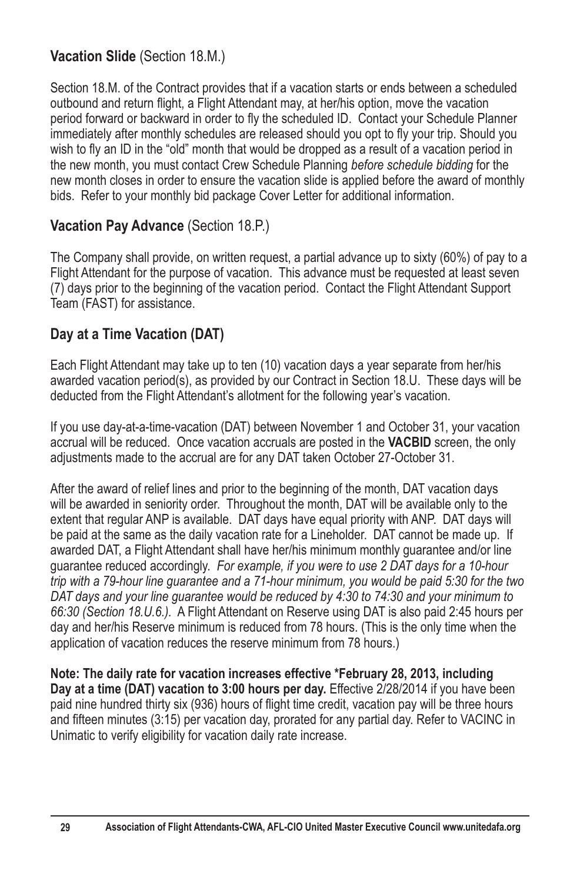### **Vacation Slide** (Section 18.M.)

Section 18.M. of the Contract provides that if a vacation starts or ends between a scheduled outbound and return flight, a Flight Attendant may, at her/his option, move the vacation period forward or backward in order to fly the scheduled ID. Contact your Schedule Planner immediately after monthly schedules are released should you opt to fly your trip. Should you wish to fly an ID in the "old" month that would be dropped as a result of a vacation period in the new month, you must contact Crew Schedule Planning *before schedule bidding* for the new month closes in order to ensure the vacation slide is applied before the award of monthly bids. Refer to your monthly bid package Cover Letter for additional information.

### **Vacation Pay Advance** (Section 18.P.)

The Company shall provide, on written request, a partial advance up to sixty (60%) of pay to a Flight Attendant for the purpose of vacation. This advance must be requested at least seven (7) days prior to the beginning of the vacation period. Contact the Flight Attendant Support Team (FAST) for assistance.

### **Day at a Time Vacation (DAT)**

Each Flight Attendant may take up to ten (10) vacation days a year separate from her/his awarded vacation period(s), as provided by our Contract in Section 18.U. These days will be deducted from the Flight Attendant's allotment for the following year's vacation.

If you use day-at-a-time-vacation (DAT) between November 1 and October 31, your vacation accrual will be reduced. Once vacation accruals are posted in the **VACBID** screen, the only adjustments made to the accrual are for any DAT taken October 27-October 31.

After the award of relief lines and prior to the beginning of the month, DAT vacation days will be awarded in seniority order. Throughout the month, DAT will be available only to the extent that regular ANP is available. DAT days have equal priority with ANP. DAT days will be paid at the same as the daily vacation rate for a Lineholder. DAT cannot be made up. If awarded DAT, a Flight Attendant shall have her/his minimum monthly guarantee and/or line guarantee reduced accordingly. *For example, if you were to use 2 DAT days for a 10-hour trip with a 79-hour line guarantee and a 71-hour minimum, you would be paid 5:30 for the two DAT days and your line guarantee would be reduced by 4:30 to 74:30 and your minimum to 66:30 (Section 18.U.6.).* A Flight Attendant on Reserve using DAT is also paid 2:45 hours per day and her/his Reserve minimum is reduced from 78 hours. (This is the only time when the application of vacation reduces the reserve minimum from 78 hours.)

**Note: The daily rate for vacation increases effective \*February 28, 2013, including Day at a time (DAT) vacation to 3:00 hours per day.** Effective 2/28/2014 if you have been paid nine hundred thirty six (936) hours of flight time credit, vacation pay will be three hours and fifteen minutes (3:15) per vacation day, prorated for any partial day. Refer to VACINC in Unimatic to verify eligibility for vacation daily rate increase.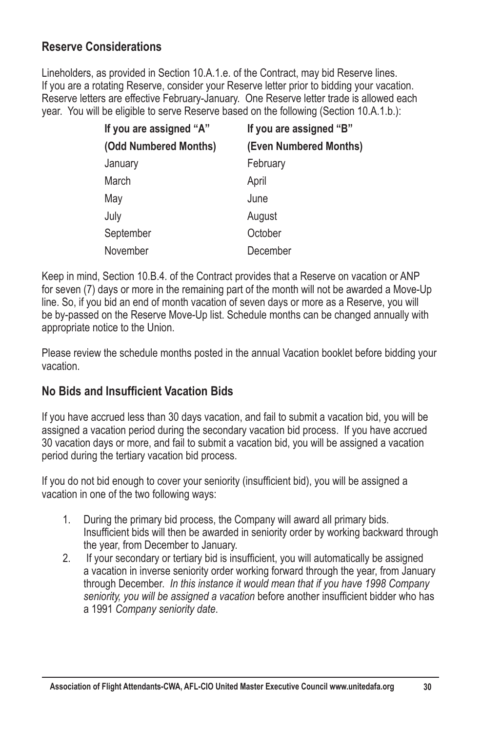## Reserve Considerations

Lineholders, as provided in Section 10.A.1.e. of the Contract, may bid Reserve lines. If you are a rotating Reserve, consider your Reserve letter prior to bidding your vacation. Reserve letters are effective February-January. One Reserve letter trade is allowed each year. You will be eligible to serve Reserve based on the following (Section 10.A.1.b.):

| **If you are assigned "A" (Odd Numbered Months)** | **If you are assigned "B" (Even Numbered Months)** |
|---|---|
| January | February |
| March | April |
| May | June |
| July | August |
| September | October |
| November | December |

Keep in mind, Section 10.B.4. of the Contract provides that a Reserve on vacation or ANP for seven (7) days or more in the remaining part of the month will not be awarded a Move-Up line. So, if you bid an end of month vacation of seven days or more as a Reserve, you will be by-passed on the Reserve Move-Up list. Schedule months can be changed annually with appropriate notice to the Union.

Please review the schedule months posted in the annual Vacation booklet before bidding your vacation.

## No Bids and Insufficient Vacation Bids

If you have accrued less than 30 days vacation, and fail to submit a vacation bid, you will be assigned a vacation period during the secondary vacation bid process. If you have accrued 30 vacation days or more, and fail to submit a vacation bid, you will be assigned a vacation period during the tertiary vacation bid process.

If you do not bid enough to cover your seniority (insufficient bid), you will be assigned a vacation in one of the two following ways:

1. During the primary bid process, the Company will award all primary bids. Insufficient bids will then be awarded in seniority order by working backward through the year, from December to January.
2. If your secondary or tertiary bid is insufficient, you will automatically be assigned a vacation in inverse seniority order working forward through the year, from January through December. *In this instance it would mean that if you have 1998 Company seniority, you will be assigned a vacation* before another insufficient bidder who has a 1991 *Company seniority date*.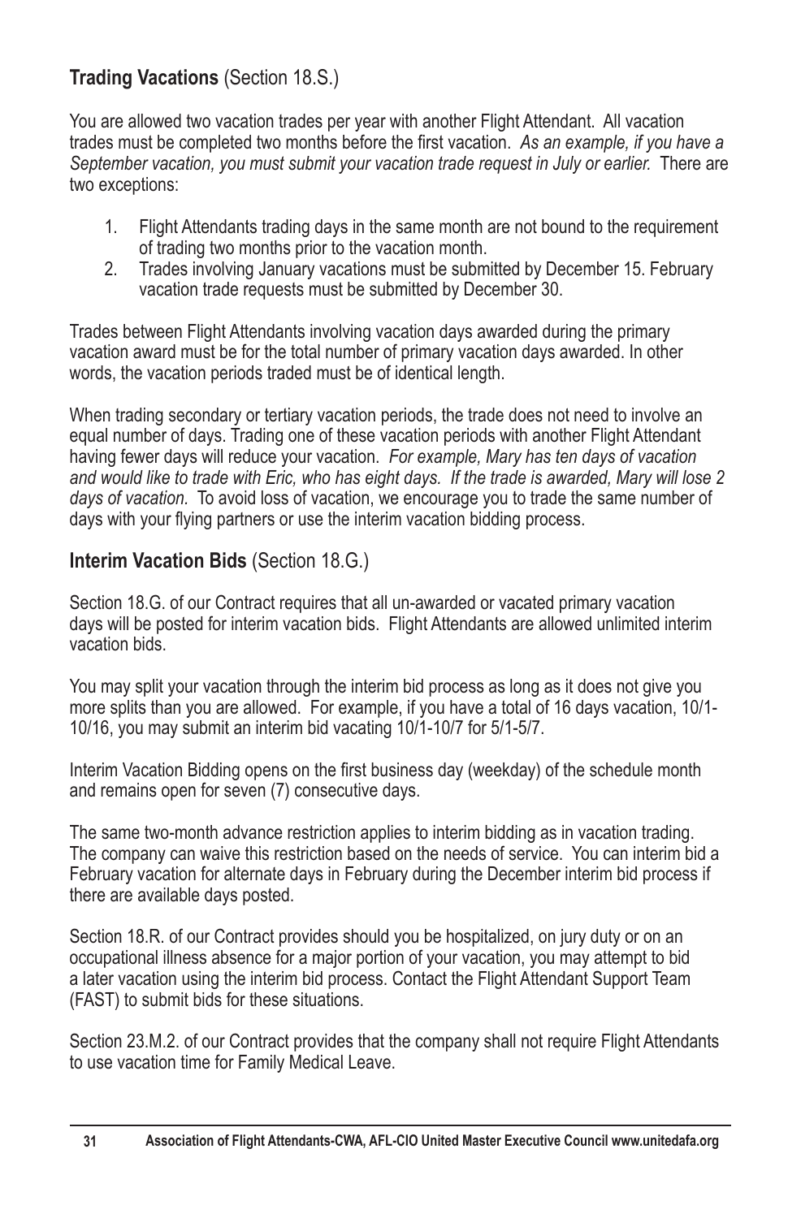### **Trading Vacations** (Section 18.S.)

You are allowed two vacation trades per year with another Flight Attendant. All vacation trades must be completed two months before the first vacation. *As an example, if you have a September vacation, you must submit your vacation trade request in July or earlier.* There are two exceptions:

1. Flight Attendants trading days in the same month are not bound to the requirement of trading two months prior to the vacation month.
2. Trades involving January vacations must be submitted by December 15. February vacation trade requests must be submitted by December 30.

Trades between Flight Attendants involving vacation days awarded during the primary vacation award must be for the total number of primary vacation days awarded. In other words, the vacation periods traded must be of identical length.

When trading secondary or tertiary vacation periods, the trade does not need to involve an equal number of days. Trading one of these vacation periods with another Flight Attendant having fewer days will reduce your vacation. *For example, Mary has ten days of vacation and would like to trade with Eric, who has eight days. If the trade is awarded, Mary will lose 2 days of vacation.* To avoid loss of vacation, we encourage you to trade the same number of days with your flying partners or use the interim vacation bidding process.

### **Interim Vacation Bids** (Section 18.G.)

Section 18.G. of our Contract requires that all un-awarded or vacated primary vacation days will be posted for interim vacation bids. Flight Attendants are allowed unlimited interim vacation bids.

You may split your vacation through the interim bid process as long as it does not give you more splits than you are allowed. For example, if you have a total of 16 days vacation, 10/1-10/16, you may submit an interim bid vacating 10/1-10/7 for 5/1-5/7.

Interim Vacation Bidding opens on the first business day (weekday) of the schedule month and remains open for seven (7) consecutive days.

The same two-month advance restriction applies to interim bidding as in vacation trading. The company can waive this restriction based on the needs of service. You can interim bid a February vacation for alternate days in February during the December interim bid process if there are available days posted.

Section 18.R. of our Contract provides should you be hospitalized, on jury duty or on an occupational illness absence for a major portion of your vacation, you may attempt to bid a later vacation using the interim bid process. Contact the Flight Attendant Support Team (FAST) to submit bids for these situations.

Section 23.M.2. of our Contract provides that the company shall not require Flight Attendants to use vacation time for Family Medical Leave.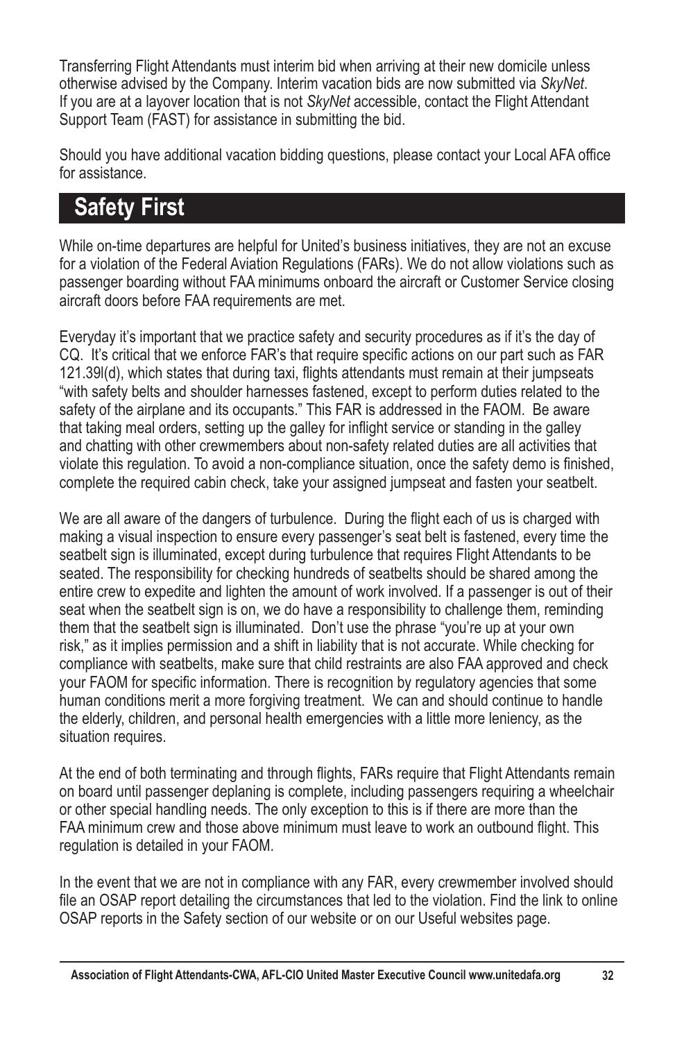Transferring Flight Attendants must interim bid when arriving at their new domicile unless otherwise advised by the Company. Interim vacation bids are now submitted via *SkyNet*. If you are at a layover location that is not *SkyNet* accessible, contact the Flight Attendant Support Team (FAST) for assistance in submitting the bid.

Should you have additional vacation bidding questions, please contact your Local AFA office for assistance.

## Safety First

While on-time departures are helpful for United's business initiatives, they are not an excuse for a violation of the Federal Aviation Regulations (FARs). We do not allow violations such as passenger boarding without FAA minimums onboard the aircraft or Customer Service closing aircraft doors before FAA requirements are met.

Everyday it's important that we practice safety and security procedures as if it's the day of CQ. It's critical that we enforce FAR's that require specific actions on our part such as FAR 121.39l(d), which states that during taxi, flights attendants must remain at their jumpseats "with safety belts and shoulder harnesses fastened, except to perform duties related to the safety of the airplane and its occupants." This FAR is addressed in the FAOM. Be aware that taking meal orders, setting up the galley for inflight service or standing in the galley and chatting with other crewmembers about non-safety related duties are all activities that violate this regulation. To avoid a non-compliance situation, once the safety demo is finished, complete the required cabin check, take your assigned jumpseat and fasten your seatbelt.

We are all aware of the dangers of turbulence. During the flight each of us is charged with making a visual inspection to ensure every passenger's seat belt is fastened, every time the seatbelt sign is illuminated, except during turbulence that requires Flight Attendants to be seated. The responsibility for checking hundreds of seatbelts should be shared among the entire crew to expedite and lighten the amount of work involved. If a passenger is out of their seat when the seatbelt sign is on, we do have a responsibility to challenge them, reminding them that the seatbelt sign is illuminated. Don't use the phrase "you're up at your own risk," as it implies permission and a shift in liability that is not accurate. While checking for compliance with seatbelts, make sure that child restraints are also FAA approved and check your FAOM for specific information. There is recognition by regulatory agencies that some human conditions merit a more forgiving treatment. We can and should continue to handle the elderly, children, and personal health emergencies with a little more leniency, as the situation requires.

At the end of both terminating and through flights, FARs require that Flight Attendants remain on board until passenger deplaning is complete, including passengers requiring a wheelchair or other special handling needs. The only exception to this is if there are more than the FAA minimum crew and those above minimum must leave to work an outbound flight. This regulation is detailed in your FAOM.

In the event that we are not in compliance with any FAR, every crewmember involved should file an OSAP report detailing the circumstances that led to the violation. Find the link to online OSAP reports in the Safety section of our website or on our Useful websites page.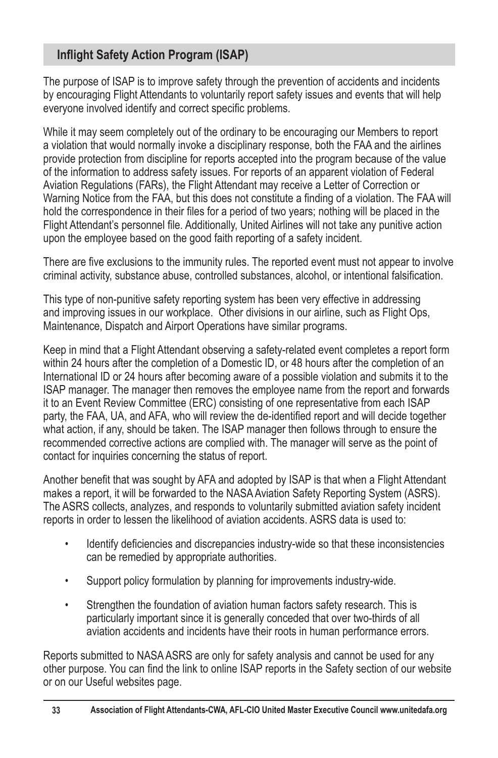## Inflight Safety Action Program (ISAP)

The purpose of ISAP is to improve safety through the prevention of accidents and incidents by encouraging Flight Attendants to voluntarily report safety issues and events that will help everyone involved identify and correct specific problems.

While it may seem completely out of the ordinary to be encouraging our Members to report a violation that would normally invoke a disciplinary response, both the FAA and the airlines provide protection from discipline for reports accepted into the program because of the value of the information to address safety issues. For reports of an apparent violation of Federal Aviation Regulations (FARs), the Flight Attendant may receive a Letter of Correction or Warning Notice from the FAA, but this does not constitute a finding of a violation. The FAA will hold the correspondence in their files for a period of two years; nothing will be placed in the Flight Attendant's personnel file. Additionally, United Airlines will not take any punitive action upon the employee based on the good faith reporting of a safety incident.

There are five exclusions to the immunity rules. The reported event must not appear to involve criminal activity, substance abuse, controlled substances, alcohol, or intentional falsification.

This type of non-punitive safety reporting system has been very effective in addressing and improving issues in our workplace. Other divisions in our airline, such as Flight Ops, Maintenance, Dispatch and Airport Operations have similar programs.

Keep in mind that a Flight Attendant observing a safety-related event completes a report form within 24 hours after the completion of a Domestic ID, or 48 hours after the completion of an International ID or 24 hours after becoming aware of a possible violation and submits it to the ISAP manager. The manager then removes the employee name from the report and forwards it to an Event Review Committee (ERC) consisting of one representative from each ISAP party, the FAA, UA, and AFA, who will review the de-identified report and will decide together what action, if any, should be taken. The ISAP manager then follows through to ensure the recommended corrective actions are complied with. The manager will serve as the point of contact for inquiries concerning the status of report.

Another benefit that was sought by AFA and adopted by ISAP is that when a Flight Attendant makes a report, it will be forwarded to the NASA Aviation Safety Reporting System (ASRS). The ASRS collects, analyzes, and responds to voluntarily submitted aviation safety incident reports in order to lessen the likelihood of aviation accidents. ASRS data is used to:

- Identify deficiencies and discrepancies industry-wide so that these inconsistencies can be remedied by appropriate authorities.
- Support policy formulation by planning for improvements industry-wide.
- Strengthen the foundation of aviation human factors safety research. This is particularly important since it is generally conceded that over two-thirds of all aviation accidents and incidents have their roots in human performance errors.

Reports submitted to NASA ASRS are only for safety analysis and cannot be used for any other purpose. You can find the link to online ISAP reports in the Safety section of our website or on our Useful websites page.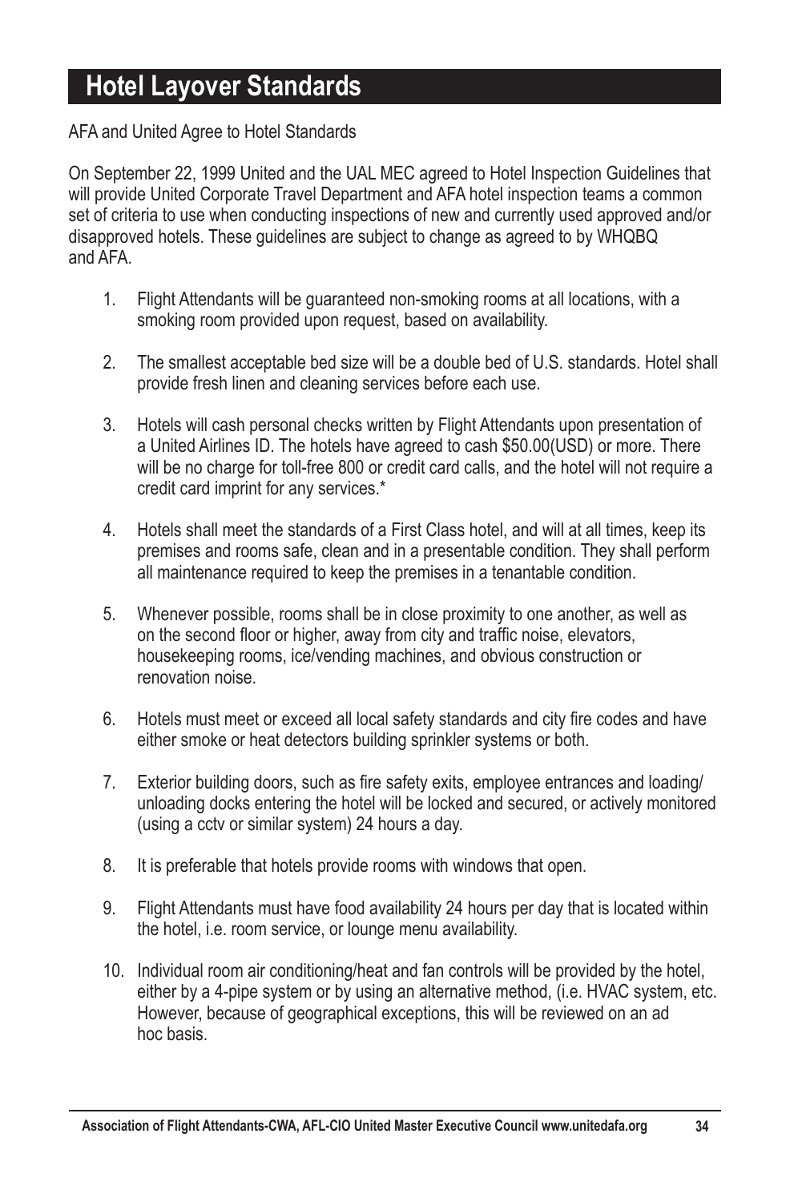# Hotel Layover Standards

AFA and United Agree to Hotel Standards

On September 22, 1999 United and the UAL MEC agreed to Hotel Inspection Guidelines that will provide United Corporate Travel Department and AFA hotel inspection teams a common set of criteria to use when conducting inspections of new and currently used approved and/or disapproved hotels. These guidelines are subject to change as agreed to by WHQBQ and AFA.

1. Flight Attendants will be guaranteed non-smoking rooms at all locations, with a smoking room provided upon request, based on availability.

2. The smallest acceptable bed size will be a double bed of U.S. standards. Hotel shall provide fresh linen and cleaning services before each use.

3. Hotels will cash personal checks written by Flight Attendants upon presentation of a United Airlines ID. The hotels have agreed to cash $50.00(USD) or more. There will be no charge for toll-free 800 or credit card calls, and the hotel will not require a credit card imprint for any services.*

4. Hotels shall meet the standards of a First Class hotel, and will at all times, keep its premises and rooms safe, clean and in a presentable condition. They shall perform all maintenance required to keep the premises in a tenantable condition.

5. Whenever possible, rooms shall be in close proximity to one another, as well as on the second floor or higher, away from city and traffic noise, elevators, housekeeping rooms, ice/vending machines, and obvious construction or renovation noise.

6. Hotels must meet or exceed all local safety standards and city fire codes and have either smoke or heat detectors building sprinkler systems or both.

7. Exterior building doors, such as fire safety exits, employee entrances and loading/unloading docks entering the hotel will be locked and secured, or actively monitored (using a cctv or similar system) 24 hours a day.

8. It is preferable that hotels provide rooms with windows that open.

9. Flight Attendants must have food availability 24 hours per day that is located within the hotel, i.e. room service, or lounge menu availability.

10. Individual room air conditioning/heat and fan controls will be provided by the hotel, either by a 4-pipe system or by using an alternative method, (i.e. HVAC system, etc. However, because of geographical exceptions, this will be reviewed on an ad hoc basis.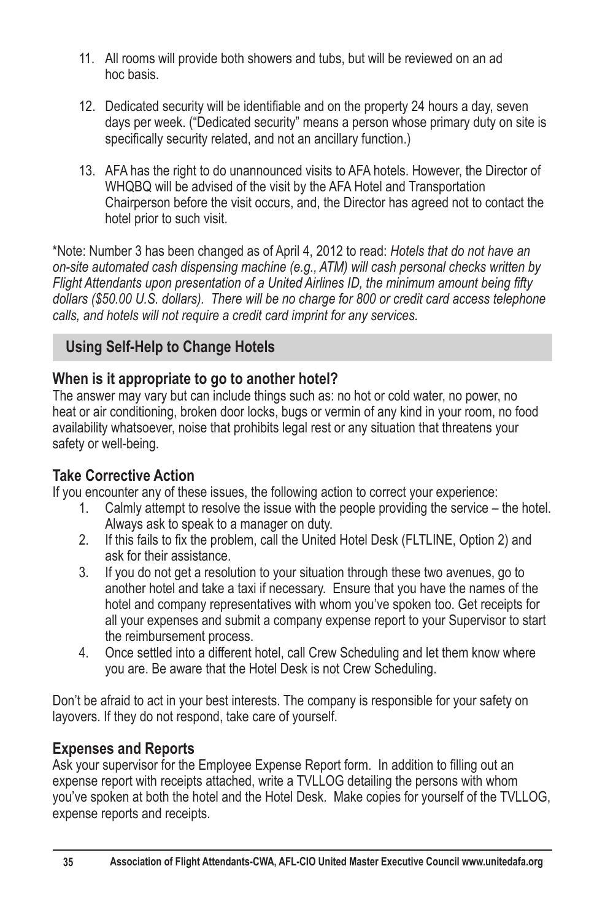11. All rooms will provide both showers and tubs, but will be reviewed on an ad hoc basis.

12. Dedicated security will be identifiable and on the property 24 hours a day, seven days per week. ("Dedicated security" means a person whose primary duty on site is specifically security related, and not an ancillary function.)

13. AFA has the right to do unannounced visits to AFA hotels. However, the Director of WHQBQ will be advised of the visit by the AFA Hotel and Transportation Chairperson before the visit occurs, and, the Director has agreed not to contact the hotel prior to such visit.

*Note: Number 3 has been changed as of April 4, 2012 to read: *Hotels that do not have an on-site automated cash dispensing machine (e.g., ATM) will cash personal checks written by Flight Attendants upon presentation of a United Airlines ID, the minimum amount being fifty dollars ($50.00 U.S. dollars). There will be no charge for 800 or credit card access telephone calls, and hotels will not require a credit card imprint for any services.*

## Using Self-Help to Change Hotels

### When is it appropriate to go to another hotel?

The answer may vary but can include things such as: no hot or cold water, no power, no heat or air conditioning, broken door locks, bugs or vermin of any kind in your room, no food availability whatsoever, noise that prohibits legal rest or any situation that threatens your safety or well-being.

### Take Corrective Action

If you encounter any of these issues, the following action to correct your experience:

1. Calmly attempt to resolve the issue with the people providing the service – the hotel. Always ask to speak to a manager on duty.
2. If this fails to fix the problem, call the United Hotel Desk (FLTLINE, Option 2) and ask for their assistance.
3. If you do not get a resolution to your situation through these two avenues, go to another hotel and take a taxi if necessary. Ensure that you have the names of the hotel and company representatives with whom you've spoken too. Get receipts for all your expenses and submit a company expense report to your Supervisor to start the reimbursement process.
4. Once settled into a different hotel, call Crew Scheduling and let them know where you are. Be aware that the Hotel Desk is not Crew Scheduling.

Don't be afraid to act in your best interests. The company is responsible for your safety on layovers. If they do not respond, take care of yourself.

### Expenses and Reports

Ask your supervisor for the Employee Expense Report form. In addition to filling out an expense report with receipts attached, write a TVLLOG detailing the persons with whom you've spoken at both the hotel and the Hotel Desk. Make copies for yourself of the TVLLOG, expense reports and receipts.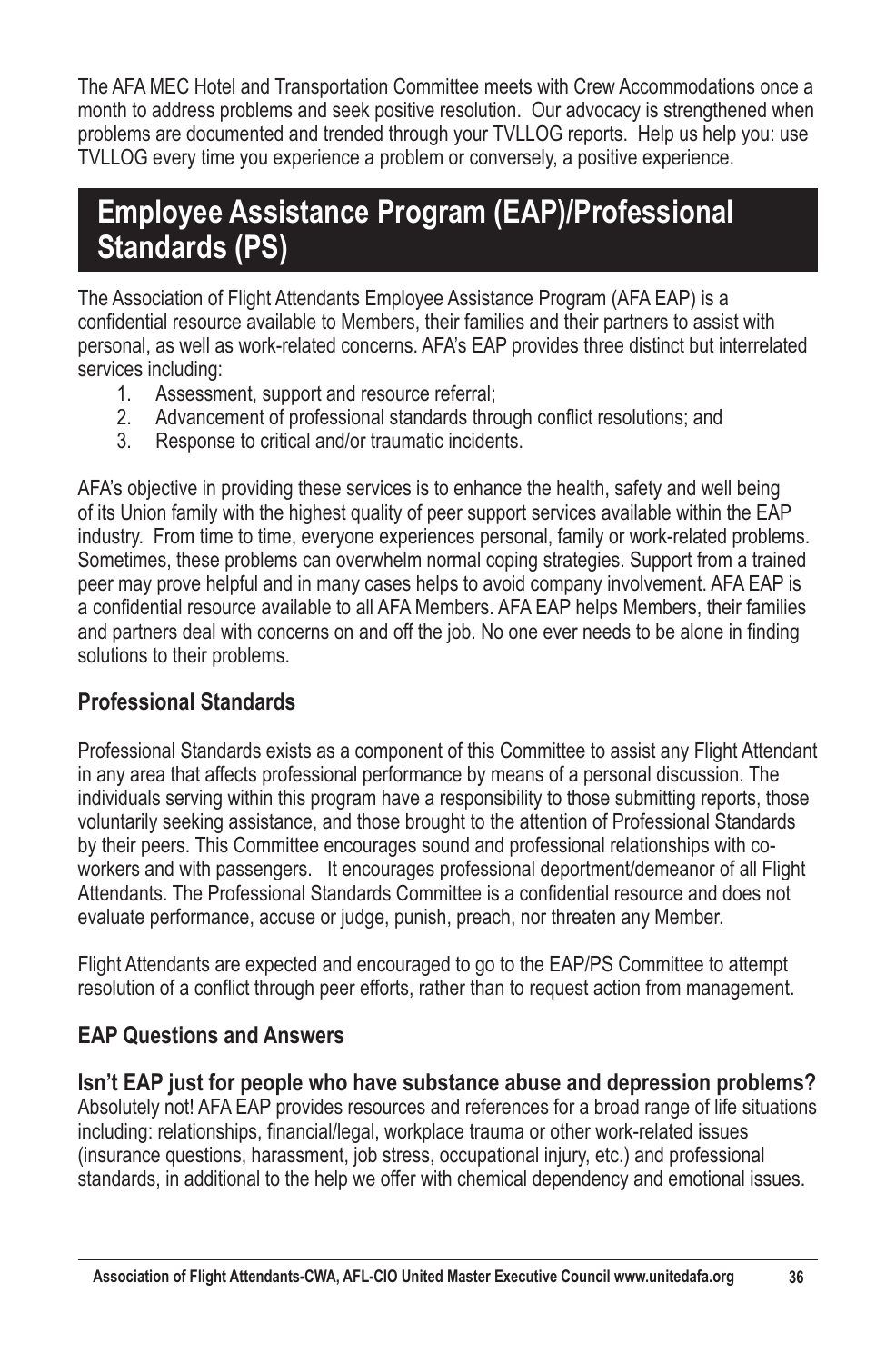The AFA MEC Hotel and Transportation Committee meets with Crew Accommodations once a month to address problems and seek positive resolution. Our advocacy is strengthened when problems are documented and trended through your TVLLOG reports. Help us help you: use TVLLOG every time you experience a problem or conversely, a positive experience.

# Employee Assistance Program (EAP)/Professional Standards (PS)

The Association of Flight Attendants Employee Assistance Program (AFA EAP) is a confidential resource available to Members, their families and their partners to assist with personal, as well as work-related concerns. AFA's EAP provides three distinct but interrelated services including:

1. Assessment, support and resource referral;
2. Advancement of professional standards through conflict resolutions; and
3. Response to critical and/or traumatic incidents.

AFA's objective in providing these services is to enhance the health, safety and well being of its Union family with the highest quality of peer support services available within the EAP industry. From time to time, everyone experiences personal, family or work-related problems. Sometimes, these problems can overwhelm normal coping strategies. Support from a trained peer may prove helpful and in many cases helps to avoid company involvement. AFA EAP is a confidential resource available to all AFA Members. AFA EAP helps Members, their families and partners deal with concerns on and off the job. No one ever needs to be alone in finding solutions to their problems.

## Professional Standards

Professional Standards exists as a component of this Committee to assist any Flight Attendant in any area that affects professional performance by means of a personal discussion. The individuals serving within this program have a responsibility to those submitting reports, those voluntarily seeking assistance, and those brought to the attention of Professional Standards by their peers. This Committee encourages sound and professional relationships with co-workers and with passengers. It encourages professional deportment/demeanor of all Flight Attendants. The Professional Standards Committee is a confidential resource and does not evaluate performance, accuse or judge, punish, preach, nor threaten any Member.

Flight Attendants are expected and encouraged to go to the EAP/PS Committee to attempt resolution of a conflict through peer efforts, rather than to request action from management.

## EAP Questions and Answers

**Isn't EAP just for people who have substance abuse and depression problems?**
Absolutely not! AFA EAP provides resources and references for a broad range of life situations including: relationships, financial/legal, workplace trauma or other work-related issues (insurance questions, harassment, job stress, occupational injury, etc.) and professional standards, in additional to the help we offer with chemical dependency and emotional issues.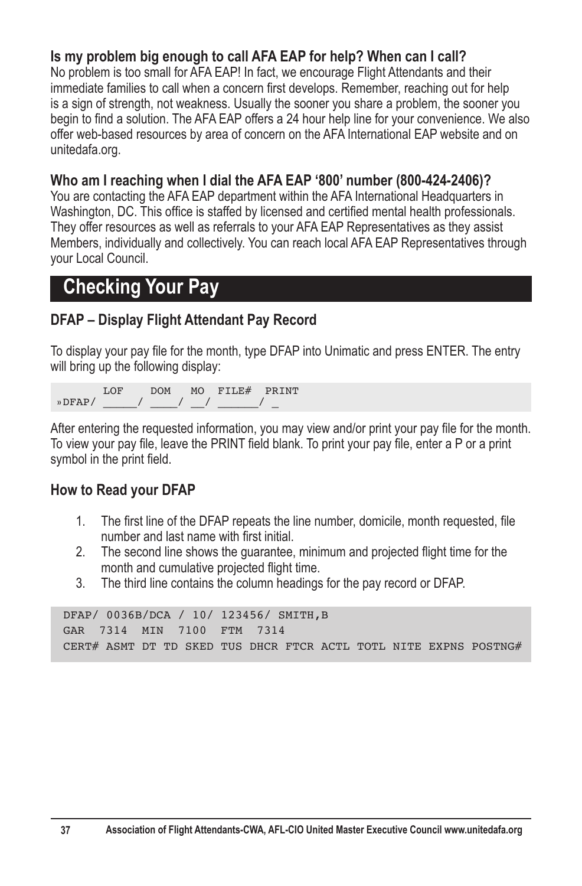### Is my problem big enough to call AFA EAP for help? When can I call?

No problem is too small for AFA EAP! In fact, we encourage Flight Attendants and their immediate families to call when a concern first develops. Remember, reaching out for help is a sign of strength, not weakness. Usually the sooner you share a problem, the sooner you begin to find a solution. The AFA EAP offers a 24 hour help line for your convenience. We also offer web-based resources by area of concern on the AFA International EAP website and on unitedafa.org.

### Who am I reaching when I dial the AFA EAP '800' number (800-424-2406)?

You are contacting the AFA EAP department within the AFA International Headquarters in Washington, DC. This office is staffed by licensed and certified mental health professionals. They offer resources as well as referrals to your AFA EAP Representatives as they assist Members, individually and collectively. You can reach local AFA EAP Representatives through your Local Council.

## Checking Your Pay

### DFAP – Display Flight Attendant Pay Record

To display your pay file for the month, type DFAP into Unimatic and press ENTER. The entry will bring up the following display:

```
       LOF    DOM   MO  FILE#  PRINT
»DFAP/ _____/ ____/ __/ ______/ _
```

After entering the requested information, you may view and/or print your pay file for the month. To view your pay file, leave the PRINT field blank. To print your pay file, enter a P or a print symbol in the print field.

### How to Read your DFAP

1. The first line of the DFAP repeats the line number, domicile, month requested, file number and last name with first initial.
2. The second line shows the guarantee, minimum and projected flight time for the month and cumulative projected flight time.
3. The third line contains the column headings for the pay record or DFAP.

```
DFAP/ 0036B/DCA / 10/ 123456/ SMITH,B
GAR  7314  MIN  7100  FTM  7314
CERT# ASMT DT TD SKED TUS DHCR FTCR ACTL TOTL NITE EXPNS POSTNG#
```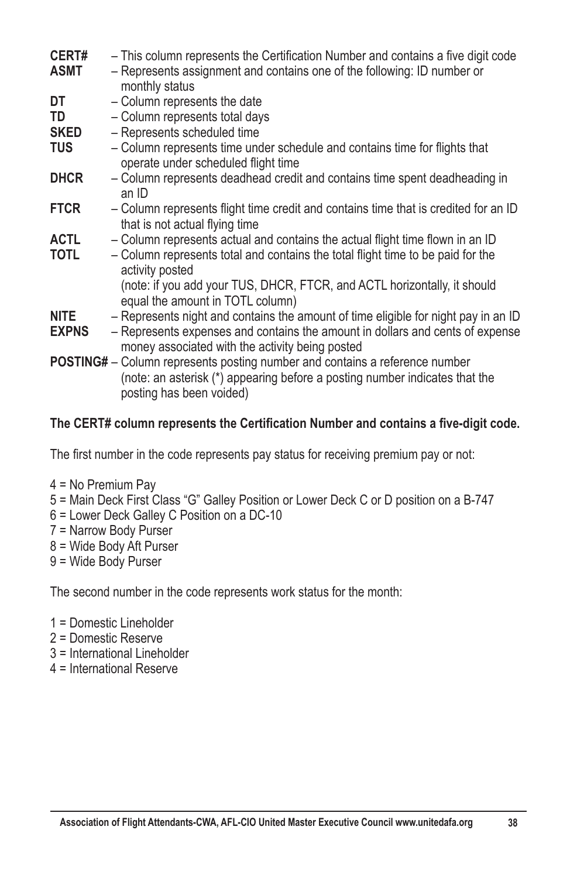**CERT#** – This column represents the Certification Number and contains a five digit code

**ASMT** – Represents assignment and contains one of the following: ID number or monthly status

**DT** – Column represents the date

**TD** – Column represents total days

**SKED** – Represents scheduled time

**TUS** – Column represents time under schedule and contains time for flights that operate under scheduled flight time

**DHCR** – Column represents deadhead credit and contains time spent deadheading in an ID

**FTCR** – Column represents flight time credit and contains time that is credited for an ID that is not actual flying time

**ACTL** – Column represents actual and contains the actual flight time flown in an ID

**TOTL** – Column represents total and contains the total flight time to be paid for the activity posted
(note: if you add your TUS, DHCR, FTCR, and ACTL horizontally, it should equal the amount in TOTL column)

**NITE** – Represents night and contains the amount of time eligible for night pay in an ID

**EXPNS** – Represents expenses and contains the amount in dollars and cents of expense money associated with the activity being posted

**POSTING#** – Column represents posting number and contains a reference number
(note: an asterisk (*) appearing before a posting number indicates that the posting has been voided)

**The CERT# column represents the Certification Number and contains a five-digit code.**

The first number in the code represents pay status for receiving premium pay or not:

- 4 = No Premium Pay
- 5 = Main Deck First Class "G" Galley Position or Lower Deck C or D position on a B-747
- 6 = Lower Deck Galley C Position on a DC-10
- 7 = Narrow Body Purser
- 8 = Wide Body Aft Purser
- 9 = Wide Body Purser

The second number in the code represents work status for the month:

- 1 = Domestic Lineholder
- 2 = Domestic Reserve
- 3 = International Lineholder
- 4 = International Reserve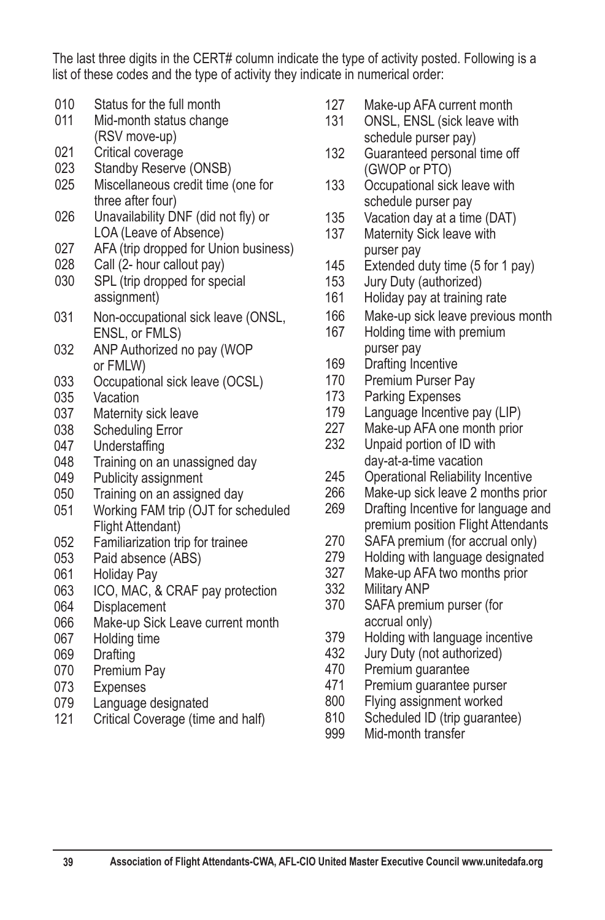The last three digits in the CERT# column indicate the type of activity posted. Following is a list of these codes and the type of activity they indicate in numerical order:

| Code | Activity |
|---|---|
| 010 | Status for the full month |
| 011 | Mid-month status change (RSV move-up) |
| 021 | Critical coverage |
| 023 | Standby Reserve (ONSB) |
| 025 | Miscellaneous credit time (one for three after four) |
| 026 | Unavailability DNF (did not fly) or LOA (Leave of Absence) |
| 027 | AFA (trip dropped for Union business) |
| 028 | Call (2- hour callout pay) |
| 030 | SPL (trip dropped for special assignment) |
| 031 | Non-occupational sick leave (ONSL, ENSL, or FMLS) |
| 032 | ANP Authorized no pay (WOP or FMLW) |
| 033 | Occupational sick leave (OCSL) |
| 035 | Vacation |
| 037 | Maternity sick leave |
| 038 | Scheduling Error |
| 047 | Understaffing |
| 048 | Training on an unassigned day |
| 049 | Publicity assignment |
| 050 | Training on an assigned day |
| 051 | Working FAM trip (OJT for scheduled Flight Attendant) |
| 052 | Familiarization trip for trainee |
| 053 | Paid absence (ABS) |
| 061 | Holiday Pay |
| 063 | ICO, MAC, & CRAF pay protection |
| 064 | Displacement |
| 066 | Make-up Sick Leave current month |
| 067 | Holding time |
| 069 | Drafting |
| 070 | Premium Pay |
| 073 | Expenses |
| 079 | Language designated |
| 121 | Critical Coverage (time and half) |
| 127 | Make-up AFA current month |
| 131 | ONSL, ENSL (sick leave with schedule purser pay) |
| 132 | Guaranteed personal time off (GWOP or PTO) |
| 133 | Occupational sick leave with schedule purser pay |
| 135 | Vacation day at a time (DAT) |
| 137 | Maternity Sick leave with purser pay |
| 145 | Extended duty time (5 for 1 pay) |
| 153 | Jury Duty (authorized) |
| 161 | Holiday pay at training rate |
| 166 | Make-up sick leave previous month |
| 167 | Holding time with premium purser pay |
| 169 | Drafting Incentive |
| 170 | Premium Purser Pay |
| 173 | Parking Expenses |
| 179 | Language Incentive pay (LIP) |
| 227 | Make-up AFA one month prior |
| 232 | Unpaid portion of ID with day-at-a-time vacation |
| 245 | Operational Reliability Incentive |
| 266 | Make-up sick leave 2 months prior |
| 269 | Drafting Incentive for language and premium position Flight Attendants |
| 270 | SAFA premium (for accrual only) |
| 279 | Holding with language designated |
| 327 | Make-up AFA two months prior |
| 332 | Military ANP |
| 370 | SAFA premium purser (for accrual only) |
| 379 | Holding with language incentive |
| 432 | Jury Duty (not authorized) |
| 470 | Premium guarantee |
| 471 | Premium guarantee purser |
| 800 | Flying assignment worked |
| 810 | Scheduled ID (trip guarantee) |
| 999 | Mid-month transfer |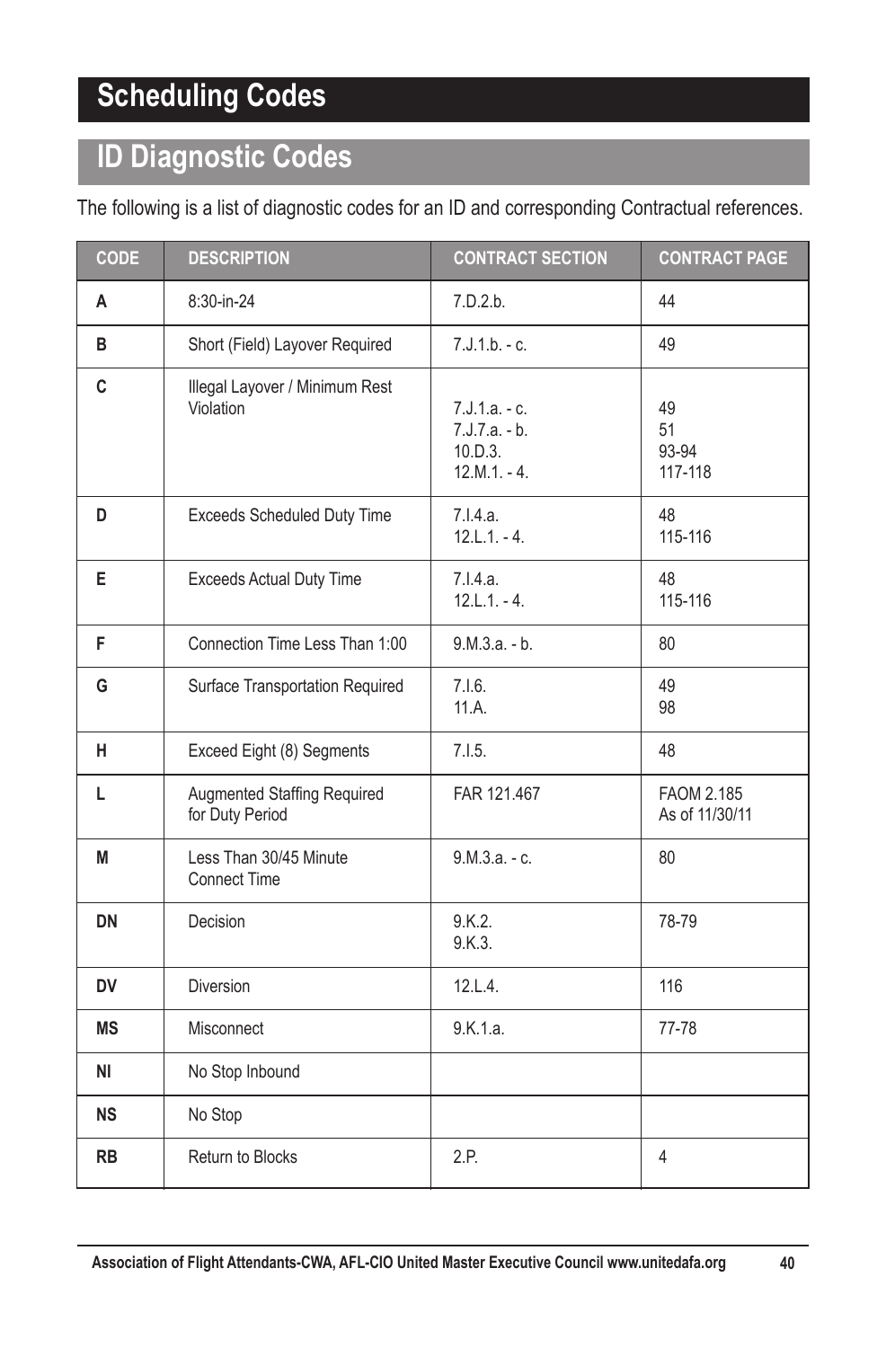# Scheduling Codes

## ID Diagnostic Codes

The following is a list of diagnostic codes for an ID and corresponding Contractual references.

| CODE | DESCRIPTION | CONTRACT SECTION | CONTRACT PAGE |
|---|---|---|---|
| **A** | 8:30-in-24 | 7.D.2.b. | 44 |
| **B** | Short (Field) Layover Required | 7.J.1.b. - c. | 49 |
| **C** | Illegal Layover / Minimum Rest Violation | 7.J.1.a. - c.<br>7.J.7.a. - b.<br>10.D.3.<br>12.M.1. - 4. | 49<br>51<br>93-94<br>117-118 |
| **D** | Exceeds Scheduled Duty Time | 7.I.4.a.<br>12.L.1. - 4. | 48<br>115-116 |
| **E** | Exceeds Actual Duty Time | 7.I.4.a.<br>12.L.1. - 4. | 48<br>115-116 |
| **F** | Connection Time Less Than 1:00 | 9.M.3.a. - b. | 80 |
| **G** | Surface Transportation Required | 7.I.6.<br>11.A. | 49<br>98 |
| **H** | Exceed Eight (8) Segments | 7.I.5. | 48 |
| **L** | Augmented Staffing Required for Duty Period | FAR 121.467 | FAOM 2.185<br>As of 11/30/11 |
| **M** | Less Than 30/45 Minute Connect Time | 9.M.3.a. - c. | 80 |
| **DN** | Decision | 9.K.2.<br>9.K.3. | 78-79 |
| **DV** | Diversion | 12.L.4. | 116 |
| **MS** | Misconnect | 9.K.1.a. | 77-78 |
| **NI** | No Stop Inbound | | |
| **NS** | No Stop | | |
| **RB** | Return to Blocks | 2.P. | 4 |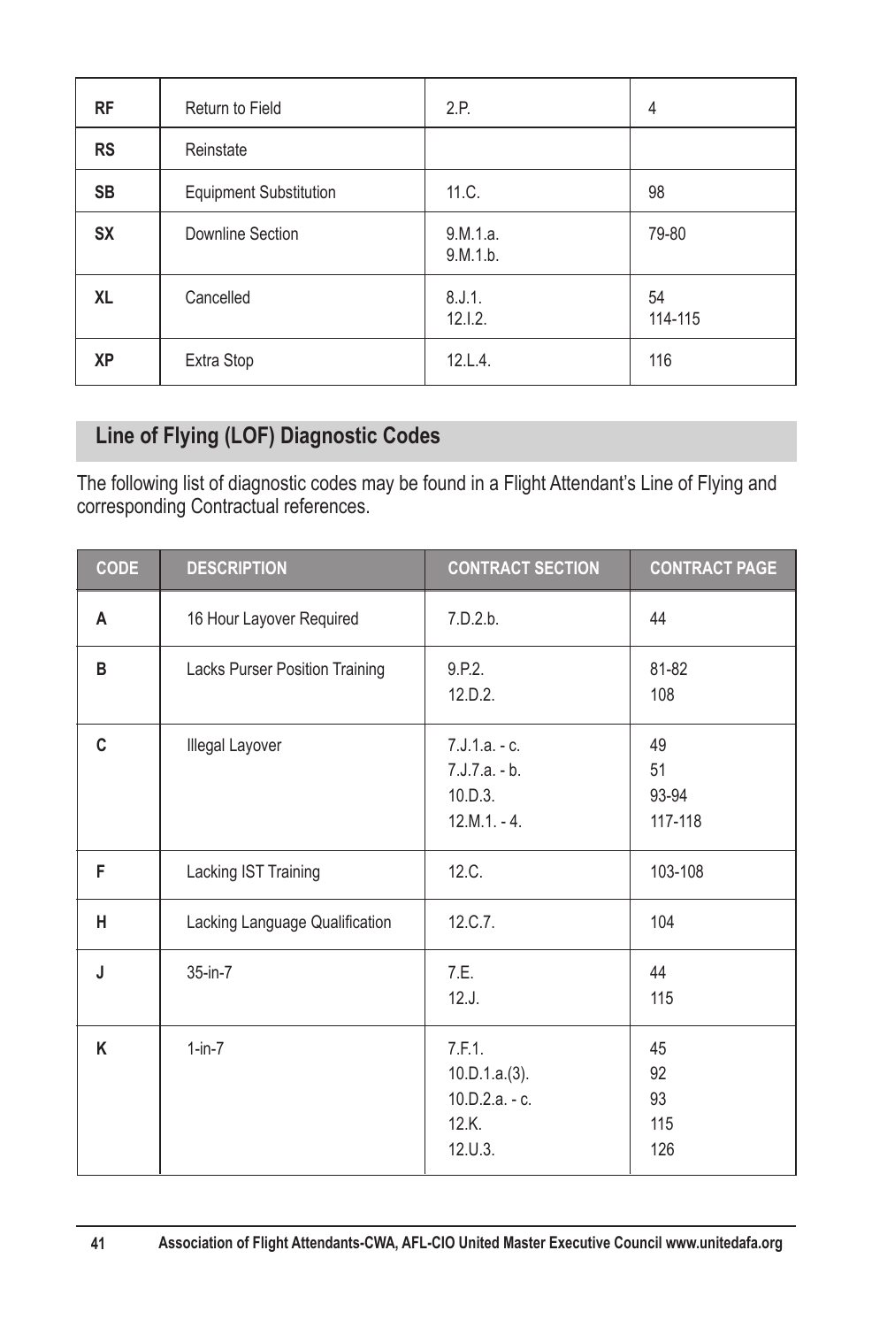| | | | |
|---|---|---|---|
| **RF** | Return to Field | 2.P. | 4 |
| **RS** | Reinstate | | |
| **SB** | Equipment Substitution | 11.C. | 98 |
| **SX** | Downline Section | 9.M.1.a.<br>9.M.1.b. | 79-80 |
| **XL** | Cancelled | 8.J.1.<br>12.I.2. | 54<br>114-115 |
| **XP** | Extra Stop | 12.L.4. | 116 |

## Line of Flying (LOF) Diagnostic Codes

The following list of diagnostic codes may be found in a Flight Attendant's Line of Flying and corresponding Contractual references.

| CODE | DESCRIPTION | CONTRACT SECTION | CONTRACT PAGE |
|---|---|---|---|
| **A** | 16 Hour Layover Required | 7.D.2.b. | 44 |
| **B** | Lacks Purser Position Training | 9.P.2.<br>12.D.2. | 81-82<br>108 |
| **C** | Illegal Layover | 7.J.1.a. - c.<br>7.J.7.a. - b.<br>10.D.3.<br>12.M.1. - 4. | 49<br>51<br>93-94<br>117-118 |
| **F** | Lacking IST Training | 12.C. | 103-108 |
| **H** | Lacking Language Qualification | 12.C.7. | 104 |
| **J** | 35-in-7 | 7.E.<br>12.J. | 44<br>115 |
| **K** | 1-in-7 | 7.F.1.<br>10.D.1.a.(3).<br>10.D.2.a. - c.<br>12.K.<br>12.U.3. | 45<br>92<br>93<br>115<br>126 |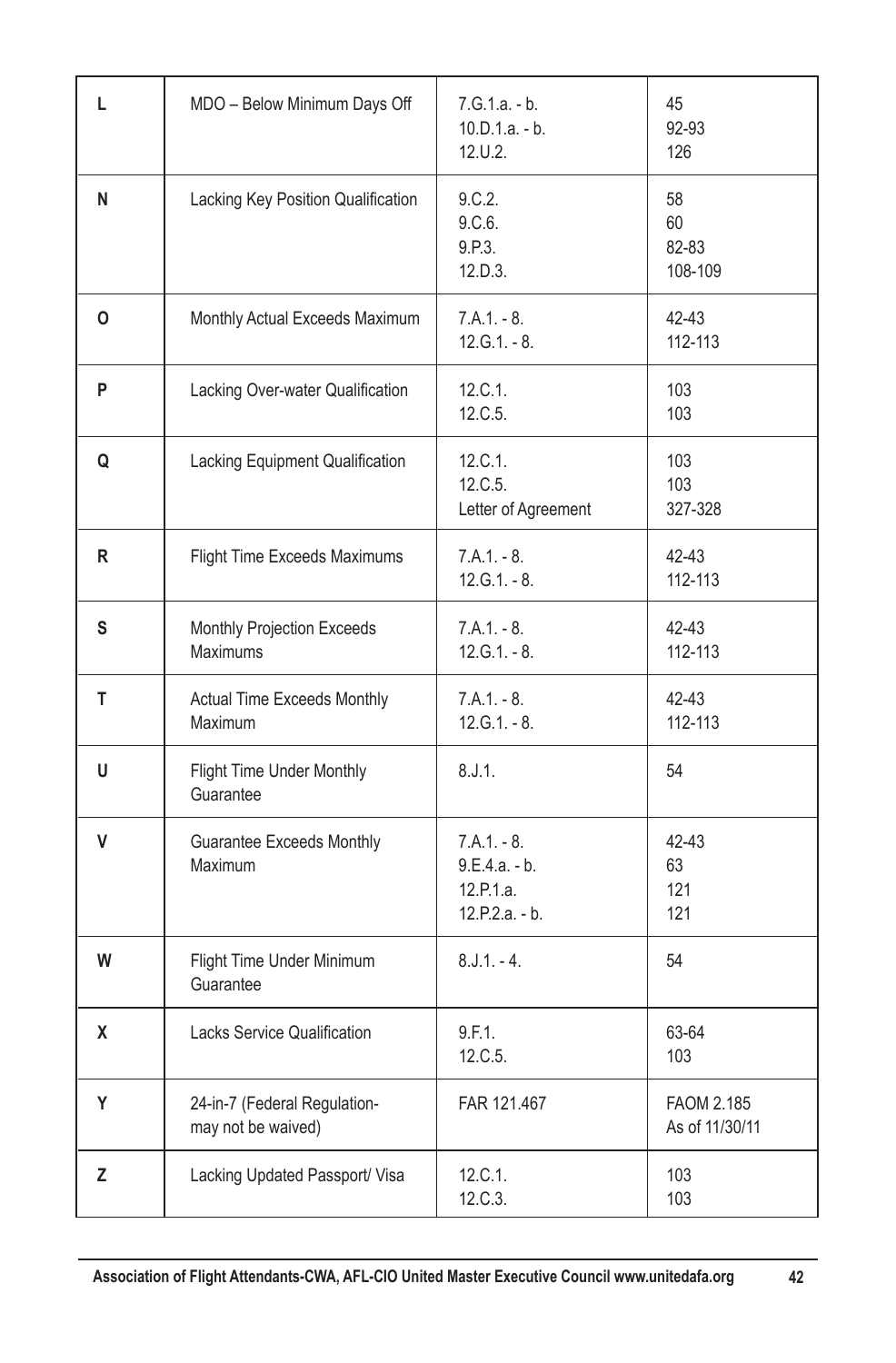| | | | |
|---|---|---|---|
| L | MDO – Below Minimum Days Off | 7.G.1.a. - b.<br>10.D.1.a. - b.<br>12.U.2. | 45<br>92-93<br>126 |
| N | Lacking Key Position Qualification | 9.C.2.<br>9.C.6.<br>9.P.3.<br>12.D.3. | 58<br>60<br>82-83<br>108-109 |
| O | Monthly Actual Exceeds Maximum | 7.A.1. - 8.<br>12.G.1. - 8. | 42-43<br>112-113 |
| P | Lacking Over-water Qualification | 12.C.1.<br>12.C.5. | 103<br>103 |
| Q | Lacking Equipment Qualification | 12.C.1.<br>12.C.5.<br>Letter of Agreement | 103<br>103<br>327-328 |
| R | Flight Time Exceeds Maximums | 7.A.1. - 8.<br>12.G.1. - 8. | 42-43<br>112-113 |
| S | Monthly Projection Exceeds Maximums | 7.A.1. - 8.<br>12.G.1. - 8. | 42-43<br>112-113 |
| T | Actual Time Exceeds Monthly Maximum | 7.A.1. - 8.<br>12.G.1. - 8. | 42-43<br>112-113 |
| U | Flight Time Under Monthly Guarantee | 8.J.1. | 54 |
| V | Guarantee Exceeds Monthly Maximum | 7.A.1. - 8.<br>9.E.4.a. - b.<br>12.P.1.a.<br>12.P.2.a. - b. | 42-43<br>63<br>121<br>121 |
| W | Flight Time Under Minimum Guarantee | 8.J.1. - 4. | 54 |
| X | Lacks Service Qualification | 9.F.1.<br>12.C.5. | 63-64<br>103 |
| Y | 24-in-7 (Federal Regulation- may not be waived) | FAR 121.467 | FAOM 2.185<br>As of 11/30/11 |
| Z | Lacking Updated Passport/ Visa | 12.C.1.<br>12.C.3. | 103<br>103 |

Association of Flight Attendants-CWA, AFL-CIO United Master Executive Council www.unitedafa.org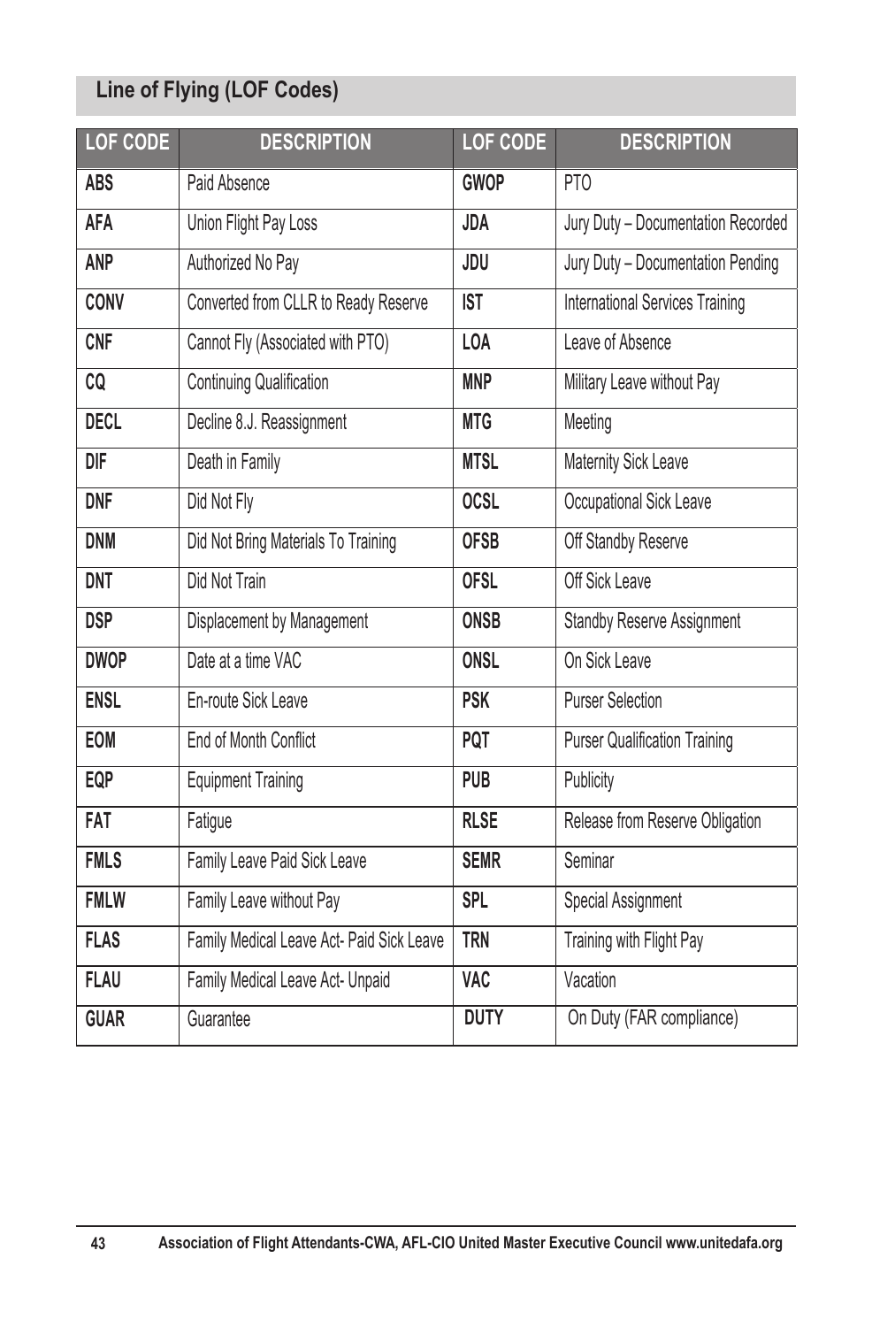## Line of Flying (LOF Codes)

| LOF CODE | DESCRIPTION | LOF CODE | DESCRIPTION |
|---|---|---|---|
| **ABS** | Paid Absence | **GWOP** | PTO |
| **AFA** | Union Flight Pay Loss | **JDA** | Jury Duty – Documentation Recorded |
| **ANP** | Authorized No Pay | **JDU** | Jury Duty – Documentation Pending |
| **CONV** | Converted from CLLR to Ready Reserve | **IST** | International Services Training |
| **CNF** | Cannot Fly (Associated with PTO) | **LOA** | Leave of Absence |
| **CQ** | Continuing Qualification | **MNP** | Military Leave without Pay |
| **DECL** | Decline 8.J. Reassignment | **MTG** | Meeting |
| **DIF** | Death in Family | **MTSL** | Maternity Sick Leave |
| **DNF** | Did Not Fly | **OCSL** | Occupational Sick Leave |
| **DNM** | Did Not Bring Materials To Training | **OFSB** | Off Standby Reserve |
| **DNT** | Did Not Train | **OFSL** | Off Sick Leave |
| **DSP** | Displacement by Management | **ONSB** | Standby Reserve Assignment |
| **DWOP** | Date at a time VAC | **ONSL** | On Sick Leave |
| **ENSL** | En-route Sick Leave | **PSK** | Purser Selection |
| **EOM** | End of Month Conflict | **PQT** | Purser Qualification Training |
| **EQP** | Equipment Training | **PUB** | Publicity |
| **FAT** | Fatigue | **RLSE** | Release from Reserve Obligation |
| **FMLS** | Family Leave Paid Sick Leave | **SEMR** | Seminar |
| **FMLW** | Family Leave without Pay | **SPL** | Special Assignment |
| **FLAS** | Family Medical Leave Act- Paid Sick Leave | **TRN** | Training with Flight Pay |
| **FLAU** | Family Medical Leave Act- Unpaid | **VAC** | Vacation |
| **GUAR** | Guarantee | **DUTY** | On Duty (FAR compliance) |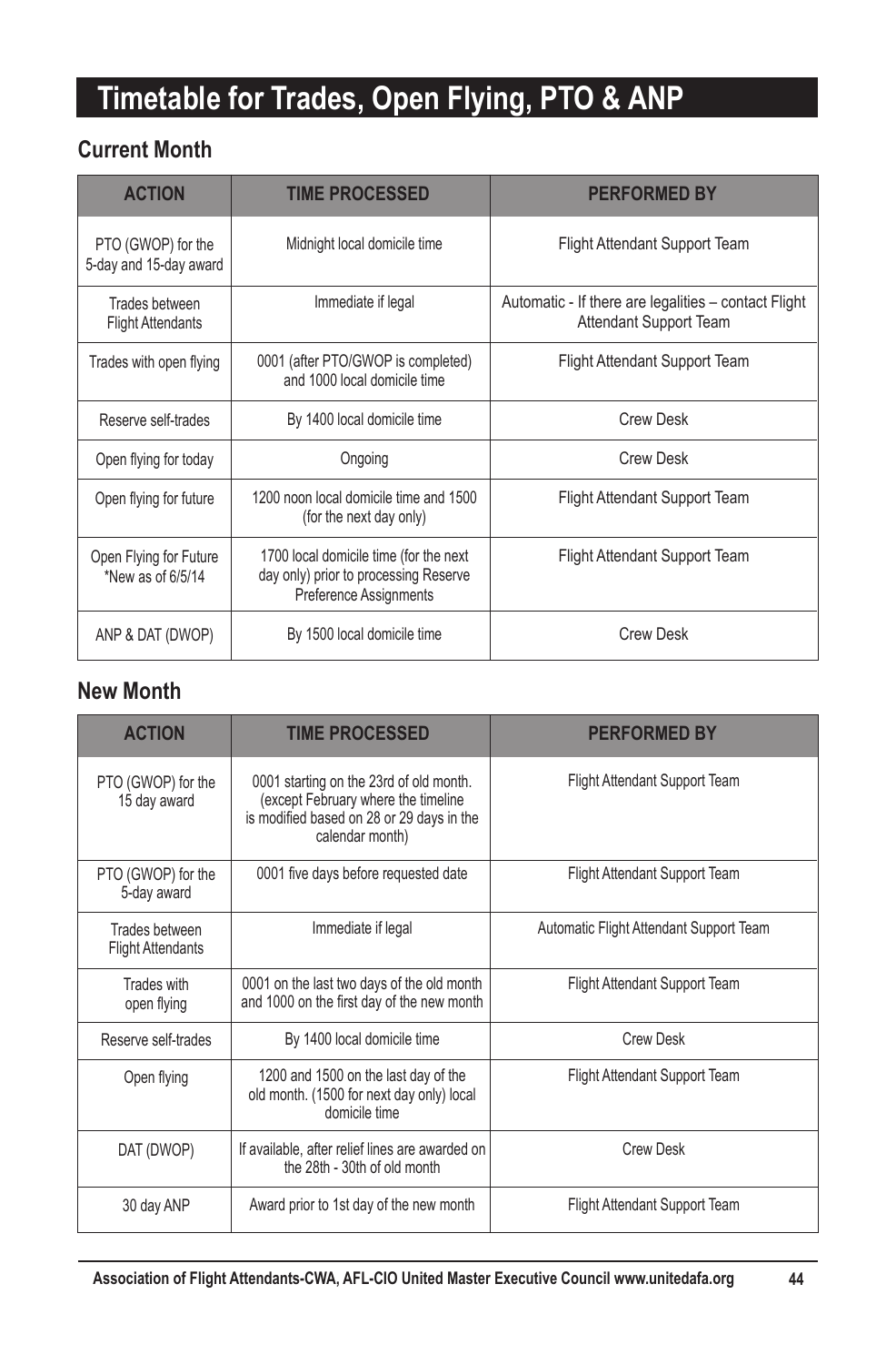# Timetable for Trades, Open Flying, PTO & ANP

## Current Month

| ACTION | TIME PROCESSED | PERFORMED BY |
|---|---|---|
| PTO (GWOP) for the 5-day and 15-day award | Midnight local domicile time | Flight Attendant Support Team |
| Trades between Flight Attendants | Immediate if legal | Automatic - If there are legalities – contact Flight Attendant Support Team |
| Trades with open flying | 0001 (after PTO/GWOP is completed) and 1000 local domicile time | Flight Attendant Support Team |
| Reserve self-trades | By 1400 local domicile time | Crew Desk |
| Open flying for today | Ongoing | Crew Desk |
| Open flying for future | 1200 noon local domicile time and 1500 (for the next day only) | Flight Attendant Support Team |
| Open Flying for Future *New as of 6/5/14 | 1700 local domicile time (for the next day only) prior to processing Reserve Preference Assignments | Flight Attendant Support Team |
| ANP & DAT (DWOP) | By 1500 local domicile time | Crew Desk |

## New Month

| ACTION | TIME PROCESSED | PERFORMED BY |
|---|---|---|
| PTO (GWOP) for the 15 day award | 0001 starting on the 23rd of old month. (except February where the timeline is modified based on 28 or 29 days in the calendar month) | Flight Attendant Support Team |
| PTO (GWOP) for the 5-day award | 0001 five days before requested date | Flight Attendant Support Team |
| Trades between Flight Attendants | Immediate if legal | Automatic Flight Attendant Support Team |
| Trades with open flying | 0001 on the last two days of the old month and 1000 on the first day of the new month | Flight Attendant Support Team |
| Reserve self-trades | By 1400 local domicile time | Crew Desk |
| Open flying | 1200 and 1500 on the last day of the old month. (1500 for next day only) local domicile time | Flight Attendant Support Team |
| DAT (DWOP) | If available, after relief lines are awarded on the 28th - 30th of old month | Crew Desk |
| 30 day ANP | Award prior to 1st day of the new month | Flight Attendant Support Team |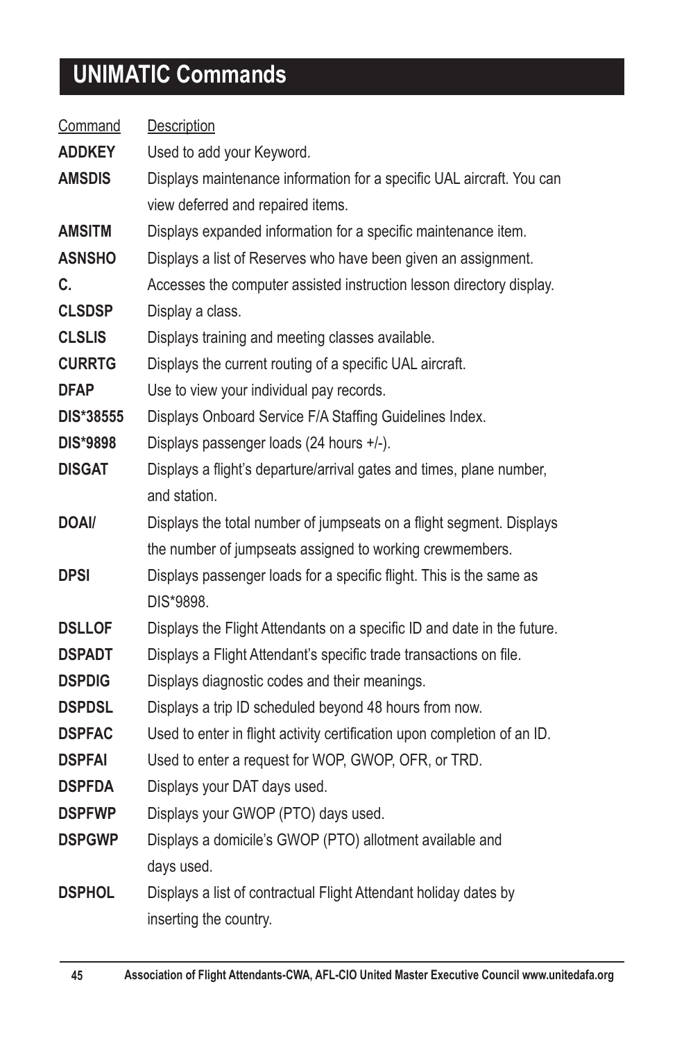# UNIMATIC Commands

| Command | Description |
|---|---|
| **ADDKEY** | Used to add your Keyword. |
| **AMSDIS** | Displays maintenance information for a specific UAL aircraft. You can view deferred and repaired items. |
| **AMSITM** | Displays expanded information for a specific maintenance item. |
| **ASNSHO** | Displays a list of Reserves who have been given an assignment. |
| **C.** | Accesses the computer assisted instruction lesson directory display. |
| **CLSDSP** | Display a class. |
| **CLSLIS** | Displays training and meeting classes available. |
| **CURRTG** | Displays the current routing of a specific UAL aircraft. |
| **DFAP** | Use to view your individual pay records. |
| **DIS*38555** | Displays Onboard Service F/A Staffing Guidelines Index. |
| **DIS*9898** | Displays passenger loads (24 hours +/-). |
| **DISGAT** | Displays a flight's departure/arrival gates and times, plane number, and station. |
| **DOAI/** | Displays the total number of jumpseats on a flight segment. Displays the number of jumpseats assigned to working crewmembers. |
| **DPSI** | Displays passenger loads for a specific flight. This is the same as DIS*9898. |
| **DSLLOF** | Displays the Flight Attendants on a specific ID and date in the future. |
| **DSPADT** | Displays a Flight Attendant's specific trade transactions on file. |
| **DSPDIG** | Displays diagnostic codes and their meanings. |
| **DSPDSL** | Displays a trip ID scheduled beyond 48 hours from now. |
| **DSPFAC** | Used to enter in flight activity certification upon completion of an ID. |
| **DSPFAI** | Used to enter a request for WOP, GWOP, OFR, or TRD. |
| **DSPFDA** | Displays your DAT days used. |
| **DSPFWP** | Displays your GWOP (PTO) days used. |
| **DSPGWP** | Displays a domicile's GWOP (PTO) allotment available and days used. |
| **DSPHOL** | Displays a list of contractual Flight Attendant holiday dates by inserting the country. |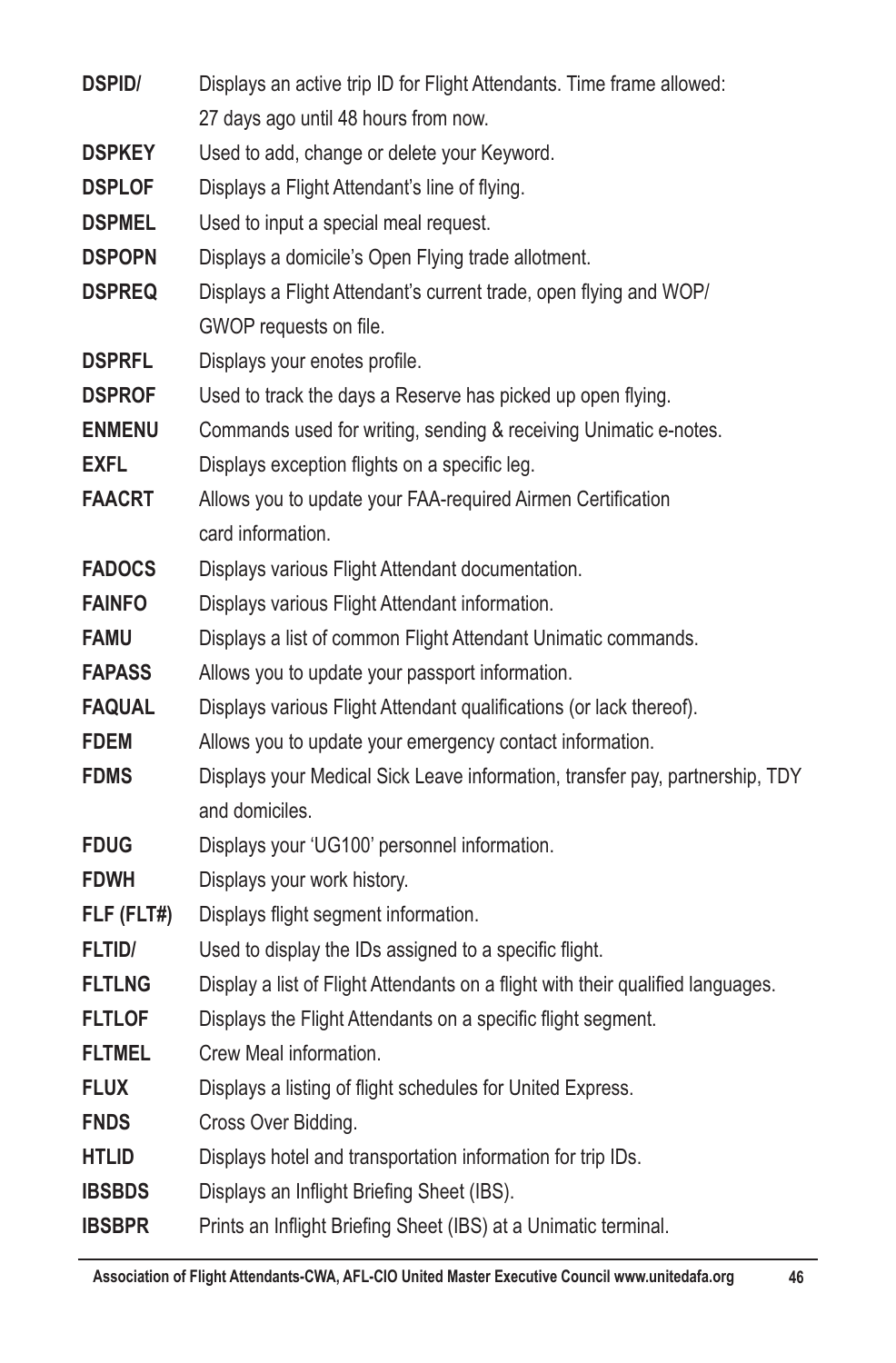| | |
|---|---|
| **DSPID/** | Displays an active trip ID for Flight Attendants. Time frame allowed: 27 days ago until 48 hours from now. |
| **DSPKEY** | Used to add, change or delete your Keyword. |
| **DSPLOF** | Displays a Flight Attendant's line of flying. |
| **DSPMEL** | Used to input a special meal request. |
| **DSPOPN** | Displays a domicile's Open Flying trade allotment. |
| **DSPREQ** | Displays a Flight Attendant's current trade, open flying and WOP/ GWOP requests on file. |
| **DSPRFL** | Displays your enotes profile. |
| **DSPROF** | Used to track the days a Reserve has picked up open flying. |
| **ENMENU** | Commands used for writing, sending & receiving Unimatic e-notes. |
| **EXFL** | Displays exception flights on a specific leg. |
| **FAACRT** | Allows you to update your FAA-required Airmen Certification card information. |
| **FADOCS** | Displays various Flight Attendant documentation. |
| **FAINFO** | Displays various Flight Attendant information. |
| **FAMU** | Displays a list of common Flight Attendant Unimatic commands. |
| **FAPASS** | Allows you to update your passport information. |
| **FAQUAL** | Displays various Flight Attendant qualifications (or lack thereof). |
| **FDEM** | Allows you to update your emergency contact information. |
| **FDMS** | Displays your Medical Sick Leave information, transfer pay, partnership, TDY and domiciles. |
| **FDUG** | Displays your 'UG100' personnel information. |
| **FDWH** | Displays your work history. |
| **FLF (FLT#)** | Displays flight segment information. |
| **FLTID/** | Used to display the IDs assigned to a specific flight. |
| **FLTLNG** | Display a list of Flight Attendants on a flight with their qualified languages. |
| **FLTLOF** | Displays the Flight Attendants on a specific flight segment. |
| **FLTMEL** | Crew Meal information. |
| **FLUX** | Displays a listing of flight schedules for United Express. |
| **FNDS** | Cross Over Bidding. |
| **HTLID** | Displays hotel and transportation information for trip IDs. |
| **IBSBDS** | Displays an Inflight Briefing Sheet (IBS). |
| **IBSBPR** | Prints an Inflight Briefing Sheet (IBS) at a Unimatic terminal. |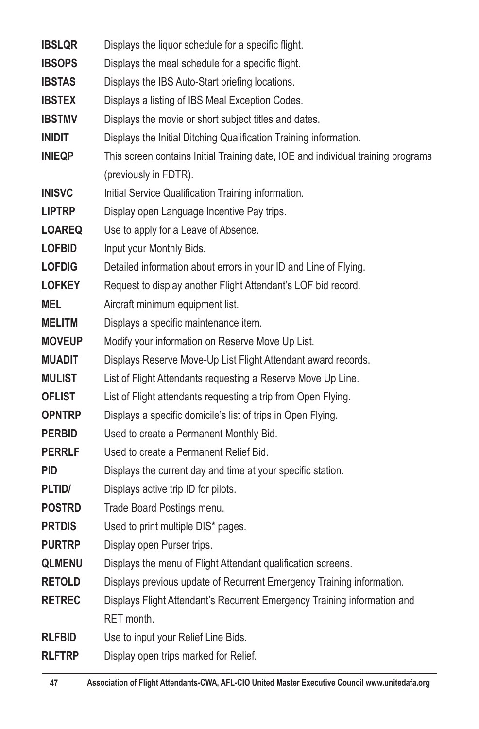| | |
|---|---|
| **IBSLQR** | Displays the liquor schedule for a specific flight. |
| **IBSOPS** | Displays the meal schedule for a specific flight. |
| **IBSTAS** | Displays the IBS Auto-Start briefing locations. |
| **IBSTEX** | Displays a listing of IBS Meal Exception Codes. |
| **IBSTMV** | Displays the movie or short subject titles and dates. |
| **INIDIT** | Displays the Initial Ditching Qualification Training information. |
| **INIEQP** | This screen contains Initial Training date, IOE and individual training programs (previously in FDTR). |
| **INISVC** | Initial Service Qualification Training information. |
| **LIPTRP** | Display open Language Incentive Pay trips. |
| **LOAREQ** | Use to apply for a Leave of Absence. |
| **LOFBID** | Input your Monthly Bids. |
| **LOFDIG** | Detailed information about errors in your ID and Line of Flying. |
| **LOFKEY** | Request to display another Flight Attendant's LOF bid record. |
| **MEL** | Aircraft minimum equipment list. |
| **MELITM** | Displays a specific maintenance item. |
| **MOVEUP** | Modify your information on Reserve Move Up List. |
| **MUADIT** | Displays Reserve Move-Up List Flight Attendant award records. |
| **MULIST** | List of Flight Attendants requesting a Reserve Move Up Line. |
| **OFLIST** | List of Flight attendants requesting a trip from Open Flying. |
| **OPNTRP** | Displays a specific domicile's list of trips in Open Flying. |
| **PERBID** | Used to create a Permanent Monthly Bid. |
| **PERRLF** | Used to create a Permanent Relief Bid. |
| **PID** | Displays the current day and time at your specific station. |
| **PLTID/** | Displays active trip ID for pilots. |
| **POSTRD** | Trade Board Postings menu. |
| **PRTDIS** | Used to print multiple DIS* pages. |
| **PURTRP** | Display open Purser trips. |
| **QLMENU** | Displays the menu of Flight Attendant qualification screens. |
| **RETOLD** | Displays previous update of Recurrent Emergency Training information. |
| **RETREC** | Displays Flight Attendant's Recurrent Emergency Training information and RET month. |
| **RLFBID** | Use to input your Relief Line Bids. |
| **RLFTRP** | Display open trips marked for Relief. |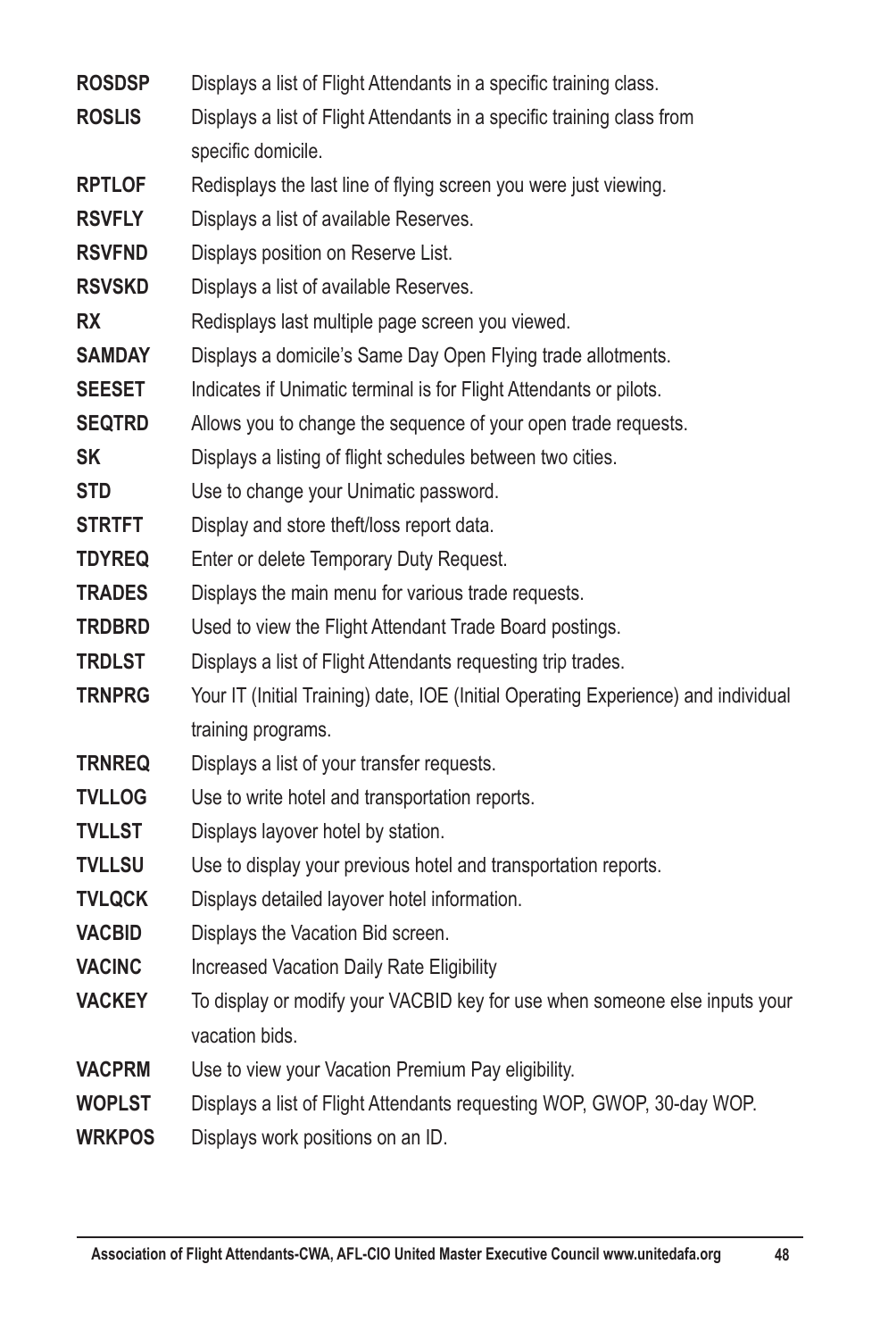**ROSDSP** Displays a list of Flight Attendants in a specific training class.

**ROSLIS** Displays a list of Flight Attendants in a specific training class from specific domicile.

**RPTLOF** Redisplays the last line of flying screen you were just viewing.

**RSVFLY** Displays a list of available Reserves.

**RSVFND** Displays position on Reserve List.

**RSVSKD** Displays a list of available Reserves.

**RX** Redisplays last multiple page screen you viewed.

**SAMDAY** Displays a domicile's Same Day Open Flying trade allotments.

**SEESET** Indicates if Unimatic terminal is for Flight Attendants or pilots.

**SEQTRD** Allows you to change the sequence of your open trade requests.

**SK** Displays a listing of flight schedules between two cities.

**STD** Use to change your Unimatic password.

**STRTFT** Display and store theft/loss report data.

**TDYREQ** Enter or delete Temporary Duty Request.

**TRADES** Displays the main menu for various trade requests.

**TRDBRD** Used to view the Flight Attendant Trade Board postings.

**TRDLST** Displays a list of Flight Attendants requesting trip trades.

**TRNPRG** Your IT (Initial Training) date, IOE (Initial Operating Experience) and individual training programs.

**TRNREQ** Displays a list of your transfer requests.

**TVLLOG** Use to write hotel and transportation reports.

**TVLLST** Displays layover hotel by station.

**TVLLSU** Use to display your previous hotel and transportation reports.

**TVLQCK** Displays detailed layover hotel information.

**VACBID** Displays the Vacation Bid screen.

**VACINC** Increased Vacation Daily Rate Eligibility

**VACKEY** To display or modify your VACBID key for use when someone else inputs your vacation bids.

**VACPRM** Use to view your Vacation Premium Pay eligibility.

**WOPLST** Displays a list of Flight Attendants requesting WOP, GWOP, 30-day WOP.

**WRKPOS** Displays work positions on an ID.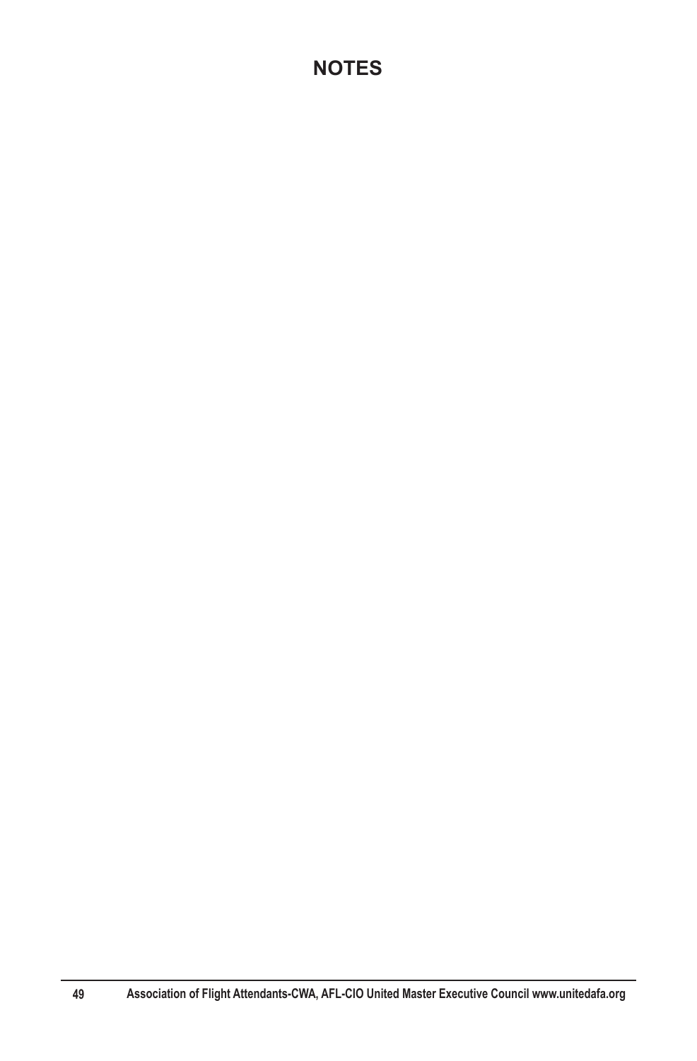## NOTES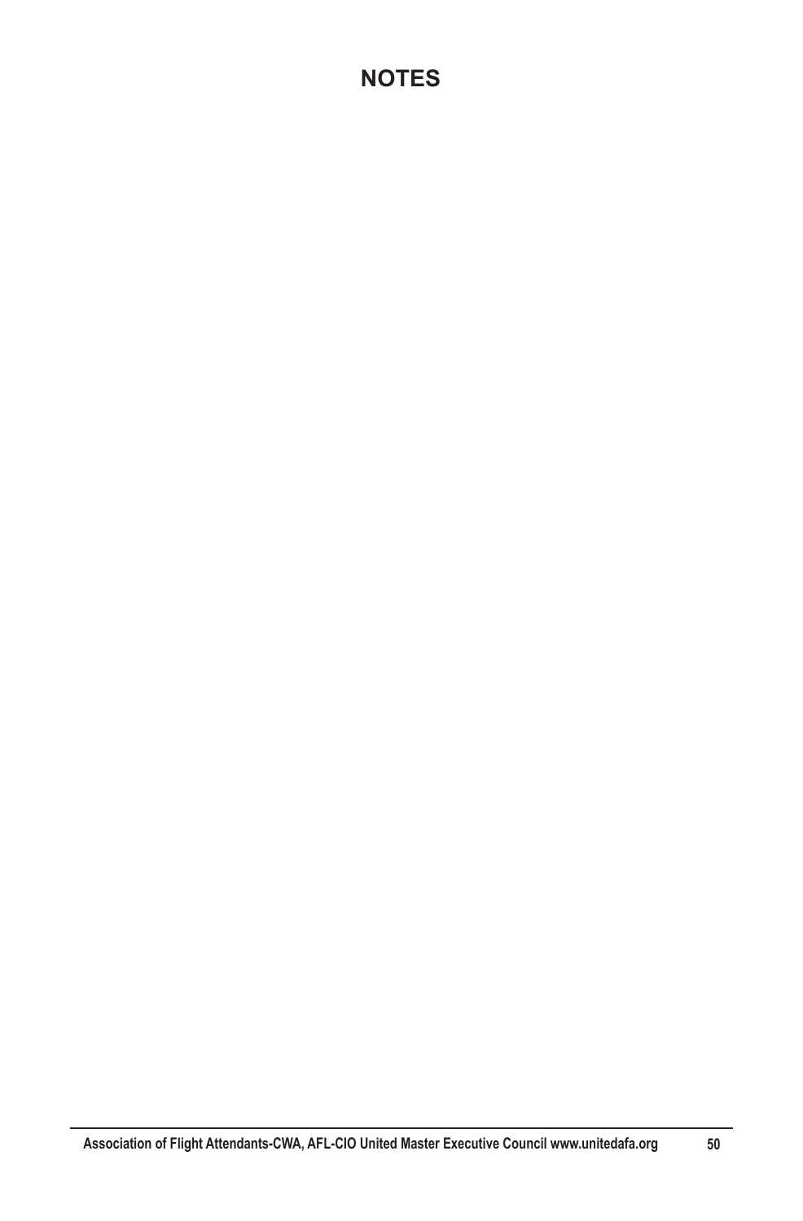# NOTES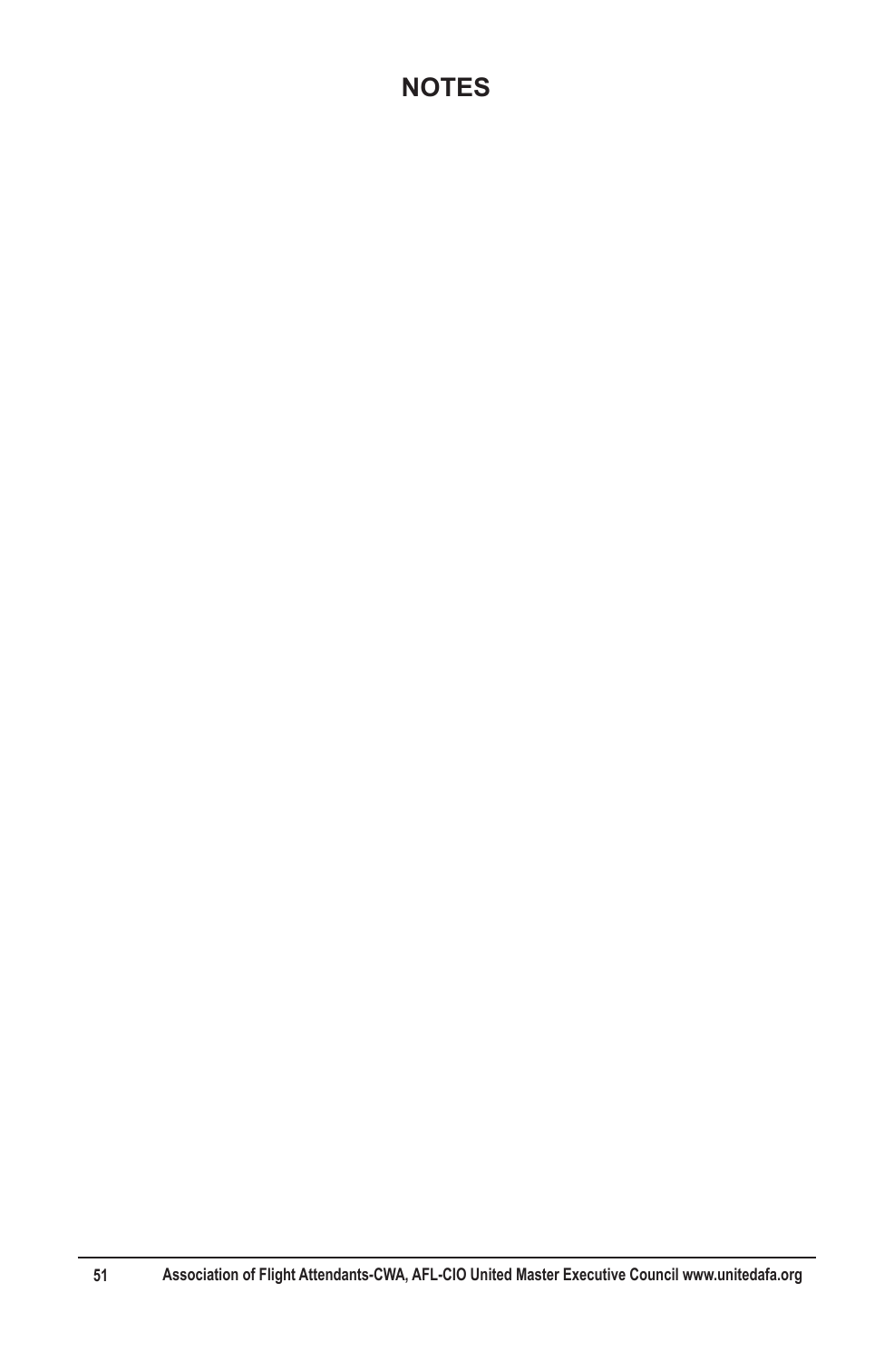# NOTES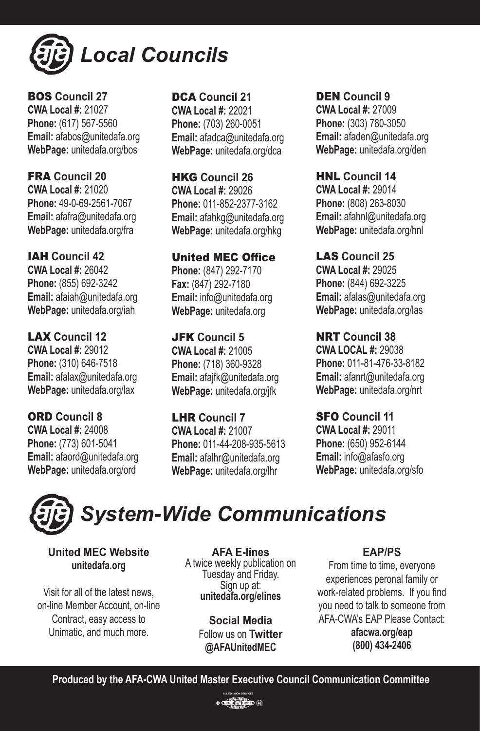# Local Councils

**BOS Council 27**
**CWA Local #:** 21027
**Phone:** (617) 567-5560
**Email:** afabos@unitedafa.org
**WebPage:** unitedafa.org/bos

**FRA Council 20**
**CWA Local #:** 21020
**Phone:** 49-0-69-2561-7067
**Email:** afafra@unitedafa.org
**WebPage:** unitedafa.org/fra

**IAH Council 42**
**CWA Local #:** 26042
**Phone:** (855) 692-3242
**Email:** afaiah@unitedafa.org
**WebPage:** unitedafa.org/iah

**LAX Council 12**
**CWA Local #:** 29012
**Phone:** (310) 646-7518
**Email:** afalax@unitedafa.org
**WebPage:** unitedafa.org/lax

**ORD Council 8**
**CWA Local #:** 24008
**Phone:** (773) 601-5041
**Email:** afaord@unitedafa.org
**WebPage:** unitedafa.org/ord

**DCA Council 21**
**CWA Local #:** 22021
**Phone:** (703) 260-0051
**Email:** afadca@unitedafa.org
**WebPage:** unitedafa.org/dca

**HKG Council 26**
**CWA Local #:** 29026
**Phone:** 011-852-2377-3162
**Email:** afahkg@unitedafa.org
**WebPage:** unitedafa.org/hkg

**United MEC Office**
**Phone:** (847) 292-7170
**Fax:** (847) 292-7180
**Email:** info@unitedafa.org
**WebPage:** unitedafa.org

**JFK Council 5**
**CWA Local #:** 21005
**Phone:** (718) 360-9328
**Email:** afajfk@unitedafa.org
**WebPage:** unitedafa.org/jfk

**LHR Council 7**
**CWA Local #:** 21007
**Phone:** 011-44-208-935-5613
**Email:** afalhr@unitedafa.org
**WebPage:** unitedafa.org/lhr

**DEN Council 9**
**CWA Local #:** 27009
**Phone:** (303) 780-3050
**Email:** afaden@unitedafa.org
**WebPage:** unitedafa.org/den

**HNL Council 14**
**CWA Local #:** 29014
**Phone:** (808) 263-8030
**Email:** afahnl@unitedafa.org
**WebPage:** unitedafa.org/hnl

**LAS Council 25**
**CWA Local #:** 29025
**Phone:** (844) 692-3225
**Email:** afalas@unitedafa.org
**WebPage:** unitedafa.org/las

**NRT Council 38**
**CWA LOCAL #:** 29038
**Phone:** 011-81-476-33-8182
**Email:** afanrt@unitedafa.org
**WebPage:** unitedafa.org/nrt

**SFO Council 11**
**CWA Local #:** 29011
**Phone:** (650) 952-6144
**Email:** info@afasfo.org
**WebPage:** unitedafa.org/sfo

# System-Wide Communications

**United MEC Website**
**unitedafa.org**

Visit for all of the latest news, on-line Member Account, on-line Contract, easy access to Unimatic, and much more.

**AFA E-lines**
A twice weekly publication on Tuesday and Friday.
Sign up at:
**unitedafa.org/elines**

**Social Media**
Follow us on **Twitter**
**@AFAUnitedMEC**

**EAP/PS**
From time to time, everyone experiences peronal family or work-related problems. If you find you need to talk to someone from AFA-CWA's EAP Please Contact:
**afacwa.org/eap**
**(800) 434-2406**

**Produced by the AFA-CWA United Master Executive Council Communication Committee**